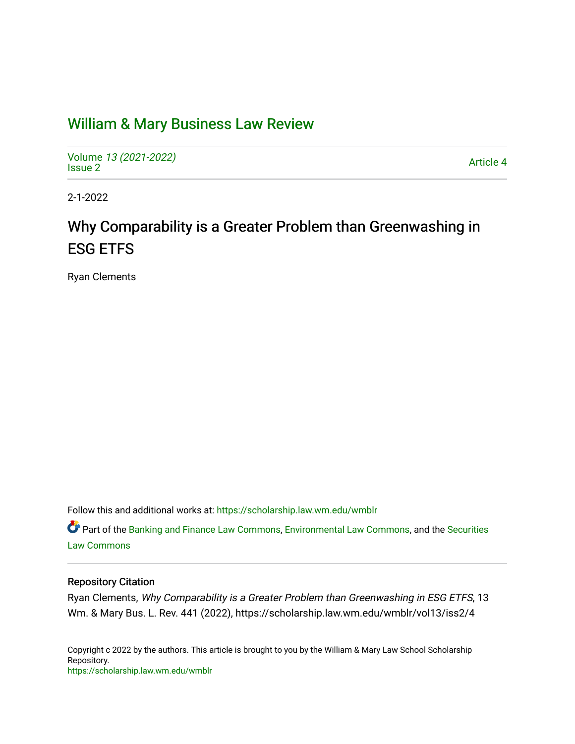# William & Mary Business Law Review

Volume *13 (2021-2022)*
Issue 2

Article 4

2-1-2022

## Why Comparability is a Greater Problem than Greenwashing in ESG ETFS

Ryan Clements

Follow this and additional works at: https://scholarship.law.wm.edu/wmblr

Part of the Banking and Finance Law Commons, Environmental Law Commons, and the Securities Law Commons

### Repository Citation

Ryan Clements, *Why Comparability is a Greater Problem than Greenwashing in ESG ETFS*, 13 Wm. & Mary Bus. L. Rev. 441 (2022), https://scholarship.law.wm.edu/wmblr/vol13/iss2/4

Copyright c 2022 by the authors. This article is brought to you by the William & Mary Law School Scholarship Repository.
https://scholarship.law.wm.edu/wmblr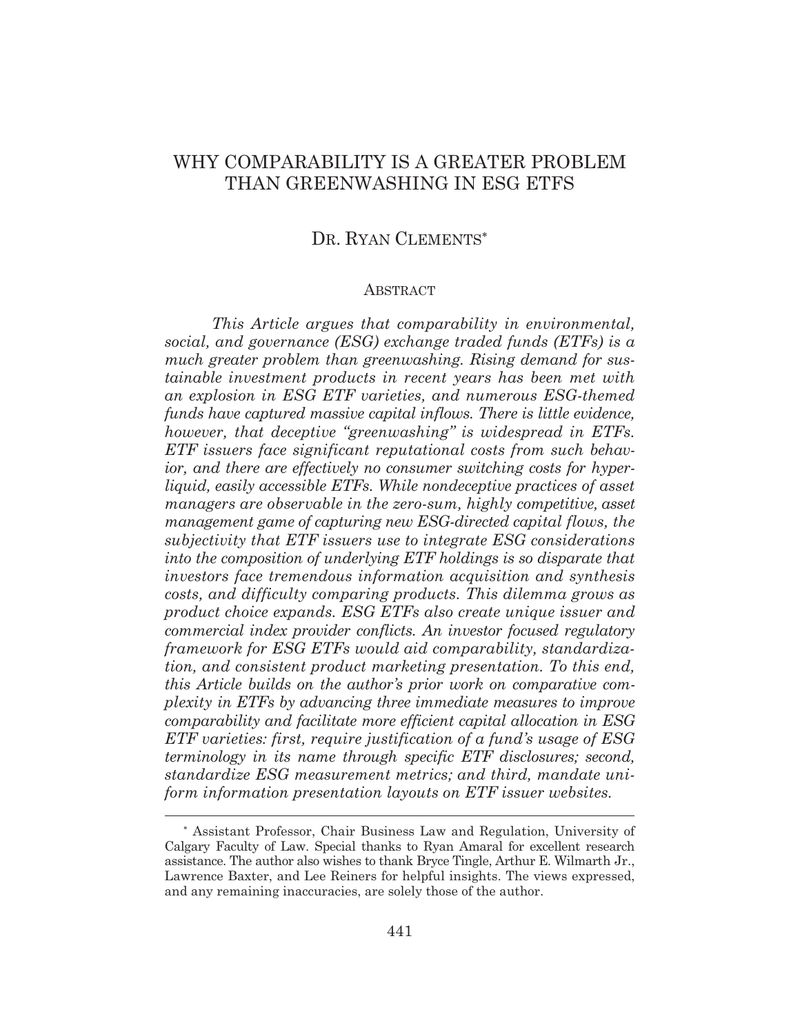# WHY COMPARABILITY IS A GREATER PROBLEM THAN GREENWASHING IN ESG ETFS

DR. RYAN CLEMENTS*

## ABSTRACT

*This Article argues that comparability in environmental, social, and governance (ESG) exchange traded funds (ETFs) is a much greater problem than greenwashing. Rising demand for sustainable investment products in recent years has been met with an explosion in ESG ETF varieties, and numerous ESG-themed funds have captured massive capital inflows. There is little evidence, however, that deceptive "greenwashing" is widespread in ETFs. ETF issuers face significant reputational costs from such behavior, and there are effectively no consumer switching costs for hyper-liquid, easily accessible ETFs. While nondeceptive practices of asset managers are observable in the zero-sum, highly competitive, asset management game of capturing new ESG-directed capital flows, the subjectivity that ETF issuers use to integrate ESG considerations into the composition of underlying ETF holdings is so disparate that investors face tremendous information acquisition and synthesis costs, and difficulty comparing products. This dilemma grows as product choice expands. ESG ETFs also create unique issuer and commercial index provider conflicts. An investor focused regulatory framework for ESG ETFs would aid comparability, standardization, and consistent product marketing presentation. To this end, this Article builds on the author's prior work on comparative complexity in ETFs by advancing three immediate measures to improve comparability and facilitate more efficient capital allocation in ESG ETF varieties: first, require justification of a fund's usage of ESG terminology in its name through specific ETF disclosures; second, standardize ESG measurement metrics; and third, mandate uniform information presentation layouts on ETF issuer websites.*

---

\* Assistant Professor, Chair Business Law and Regulation, University of Calgary Faculty of Law. Special thanks to Ryan Amaral for excellent research assistance. The author also wishes to thank Bryce Tingle, Arthur E. Wilmarth Jr., Lawrence Baxter, and Lee Reiners for helpful insights. The views expressed, and any remaining inaccuracies, are solely those of the author.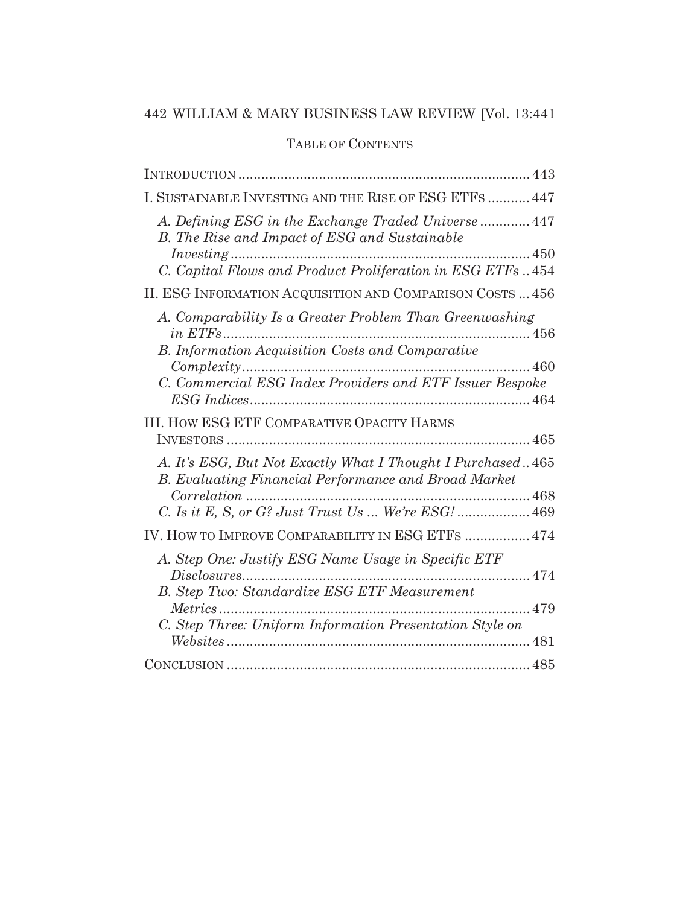## TABLE OF CONTENTS

INTRODUCTION ........................................................................... 443

I. SUSTAINABLE INVESTING AND THE RISE OF ESG ETFS ........... 447

- *A. Defining ESG in the Exchange Traded Universe* ............. 447
- *B. The Rise and Impact of ESG and Sustainable Investing* ............................................................................. 450
- *C. Capital Flows and Product Proliferation in ESG ETFs* .. 454

II. ESG INFORMATION ACQUISITION AND COMPARISON COSTS ... 456

- *A. Comparability Is a Greater Problem Than Greenwashing in ETFs* ............................................................................... 456
- *B. Information Acquisition Costs and Comparative Complexity* .......................................................................... 460
- *C. Commercial ESG Index Providers and ETF Issuer Bespoke ESG Indices* ........................................................................ 464

III. HOW ESG ETF COMPARATIVE OPACITY HARMS INVESTORS .............................................................................. 465

- *A. It's ESG, But Not Exactly What I Thought I Purchased* .. 465
- *B. Evaluating Financial Performance and Broad Market Correlation* .......................................................................... 468
- *C. Is it E, S, or G? Just Trust Us ... We're ESG!* ................... 469

IV. HOW TO IMPROVE COMPARABILITY IN ESG ETFS ................. 474

- *A. Step One: Justify ESG Name Usage in Specific ETF Disclosures* .......................................................................... 474
- *B. Step Two: Standardize ESG ETF Measurement Metrics* ................................................................................. 479
- *C. Step Three: Uniform Information Presentation Style on Websites* .............................................................................. 481

CONCLUSION .............................................................................. 485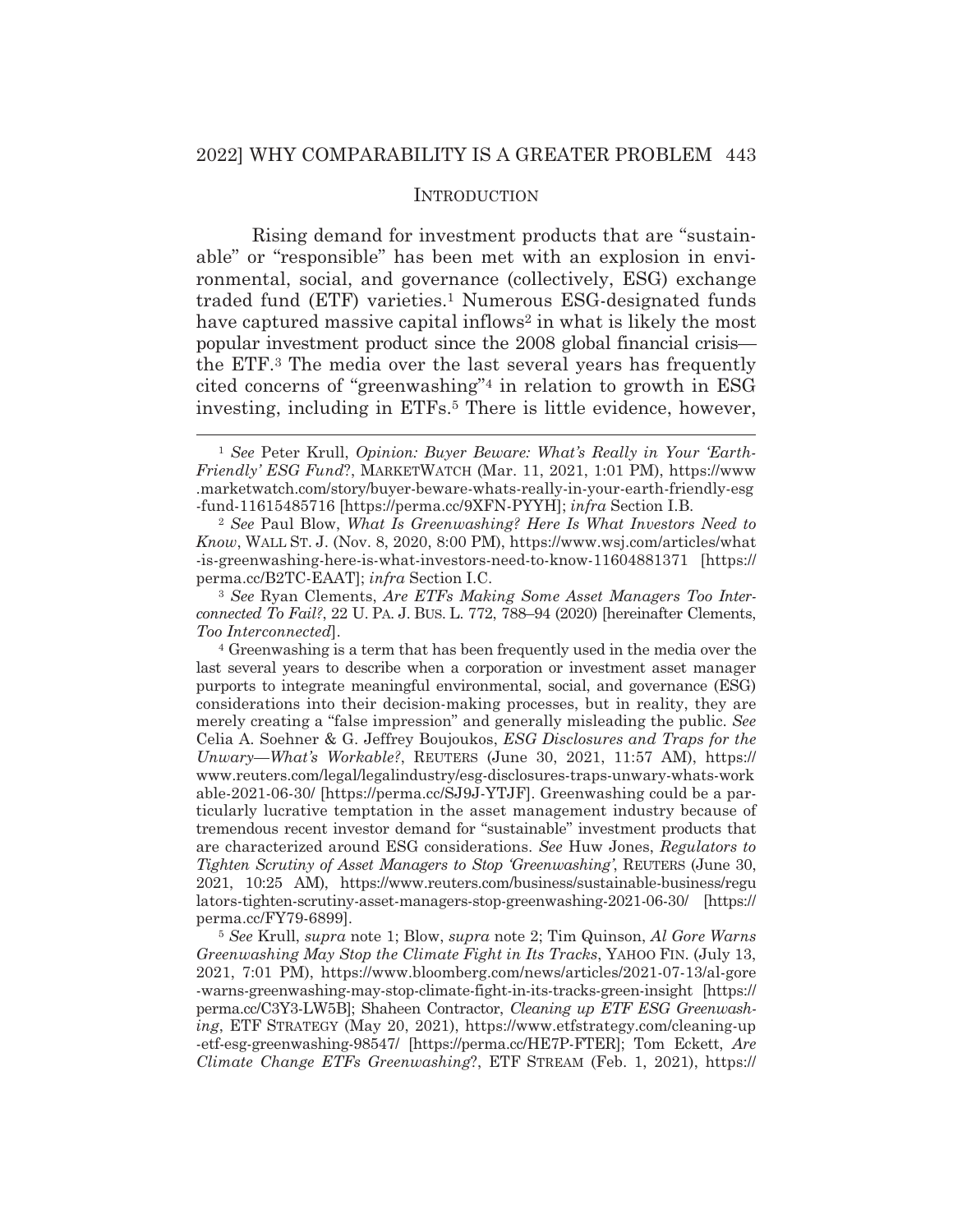## INTRODUCTION

Rising demand for investment products that are "sustainable" or "responsible" has been met with an explosion in environmental, social, and governance (collectively, ESG) exchange traded fund (ETF) varieties.[1] Numerous ESG-designated funds have captured massive capital inflows[2] in what is likely the most popular investment product since the 2008 global financial crisis—the ETF.[3] The media over the last several years has frequently cited concerns of "greenwashing"[4] in relation to growth in ESG investing, including in ETFs.[5] There is little evidence, however,

---

[1] *See* Peter Krull, *Opinion: Buyer Beware: What's Really in Your 'Earth-Friendly' ESG Fund*?, MARKETWATCH (Mar. 11, 2021, 1:01 PM), https://www.marketwatch.com/story/buyer-beware-whats-really-in-your-earth-friendly-esg-fund-11615485716 [https://perma.cc/9XFN-PYYH]; *infra* Section I.B.

[2] *See* Paul Blow, *What Is Greenwashing? Here Is What Investors Need to Know*, WALL ST. J. (Nov. 8, 2020, 8:00 PM), https://www.wsj.com/articles/what-is-greenwashing-here-is-what-investors-need-to-know-11604881371 [https://perma.cc/B2TC-EAAT]; *infra* Section I.C.

[3] *See* Ryan Clements, *Are ETFs Making Some Asset Managers Too Interconnected To Fail?*, 22 U. PA. J. BUS. L. 772, 788–94 (2020) [hereinafter Clements, *Too Interconnected*].

[4] Greenwashing is a term that has been frequently used in the media over the last several years to describe when a corporation or investment asset manager purports to integrate meaningful environmental, social, and governance (ESG) considerations into their decision-making processes, but in reality, they are merely creating a "false impression" and generally misleading the public. *See* Celia A. Soehner & G. Jeffrey Boujoukos, *ESG Disclosures and Traps for the Unwary—What's Workable?*, REUTERS (June 30, 2021, 11:57 AM), https://www.reuters.com/legal/legalindustry/esg-disclosures-traps-unwary-whats-workable-2021-06-30/ [https://perma.cc/SJ9J-YTJF]. Greenwashing could be a particularly lucrative temptation in the asset management industry because of tremendous recent investor demand for "sustainable" investment products that are characterized around ESG considerations. *See* Huw Jones, *Regulators to Tighten Scrutiny of Asset Managers to Stop 'Greenwashing'*, REUTERS (June 30, 2021, 10:25 AM), https://www.reuters.com/business/sustainable-business/regulators-tighten-scrutiny-asset-managers-stop-greenwashing-2021-06-30/ [https://perma.cc/FY79-6899].

[5] *See* Krull, *supra* note 1; Blow, *supra* note 2; Tim Quinson, *Al Gore Warns Greenwashing May Stop the Climate Fight in Its Tracks*, YAHOO FIN. (July 13, 2021, 7:01 PM), https://www.bloomberg.com/news/articles/2021-07-13/al-gore-warns-greenwashing-may-stop-climate-fight-in-its-tracks-green-insight [https://perma.cc/C3Y3-LW5B]; Shaheen Contractor, *Cleaning up ETF ESG Greenwashing*, ETF STRATEGY (May 20, 2021), https://www.etfstrategy.com/cleaning-up-etf-esg-greenwashing-98547/ [https://perma.cc/HE7P-FTER]; Tom Eckett, *Are Climate Change ETFs Greenwashing*?, ETF STREAM (Feb. 1, 2021), https://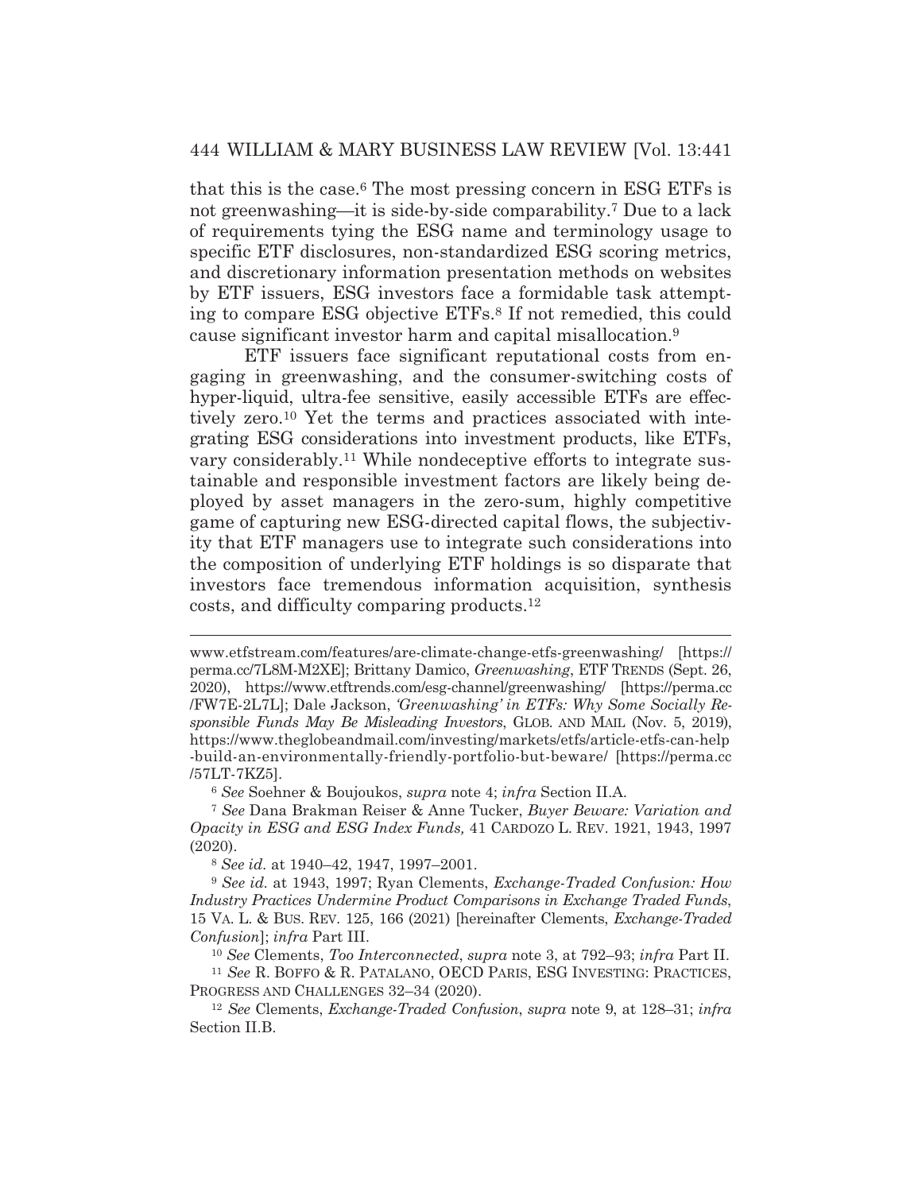that this is the case.[6] The most pressing concern in ESG ETFs is not greenwashing—it is side-by-side comparability.[7] Due to a lack of requirements tying the ESG name and terminology usage to specific ETF disclosures, non-standardized ESG scoring metrics, and discretionary information presentation methods on websites by ETF issuers, ESG investors face a formidable task attempting to compare ESG objective ETFs.[8] If not remedied, this could cause significant investor harm and capital misallocation.[9]

ETF issuers face significant reputational costs from engaging in greenwashing, and the consumer-switching costs of hyper-liquid, ultra-fee sensitive, easily accessible ETFs are effectively zero.[10] Yet the terms and practices associated with integrating ESG considerations into investment products, like ETFs, vary considerably.[11] While nondeceptive efforts to integrate sustainable and responsible investment factors are likely being deployed by asset managers in the zero-sum, highly competitive game of capturing new ESG-directed capital flows, the subjectivity that ETF managers use to integrate such considerations into the composition of underlying ETF holdings is so disparate that investors face tremendous information acquisition, synthesis costs, and difficulty comparing products.[12]

---

www.etfstream.com/features/are-climate-change-etfs-greenwashing/ [https://perma.cc/7L8M-M2XE]; Brittany Damico, *Greenwashing*, ETF TRENDS (Sept. 26, 2020), https://www.etftrends.com/esg-channel/greenwashing/ [https://perma.cc/FW7E-2L7L]; Dale Jackson, *'Greenwashing' in ETFs: Why Some Socially Responsible Funds May Be Misleading Investors*, GLOB. AND MAIL (Nov. 5, 2019), https://www.theglobeandmail.com/investing/markets/etfs/article-etfs-can-help-build-an-environmentally-friendly-portfolio-but-beware/ [https://perma.cc/57LT-7KZ5].

[6] *See* Soehner & Boujoukos, *supra* note 4; *infra* Section II.A.

[7] *See* Dana Brakman Reiser & Anne Tucker, *Buyer Beware: Variation and Opacity in ESG and ESG Index Funds,* 41 CARDOZO L. REV. 1921, 1943, 1997 (2020).

[8] *See id.* at 1940–42, 1947, 1997–2001.

[9] *See id.* at 1943, 1997; Ryan Clements, *Exchange-Traded Confusion: How Industry Practices Undermine Product Comparisons in Exchange Traded Funds*, 15 VA. L. & BUS. REV. 125, 166 (2021) [hereinafter Clements, *Exchange-Traded Confusion*]; *infra* Part III.

[10] *See* Clements, *Too Interconnected*, *supra* note 3, at 792–93; *infra* Part II.

[11] *See* R. BOFFO & R. PATALANO, OECD PARIS, ESG INVESTING: PRACTICES, PROGRESS AND CHALLENGES 32–34 (2020).

[12] *See* Clements, *Exchange-Traded Confusion*, *supra* note 9, at 128–31; *infra* Section II.B.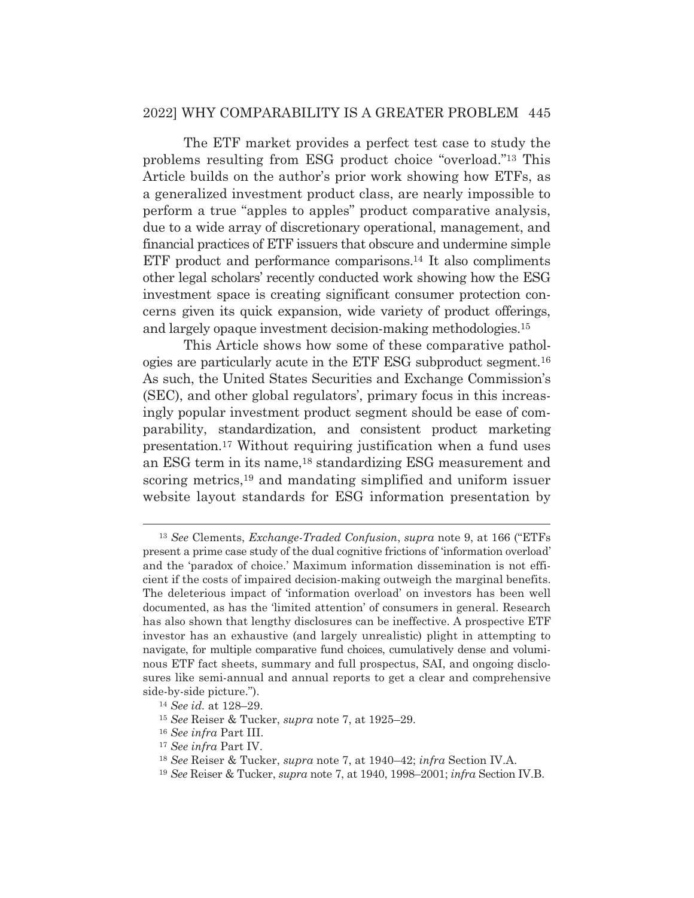The ETF market provides a perfect test case to study the problems resulting from ESG product choice "overload."[13] This Article builds on the author's prior work showing how ETFs, as a generalized investment product class, are nearly impossible to perform a true "apples to apples" product comparative analysis, due to a wide array of discretionary operational, management, and financial practices of ETF issuers that obscure and undermine simple ETF product and performance comparisons.[14] It also compliments other legal scholars' recently conducted work showing how the ESG investment space is creating significant consumer protection concerns given its quick expansion, wide variety of product offerings, and largely opaque investment decision-making methodologies.[15]

This Article shows how some of these comparative pathologies are particularly acute in the ETF ESG subproduct segment.[16] As such, the United States Securities and Exchange Commission's (SEC), and other global regulators', primary focus in this increasingly popular investment product segment should be ease of comparability, standardization, and consistent product marketing presentation.[17] Without requiring justification when a fund uses an ESG term in its name,[18] standardizing ESG measurement and scoring metrics,[19] and mandating simplified and uniform issuer website layout standards for ESG information presentation by

---

[13] *See* Clements, *Exchange-Traded Confusion*, *supra* note 9, at 166 ("ETFs present a prime case study of the dual cognitive frictions of 'information overload' and the 'paradox of choice.' Maximum information dissemination is not efficient if the costs of impaired decision-making outweigh the marginal benefits. The deleterious impact of 'information overload' on investors has been well documented, as has the 'limited attention' of consumers in general. Research has also shown that lengthy disclosures can be ineffective. A prospective ETF investor has an exhaustive (and largely unrealistic) plight in attempting to navigate, for multiple comparative fund choices, cumulatively dense and voluminous ETF fact sheets, summary and full prospectus, SAI, and ongoing disclosures like semi-annual and annual reports to get a clear and comprehensive side-by-side picture.").

[14] *See id.* at 128–29.

[15] *See* Reiser & Tucker, *supra* note 7, at 1925–29.

[16] *See infra* Part III.

[17] *See infra* Part IV.

[18] *See* Reiser & Tucker, *supra* note 7, at 1940–42; *infra* Section IV.A.

[19] *See* Reiser & Tucker, *supra* note 7, at 1940, 1998–2001; *infra* Section IV.B.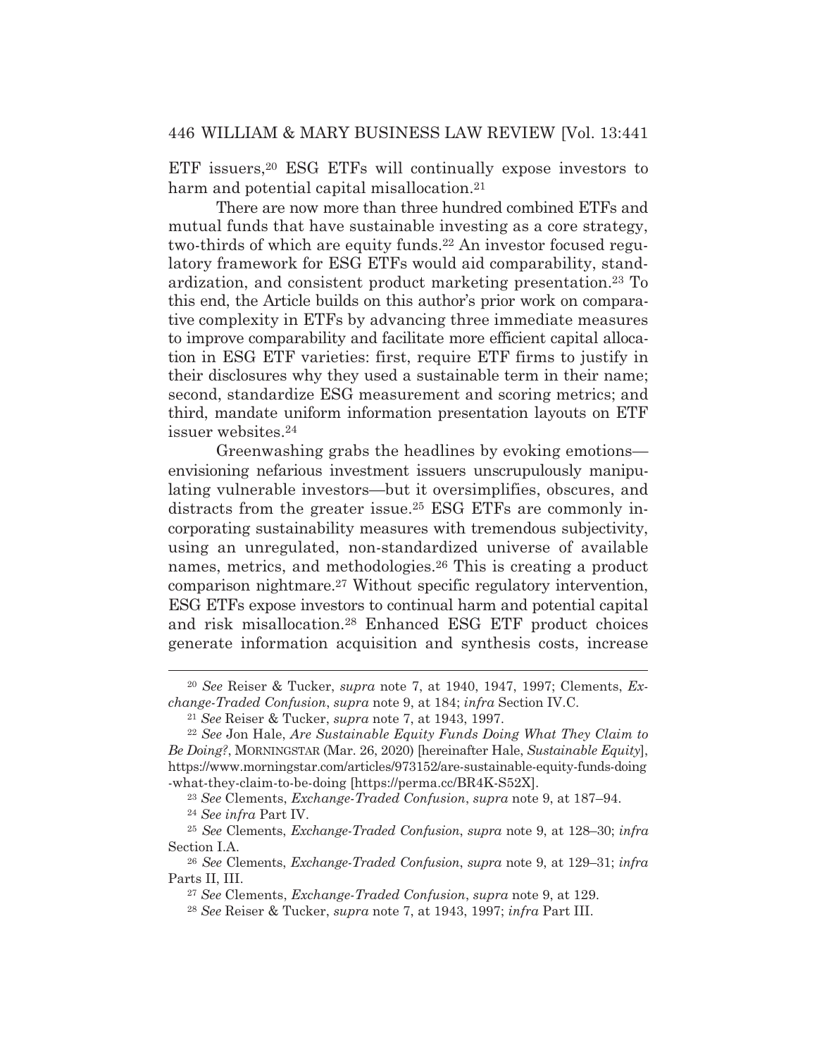ETF issuers,[20] ESG ETFs will continually expose investors to harm and potential capital misallocation.[21]

There are now more than three hundred combined ETFs and mutual funds that have sustainable investing as a core strategy, two-thirds of which are equity funds.[22] An investor focused regulatory framework for ESG ETFs would aid comparability, standardization, and consistent product marketing presentation.[23] To this end, the Article builds on this author's prior work on comparative complexity in ETFs by advancing three immediate measures to improve comparability and facilitate more efficient capital allocation in ESG ETF varieties: first, require ETF firms to justify in their disclosures why they used a sustainable term in their name; second, standardize ESG measurement and scoring metrics; and third, mandate uniform information presentation layouts on ETF issuer websites.[24]

Greenwashing grabs the headlines by evoking emotions—envisioning nefarious investment issuers unscrupulously manipulating vulnerable investors—but it oversimplifies, obscures, and distracts from the greater issue.[25] ESG ETFs are commonly incorporating sustainability measures with tremendous subjectivity, using an unregulated, non-standardized universe of available names, metrics, and methodologies.[26] This is creating a product comparison nightmare.[27] Without specific regulatory intervention, ESG ETFs expose investors to continual harm and potential capital and risk misallocation.[28] Enhanced ESG ETF product choices generate information acquisition and synthesis costs, increase

---

[20] *See* Reiser & Tucker, *supra* note 7, at 1940, 1947, 1997; Clements, *Exchange-Traded Confusion*, *supra* note 9, at 184; *infra* Section IV.C.

[21] *See* Reiser & Tucker, *supra* note 7, at 1943, 1997.

[22] *See* Jon Hale, *Are Sustainable Equity Funds Doing What They Claim to Be Doing?*, MORNINGSTAR (Mar. 26, 2020) [hereinafter Hale, *Sustainable Equity*], https://www.morningstar.com/articles/973152/are-sustainable-equity-funds-doing-what-they-claim-to-be-doing [https://perma.cc/BR4K-S52X].

[23] *See* Clements, *Exchange-Traded Confusion*, *supra* note 9, at 187–94.

[24] *See infra* Part IV.

[25] *See* Clements, *Exchange-Traded Confusion*, *supra* note 9, at 128–30; *infra* Section I.A.

[26] *See* Clements, *Exchange-Traded Confusion*, *supra* note 9, at 129–31; *infra* Parts II, III.

[27] *See* Clements, *Exchange-Traded Confusion*, *supra* note 9, at 129.

[28] *See* Reiser & Tucker, *supra* note 7, at 1943, 1997; *infra* Part III.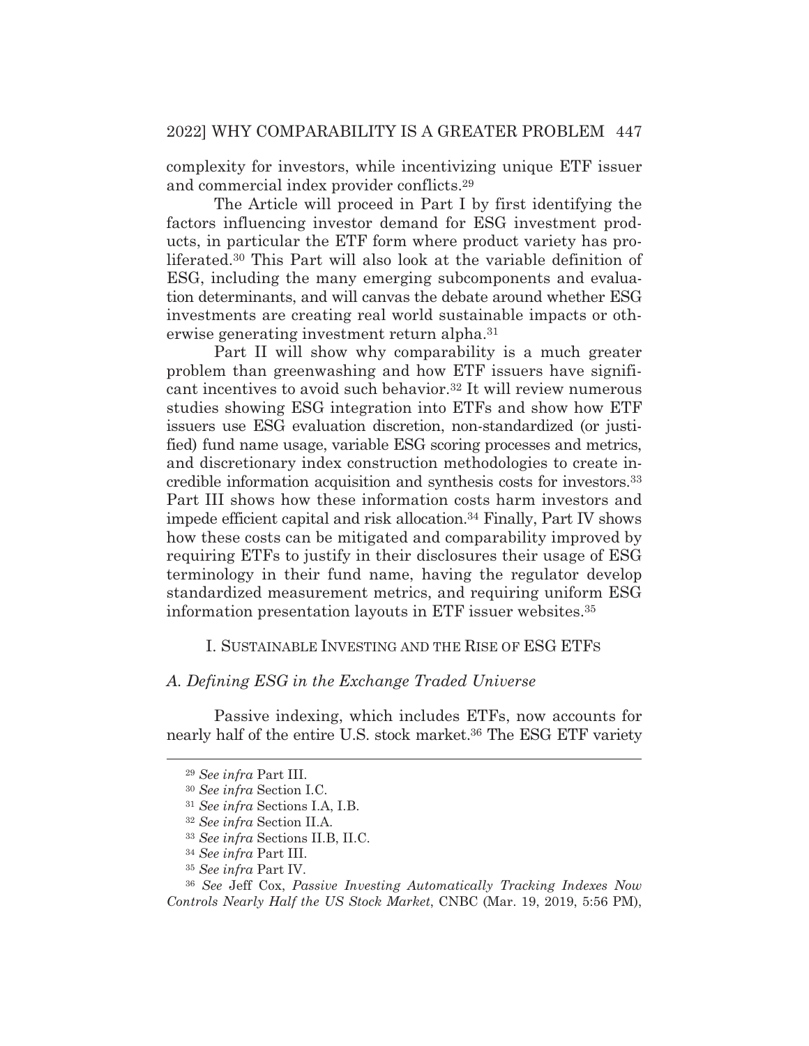complexity for investors, while incentivizing unique ETF issuer and commercial index provider conflicts.[29]

The Article will proceed in Part I by first identifying the factors influencing investor demand for ESG investment products, in particular the ETF form where product variety has proliferated.[30] This Part will also look at the variable definition of ESG, including the many emerging subcomponents and evaluation determinants, and will canvas the debate around whether ESG investments are creating real world sustainable impacts or otherwise generating investment return alpha.[31]

Part II will show why comparability is a much greater problem than greenwashing and how ETF issuers have significant incentives to avoid such behavior.[32] It will review numerous studies showing ESG integration into ETFs and show how ETF issuers use ESG evaluation discretion, non-standardized (or justified) fund name usage, variable ESG scoring processes and metrics, and discretionary index construction methodologies to create incredible information acquisition and synthesis costs for investors.[33] Part III shows how these information costs harm investors and impede efficient capital and risk allocation.[34] Finally, Part IV shows how these costs can be mitigated and comparability improved by requiring ETFs to justify in their disclosures their usage of ESG terminology in their fund name, having the regulator develop standardized measurement metrics, and requiring uniform ESG information presentation layouts in ETF issuer websites.[35]

## I. SUSTAINABLE INVESTING AND THE RISE OF ESG ETFS

### *A. Defining ESG in the Exchange Traded Universe*

Passive indexing, which includes ETFs, now accounts for nearly half of the entire U.S. stock market.[36] The ESG ETF variety

---

[29] *See infra* Part III.

[30] *See infra* Section I.C.

[31] *See infra* Sections I.A, I.B.

[32] *See infra* Section II.A.

[33] *See infra* Sections II.B, II.C.

[34] *See infra* Part III.

[35] *See infra* Part IV.

[36] *See* Jeff Cox, *Passive Investing Automatically Tracking Indexes Now Controls Nearly Half the US Stock Market*, CNBC (Mar. 19, 2019, 5:56 PM),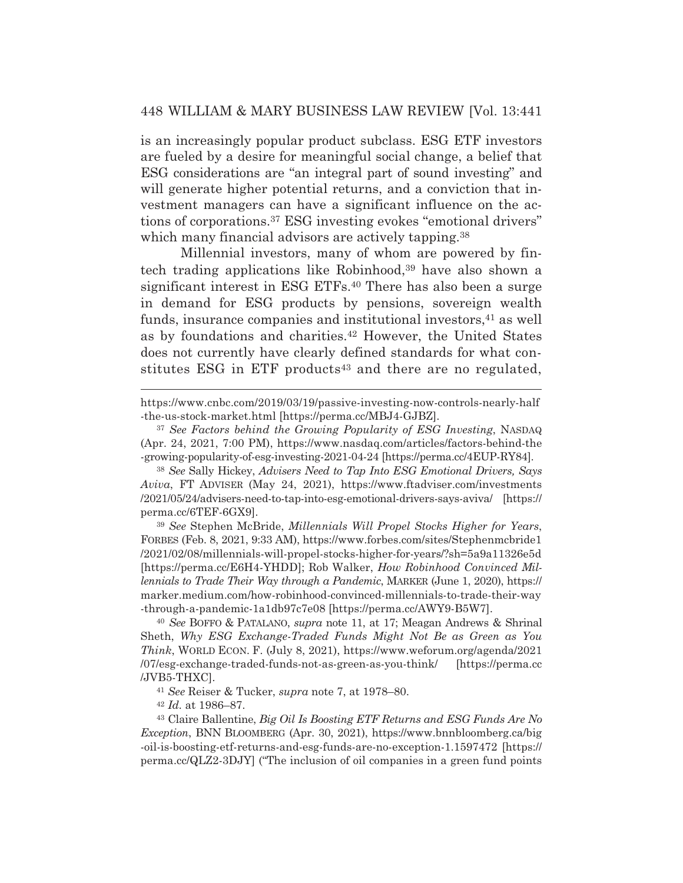is an increasingly popular product subclass. ESG ETF investors are fueled by a desire for meaningful social change, a belief that ESG considerations are "an integral part of sound investing" and will generate higher potential returns, and a conviction that investment managers can have a significant influence on the actions of corporations.[37] ESG investing evokes "emotional drivers" which many financial advisors are actively tapping.[38]

Millennial investors, many of whom are powered by fintech trading applications like Robinhood,[39] have also shown a significant interest in ESG ETFs.[40] There has also been a surge in demand for ESG products by pensions, sovereign wealth funds, insurance companies and institutional investors,[41] as well as by foundations and charities.[42] However, the United States does not currently have clearly defined standards for what constitutes ESG in ETF products[43] and there are no regulated,

---

https://www.cnbc.com/2019/03/19/passive-investing-now-controls-nearly-half-the-us-stock-market.html [https://perma.cc/MBJ4-GJBZ].

[37] *See Factors behind the Growing Popularity of ESG Investing*, NASDAQ (Apr. 24, 2021, 7:00 PM), https://www.nasdaq.com/articles/factors-behind-the-growing-popularity-of-esg-investing-2021-04-24 [https://perma.cc/4EUP-RY84].

[38] *See* Sally Hickey, *Advisers Need to Tap Into ESG Emotional Drivers, Says Aviva*, FT ADVISER (May 24, 2021), https://www.ftadviser.com/investments/2021/05/24/advisers-need-to-tap-into-esg-emotional-drivers-says-aviva/ [https://perma.cc/6TEF-6GX9].

[39] *See* Stephen McBride, *Millennials Will Propel Stocks Higher for Years*, FORBES (Feb. 8, 2021, 9:33 AM), https://www.forbes.com/sites/Stephenmcbride1/2021/02/08/millennials-will-propel-stocks-higher-for-years/?sh=5a9a11326e5d [https://perma.cc/E6H4-YHDD]; Rob Walker, *How Robinhood Convinced Millennials to Trade Their Way through a Pandemic*, MARKER (June 1, 2020), https://marker.medium.com/how-robinhood-convinced-millennials-to-trade-their-way-through-a-pandemic-1a1db97c7e08 [https://perma.cc/AWY9-B5W7].

[40] *See* BOFFO & PATALANO, *supra* note 11, at 17; Meagan Andrews & Shrinal Sheth, *Why ESG Exchange-Traded Funds Might Not Be as Green as You Think*, WORLD ECON. F. (July 8, 2021), https://www.weforum.org/agenda/2021/07/esg-exchange-traded-funds-not-as-green-as-you-think/ [https://perma.cc/JVB5-THXC].

[41] *See* Reiser & Tucker, *supra* note 7, at 1978–80.

[42] *Id*. at 1986–87.

[43] Claire Ballentine, *Big Oil Is Boosting ETF Returns and ESG Funds Are No Exception*, BNN BLOOMBERG (Apr. 30, 2021), https://www.bnnbloomberg.ca/big-oil-is-boosting-etf-returns-and-esg-funds-are-no-exception-1.1597472 [https://perma.cc/QLZ2-3DJY] ("The inclusion of oil companies in a green fund points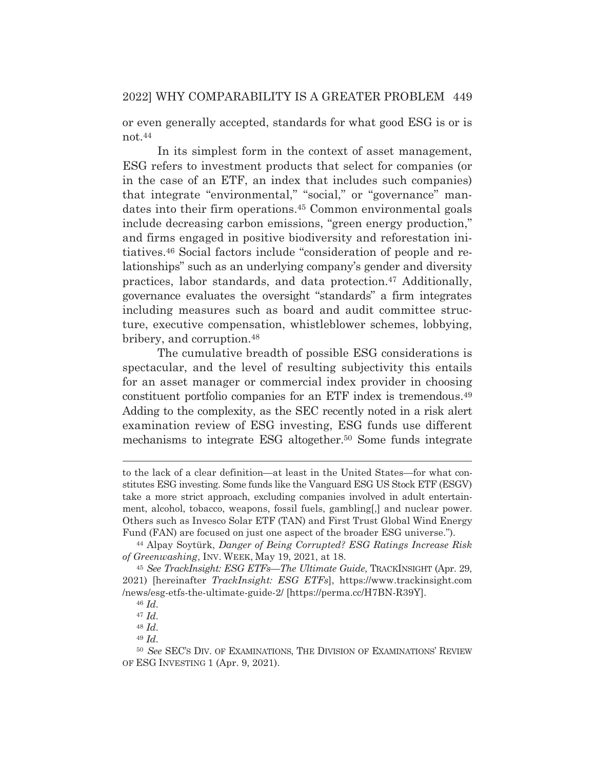or even generally accepted, standards for what good ESG is or is not.[44]

In its simplest form in the context of asset management, ESG refers to investment products that select for companies (or in the case of an ETF, an index that includes such companies) that integrate "environmental," "social," or "governance" mandates into their firm operations.[45] Common environmental goals include decreasing carbon emissions, "green energy production," and firms engaged in positive biodiversity and reforestation initiatives.[46] Social factors include "consideration of people and relationships" such as an underlying company's gender and diversity practices, labor standards, and data protection.[47] Additionally, governance evaluates the oversight "standards" a firm integrates including measures such as board and audit committee structure, executive compensation, whistleblower schemes, lobbying, bribery, and corruption.[48]

The cumulative breadth of possible ESG considerations is spectacular, and the level of resulting subjectivity this entails for an asset manager or commercial index provider in choosing constituent portfolio companies for an ETF index is tremendous.[49] Adding to the complexity, as the SEC recently noted in a risk alert examination review of ESG investing, ESG funds use different mechanisms to integrate ESG altogether.[50] Some funds integrate

---

to the lack of a clear definition—at least in the United States—for what constitutes ESG investing. Some funds like the Vanguard ESG US Stock ETF (ESGV) take a more strict approach, excluding companies involved in adult entertainment, alcohol, tobacco, weapons, fossil fuels, gambling[,] and nuclear power. Others such as Invesco Solar ETF (TAN) and First Trust Global Wind Energy Fund (FAN) are focused on just one aspect of the broader ESG universe.").

[44] Alpay Soytürk, *Danger of Being Corrupted? ESG Ratings Increase Risk of Greenwashing*, INV. WEEK, May 19, 2021, at 18.

[45] *See TrackInsight: ESG ETFs—The Ultimate Guide*, TRACKINSIGHT (Apr. 29, 2021) [hereinafter *TrackInsight: ESG ETFs*], https://www.trackinsight.com/news/esg-etfs-the-ultimate-guide-2/ [https://perma.cc/H7BN-R39Y].

[46] *Id.*

[47] *Id.*

[48] *Id.*

[49] *Id.*

[50] *See* SEC'S DIV. OF EXAMINATIONS, THE DIVISION OF EXAMINATIONS' REVIEW OF ESG INVESTING 1 (Apr. 9, 2021).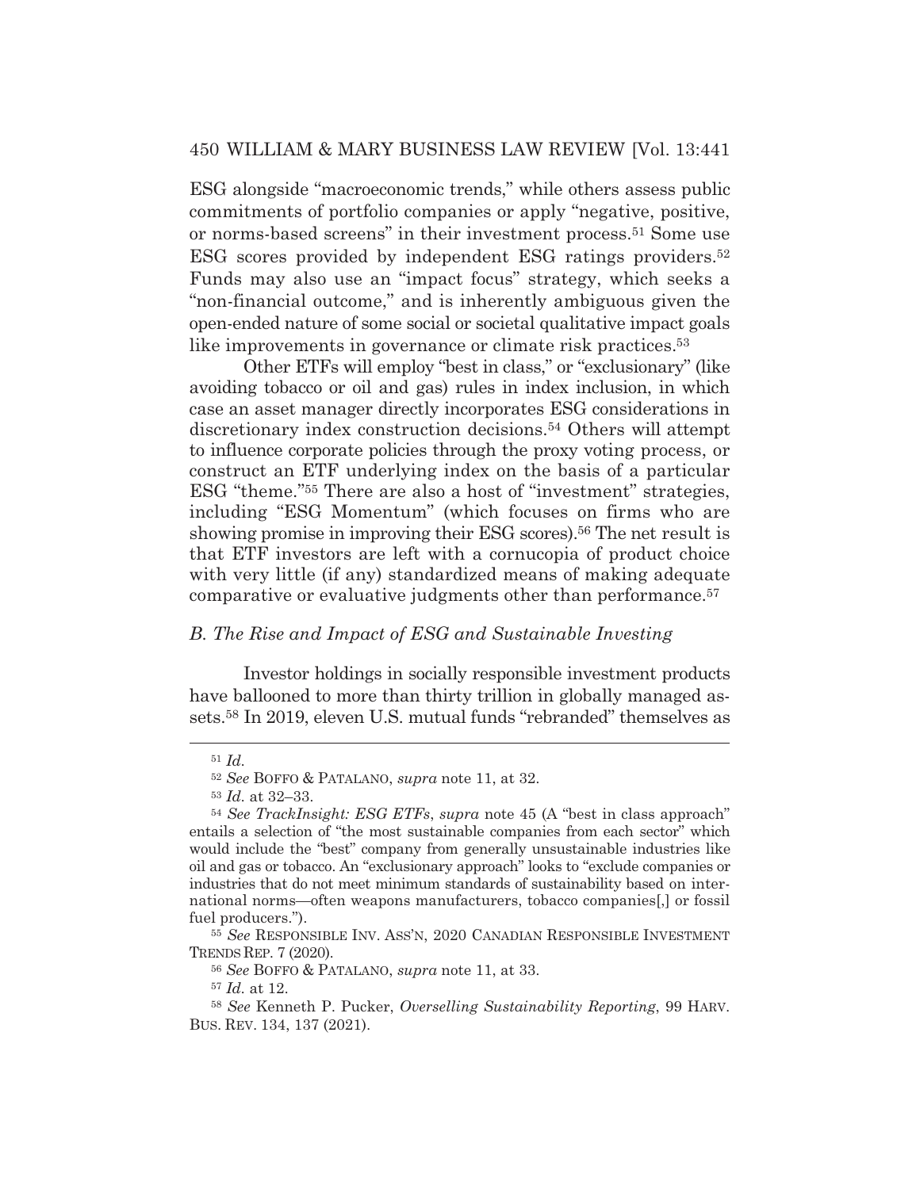ESG alongside "macroeconomic trends," while others assess public commitments of portfolio companies or apply "negative, positive, or norms-based screens" in their investment process.[51] Some use ESG scores provided by independent ESG ratings providers.[52] Funds may also use an "impact focus" strategy, which seeks a "non-financial outcome," and is inherently ambiguous given the open-ended nature of some social or societal qualitative impact goals like improvements in governance or climate risk practices.[53]

Other ETFs will employ "best in class," or "exclusionary" (like avoiding tobacco or oil and gas) rules in index inclusion, in which case an asset manager directly incorporates ESG considerations in discretionary index construction decisions.[54] Others will attempt to influence corporate policies through the proxy voting process, or construct an ETF underlying index on the basis of a particular ESG "theme."[55] There are also a host of "investment" strategies, including "ESG Momentum" (which focuses on firms who are showing promise in improving their ESG scores).[56] The net result is that ETF investors are left with a cornucopia of product choice with very little (if any) standardized means of making adequate comparative or evaluative judgments other than performance.[57]

### *B. The Rise and Impact of ESG and Sustainable Investing*

Investor holdings in socially responsible investment products have ballooned to more than thirty trillion in globally managed assets.[58] In 2019, eleven U.S. mutual funds "rebranded" themselves as

---

[51] *Id.*

[52] *See* BOFFO & PATALANO, *supra* note 11, at 32.

[53] *Id.* at 32–33.

[54] *See TrackInsight: ESG ETFs*, *supra* note 45 (A "best in class approach" entails a selection of "the most sustainable companies from each sector" which would include the "best" company from generally unsustainable industries like oil and gas or tobacco. An "exclusionary approach" looks to "exclude companies or industries that do not meet minimum standards of sustainability based on international norms—often weapons manufacturers, tobacco companies[,] or fossil fuel producers.").

[55] *See* RESPONSIBLE INV. ASS'N, 2020 CANADIAN RESPONSIBLE INVESTMENT TRENDS REP. 7 (2020).

[56] *See* BOFFO & PATALANO, *supra* note 11, at 33.

[57] *Id.* at 12.

[58] *See* Kenneth P. Pucker, *Overselling Sustainability Reporting*, 99 HARV. BUS. REV. 134, 137 (2021).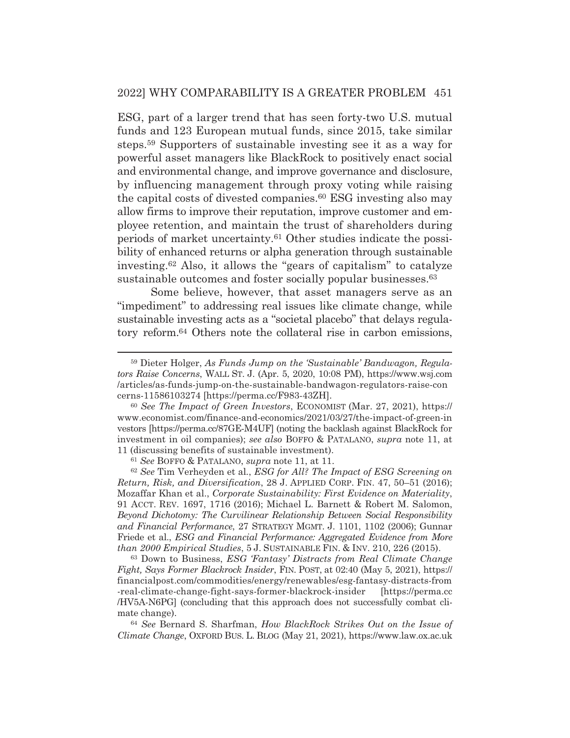ESG, part of a larger trend that has seen forty-two U.S. mutual funds and 123 European mutual funds, since 2015, take similar steps.[59] Supporters of sustainable investing see it as a way for powerful asset managers like BlackRock to positively enact social and environmental change, and improve governance and disclosure, by influencing management through proxy voting while raising the capital costs of divested companies.[60] ESG investing also may allow firms to improve their reputation, improve customer and employee retention, and maintain the trust of shareholders during periods of market uncertainty.[61] Other studies indicate the possibility of enhanced returns or alpha generation through sustainable investing.[62] Also, it allows the "gears of capitalism" to catalyze sustainable outcomes and foster socially popular businesses.[63]

Some believe, however, that asset managers serve as an "impediment" to addressing real issues like climate change, while sustainable investing acts as a "societal placebo" that delays regulatory reform.[64] Others note the collateral rise in carbon emissions,

---

[59] Dieter Holger, *As Funds Jump on the 'Sustainable' Bandwagon, Regulators Raise Concerns*, WALL ST. J. (Apr. 5, 2020, 10:08 PM), https://www.wsj.com/articles/as-funds-jump-on-the-sustainable-bandwagon-regulators-raise-concerns-11586103274 [https://perma.cc/F983-43ZH].

[60] *See The Impact of Green Investors*, ECONOMIST (Mar. 27, 2021), https://www.economist.com/finance-and-economics/2021/03/27/the-impact-of-green-investors [https://perma.cc/87GE-M4UF] (noting the backlash against BlackRock for investment in oil companies); *see also* BOFFO & PATALANO, *supra* note 11, at 11 (discussing benefits of sustainable investment).

[61] *See* BOFFO & PATALANO, *supra* note 11, at 11.

[62] *See* Tim Verheyden et al., *ESG for All? The Impact of ESG Screening on Return, Risk, and Diversification*, 28 J. APPLIED CORP. FIN. 47, 50–51 (2016); Mozaffar Khan et al., *Corporate Sustainability: First Evidence on Materiality*, 91 ACCT. REV. 1697, 1716 (2016); Michael L. Barnett & Robert M. Salomon, *Beyond Dichotomy: The Curvilinear Relationship Between Social Responsibility and Financial Performance*, 27 STRATEGY MGMT. J. 1101, 1102 (2006); Gunnar Friede et al., *ESG and Financial Performance: Aggregated Evidence from More than 2000 Empirical Studies*, 5 J. SUSTAINABLE FIN. & INV. 210, 226 (2015).

[63] Down to Business, *ESG 'Fantasy' Distracts from Real Climate Change Fight, Says Former Blackrock Insider*, FIN. POST, at 02:40 (May 5, 2021), https://financialpost.com/commodities/energy/renewables/esg-fantasy-distracts-from-real-climate-change-fight-says-former-blackrock-insider [https://perma.cc/HV5A-N6PG] (concluding that this approach does not successfully combat climate change).

[64] *See* Bernard S. Sharfman, *How BlackRock Strikes Out on the Issue of Climate Change*, OXFORD BUS. L. BLOG (May 21, 2021), https://www.law.ox.ac.uk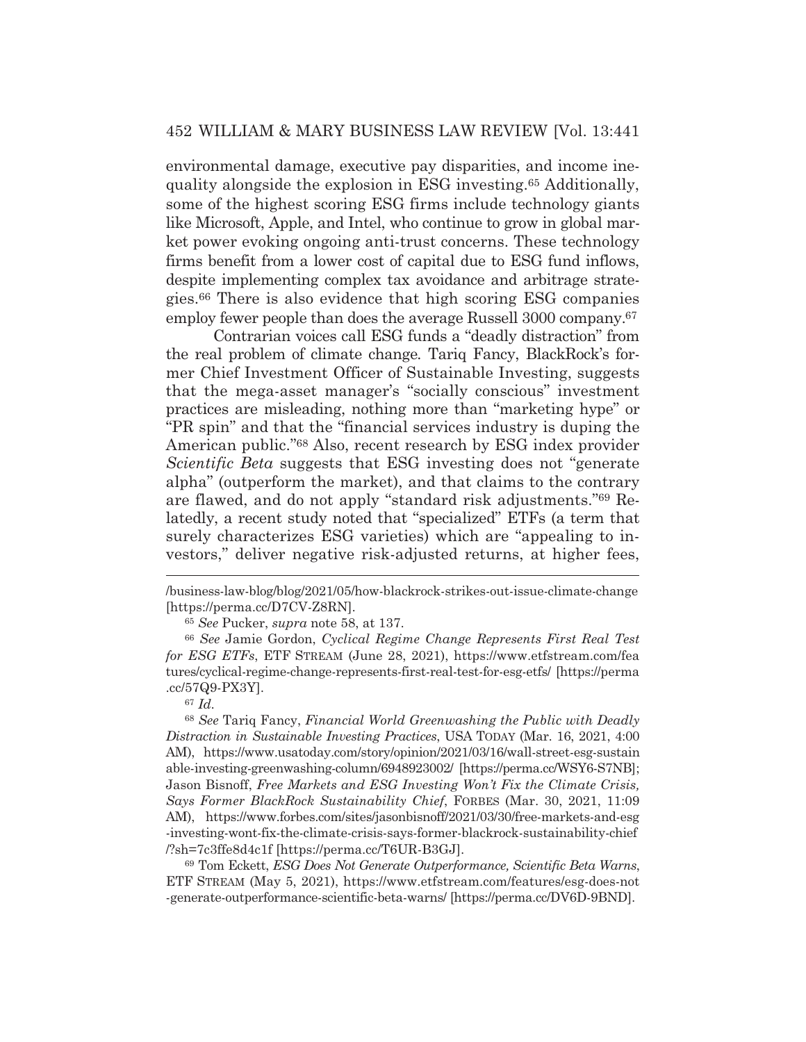environmental damage, executive pay disparities, and income inequality alongside the explosion in ESG investing.[65] Additionally, some of the highest scoring ESG firms include technology giants like Microsoft, Apple, and Intel, who continue to grow in global market power evoking ongoing anti-trust concerns. These technology firms benefit from a lower cost of capital due to ESG fund inflows, despite implementing complex tax avoidance and arbitrage strategies.[66] There is also evidence that high scoring ESG companies employ fewer people than does the average Russell 3000 company.[67]

Contrarian voices call ESG funds a "deadly distraction" from the real problem of climate change. Tariq Fancy, BlackRock's former Chief Investment Officer of Sustainable Investing, suggests that the mega-asset manager's "socially conscious" investment practices are misleading, nothing more than "marketing hype" or "PR spin" and that the "financial services industry is duping the American public."[68] Also, recent research by ESG index provider *Scientific Beta* suggests that ESG investing does not "generate alpha" (outperform the market), and that claims to the contrary are flawed, and do not apply "standard risk adjustments."[69] Relatedly, a recent study noted that "specialized" ETFs (a term that surely characterizes ESG varieties) which are "appealing to investors," deliver negative risk-adjusted returns, at higher fees,

---

/business-law-blog/blog/2021/05/how-blackrock-strikes-out-issue-climate-change [https://perma.cc/D7CV-Z8RN].

[65] *See* Pucker, *supra* note 58, at 137.

[66] *See* Jamie Gordon, *Cyclical Regime Change Represents First Real Test for ESG ETFs*, ETF STREAM (June 28, 2021), https://www.etfstream.com/features/cyclical-regime-change-represents-first-real-test-for-esg-etfs/ [https://perma.cc/57Q9-PX3Y].

[67] *Id.*

[68] *See* Tariq Fancy, *Financial World Greenwashing the Public with Deadly Distraction in Sustainable Investing Practices*, USA TODAY (Mar. 16, 2021, 4:00 AM), https://www.usatoday.com/story/opinion/2021/03/16/wall-street-esg-sustainable-investing-greenwashing-column/6948923002/ [https://perma.cc/WSY6-S7NB]; Jason Bisnoff, *Free Markets and ESG Investing Won't Fix the Climate Crisis, Says Former BlackRock Sustainability Chief*, FORBES (Mar. 30, 2021, 11:09 AM), https://www.forbes.com/sites/jasonbisnoff/2021/03/30/free-markets-and-esg-investing-wont-fix-the-climate-crisis-says-former-blackrock-sustainability-chief/?sh=7c3ffe8d4c1f [https://perma.cc/T6UR-B3GJ].

[69] Tom Eckett, *ESG Does Not Generate Outperformance, Scientific Beta Warns*, ETF STREAM (May 5, 2021), https://www.etfstream.com/features/esg-does-not-generate-outperformance-scientific-beta-warns/ [https://perma.cc/DV6D-9BND].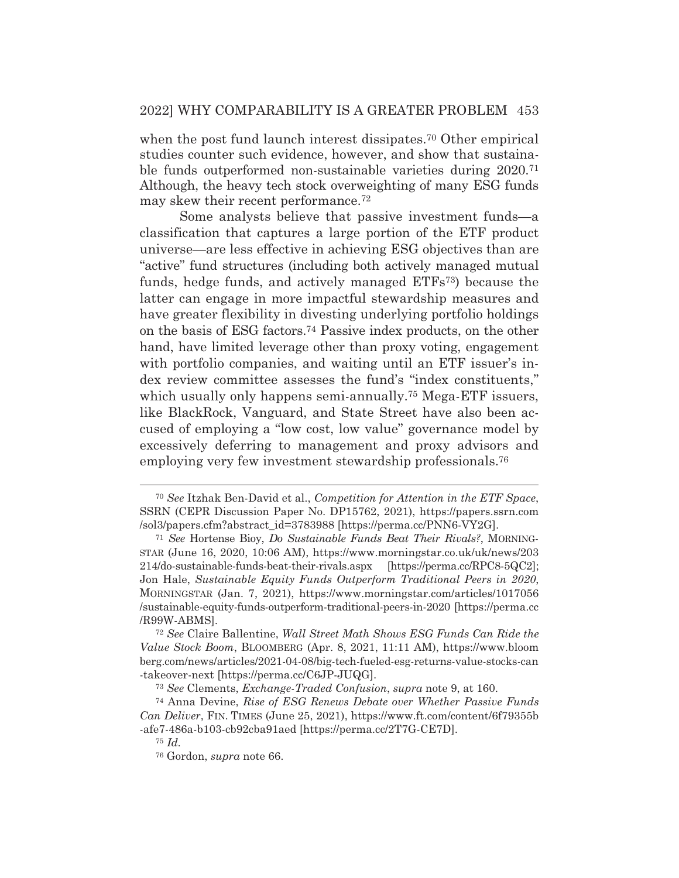when the post fund launch interest dissipates.[70] Other empirical studies counter such evidence, however, and show that sustainable funds outperformed non-sustainable varieties during 2020.[71] Although, the heavy tech stock overweighting of many ESG funds may skew their recent performance.[72]

Some analysts believe that passive investment funds—a classification that captures a large portion of the ETF product universe—are less effective in achieving ESG objectives than are "active" fund structures (including both actively managed mutual funds, hedge funds, and actively managed ETFs[73]) because the latter can engage in more impactful stewardship measures and have greater flexibility in divesting underlying portfolio holdings on the basis of ESG factors.[74] Passive index products, on the other hand, have limited leverage other than proxy voting, engagement with portfolio companies, and waiting until an ETF issuer's index review committee assesses the fund's "index constituents," which usually only happens semi-annually.[75] Mega-ETF issuers, like BlackRock, Vanguard, and State Street have also been accused of employing a "low cost, low value" governance model by excessively deferring to management and proxy advisors and employing very few investment stewardship professionals.[76]

---

[70] *See* Itzhak Ben-David et al., *Competition for Attention in the ETF Space*, SSRN (CEPR Discussion Paper No. DP15762, 2021), https://papers.ssrn.com/sol3/papers.cfm?abstract_id=3783988 [https://perma.cc/PNN6-VY2G].

[71] *See* Hortense Bioy, *Do Sustainable Funds Beat Their Rivals?*, MORNINGSTAR (June 16, 2020, 10:06 AM), https://www.morningstar.co.uk/uk/news/203214/do-sustainable-funds-beat-their-rivals.aspx [https://perma.cc/RPC8-5QC2]; Jon Hale, *Sustainable Equity Funds Outperform Traditional Peers in 2020*, MORNINGSTAR (Jan. 7, 2021), https://www.morningstar.com/articles/1017056/sustainable-equity-funds-outperform-traditional-peers-in-2020 [https://perma.cc/R99W-ABMS].

[72] *See* Claire Ballentine, *Wall Street Math Shows ESG Funds Can Ride the Value Stock Boom*, BLOOMBERG (Apr. 8, 2021, 11:11 AM), https://www.bloomberg.com/news/articles/2021-04-08/big-tech-fueled-esg-returns-value-stocks-can-takeover-next [https://perma.cc/C6JP-JUQG].

[73] *See* Clements, *Exchange-Traded Confusion*, *supra* note 9, at 160.

[74] Anna Devine, *Rise of ESG Renews Debate over Whether Passive Funds Can Deliver*, FIN. TIMES (June 25, 2021), https://www.ft.com/content/6f79355b-afe7-486a-b103-cb92cba91aed [https://perma.cc/2T7G-CE7D].

[75] *Id.*

[76] Gordon, *supra* note 66.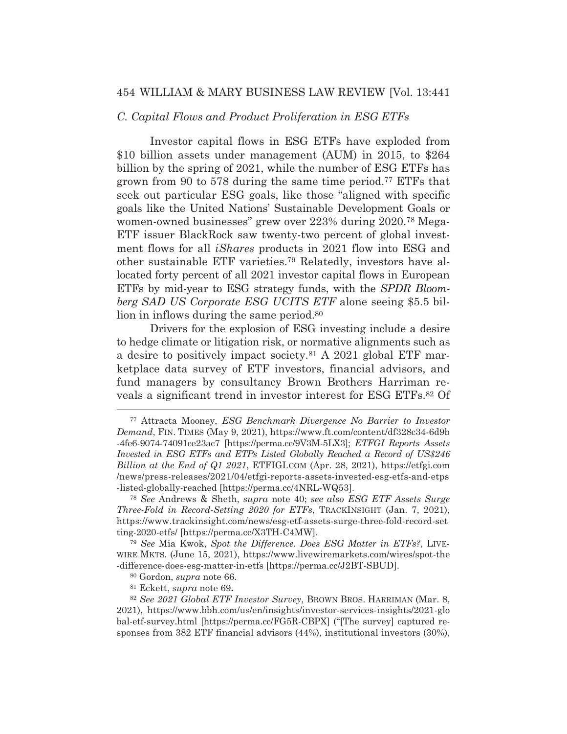### *C. Capital Flows and Product Proliferation in ESG ETFs*

Investor capital flows in ESG ETFs have exploded from \$10 billion assets under management (AUM) in 2015, to \$264 billion by the spring of 2021, while the number of ESG ETFs has grown from 90 to 578 during the same time period.[77] ETFs that seek out particular ESG goals, like those "aligned with specific goals like the United Nations' Sustainable Development Goals or women-owned businesses" grew over 223% during 2020.[78] Mega-ETF issuer BlackRock saw twenty-two percent of global investment flows for all *iShares* products in 2021 flow into ESG and other sustainable ETF varieties.[79] Relatedly, investors have allocated forty percent of all 2021 investor capital flows in European ETFs by mid-year to ESG strategy funds, with the *SPDR Bloomberg SAD US Corporate ESG UCITS ETF* alone seeing \$5.5 billion in inflows during the same period.[80]

Drivers for the explosion of ESG investing include a desire to hedge climate or litigation risk, or normative alignments such as a desire to positively impact society.[81] A 2021 global ETF marketplace data survey of ETF investors, financial advisors, and fund managers by consultancy Brown Brothers Harriman reveals a significant trend in investor interest for ESG ETFs.[82] Of

---

[77] Attracta Mooney, *ESG Benchmark Divergence No Barrier to Investor Demand*, FIN. TIMES (May 9, 2021), https://www.ft.com/content/df328c34-6d9b-4fe6-9074-74091ce23ac7 [https://perma.cc/9V3M-5LX3]; *ETFGI Reports Assets Invested in ESG ETFs and ETPs Listed Globally Reached a Record of US\$246 Billion at the End of Q1 2021*, ETFIGI.COM (Apr. 28, 2021), https://etfgi.com/news/press-releases/2021/04/etfgi-reports-assets-invested-esg-etfs-and-etps-listed-globally-reached [https://perma.cc/4NRL-WQ53].

[78] *See* Andrews & Sheth, *supra* note 40; *see also ESG ETF Assets Surge Three-Fold in Record-Setting 2020 for ETFs*, TRACKINSIGHT (Jan. 7, 2021), https://www.trackinsight.com/news/esg-etf-assets-surge-three-fold-record-setting-2020-etfs/ [https://perma.cc/X3TH-C4MW].

[79] *See* Mia Kwok, *Spot the Difference. Does ESG Matter in ETFs?*, LIVEWIRE MKTS. (June 15, 2021), https://www.livewiremarkets.com/wires/spot-the-difference-does-esg-matter-in-etfs [https://perma.cc/J2BT-SBUD].

[80] Gordon, *supra* note 66.

[81] Eckett, *supra* note 69**.**

[82] *See 2021 Global ETF Investor Survey*, BROWN BROS. HARRIMAN (Mar. 8, 2021), https://www.bbh.com/us/en/insights/investor-services-insights/2021-global-etf-survey.html [https://perma.cc/FG5R-CBPX] ("[The survey] captured responses from 382 ETF financial advisors (44%), institutional investors (30%),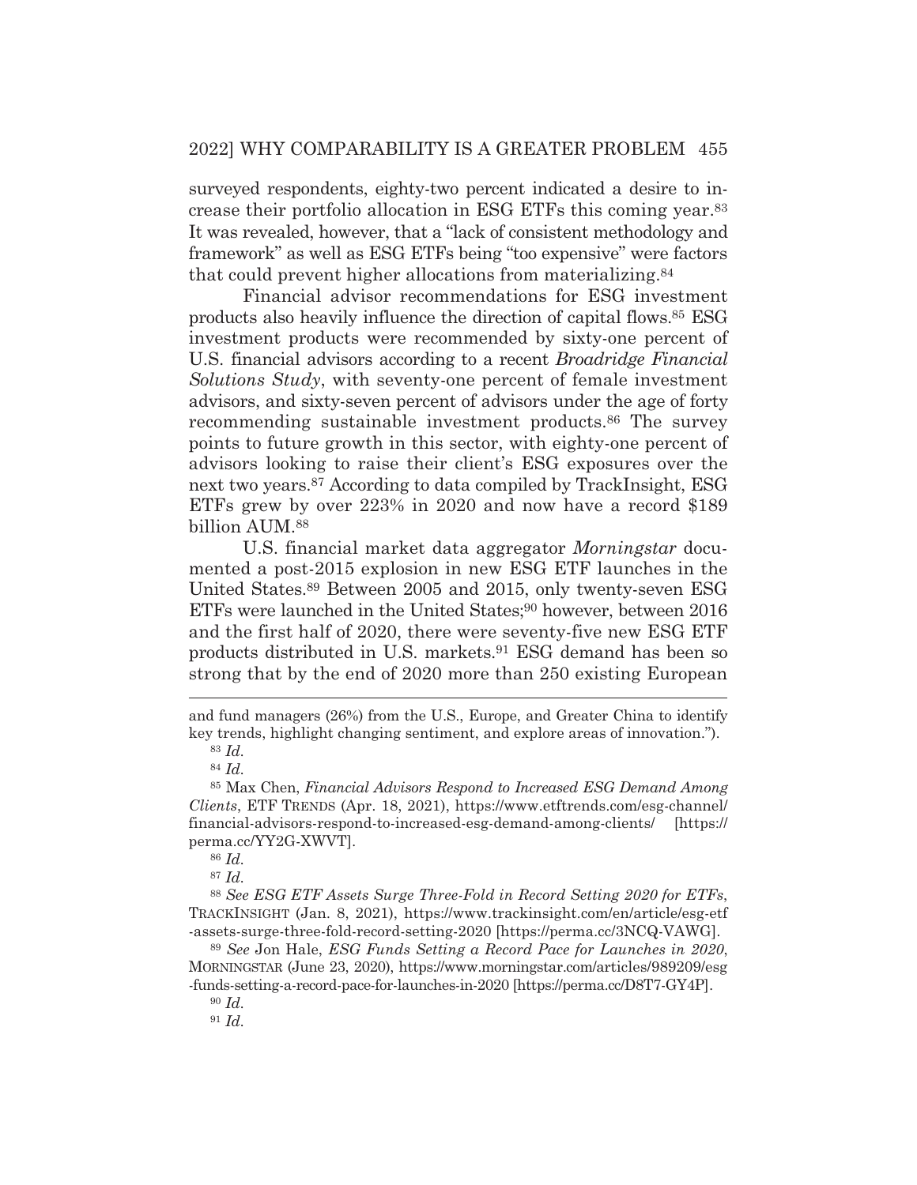surveyed respondents, eighty-two percent indicated a desire to increase their portfolio allocation in ESG ETFs this coming year.[83] It was revealed, however, that a "lack of consistent methodology and framework" as well as ESG ETFs being "too expensive" were factors that could prevent higher allocations from materializing.[84]

Financial advisor recommendations for ESG investment products also heavily influence the direction of capital flows.[85] ESG investment products were recommended by sixty-one percent of U.S. financial advisors according to a recent *Broadridge Financial Solutions Study*, with seventy-one percent of female investment advisors, and sixty-seven percent of advisors under the age of forty recommending sustainable investment products.[86] The survey points to future growth in this sector, with eighty-one percent of advisors looking to raise their client's ESG exposures over the next two years.[87] According to data compiled by TrackInsight, ESG ETFs grew by over 223% in 2020 and now have a record $189 billion AUM.[88]

U.S. financial market data aggregator *Morningstar* documented a post-2015 explosion in new ESG ETF launches in the United States.[89] Between 2005 and 2015, only twenty-seven ESG ETFs were launched in the United States;[90] however, between 2016 and the first half of 2020, there were seventy-five new ESG ETF products distributed in U.S. markets.[91] ESG demand has been so strong that by the end of 2020 more than 250 existing European

---

and fund managers (26%) from the U.S., Europe, and Greater China to identify key trends, highlight changing sentiment, and explore areas of innovation.").

[83] *Id.*

[84] *Id.*

[85] Max Chen, *Financial Advisors Respond to Increased ESG Demand Among Clients*, ETF TRENDS (Apr. 18, 2021), https://www.etftrends.com/esg-channel/financial-advisors-respond-to-increased-esg-demand-among-clients/ [https://perma.cc/YY2G-XWVT].

[86] *Id.*

[87] *Id.*

[88] *See ESG ETF Assets Surge Three-Fold in Record Setting 2020 for ETFs*, TRACKINSIGHT (Jan. 8, 2021), https://www.trackinsight.com/en/article/esg-etf-assets-surge-three-fold-record-setting-2020 [https://perma.cc/3NCQ-VAWG].

[89] *See* Jon Hale, *ESG Funds Setting a Record Pace for Launches in 2020*, MORNINGSTAR (June 23, 2020), https://www.morningstar.com/articles/989209/esg-funds-setting-a-record-pace-for-launches-in-2020 [https://perma.cc/D8T7-GY4P].

[90] *Id.*

[91] *Id.*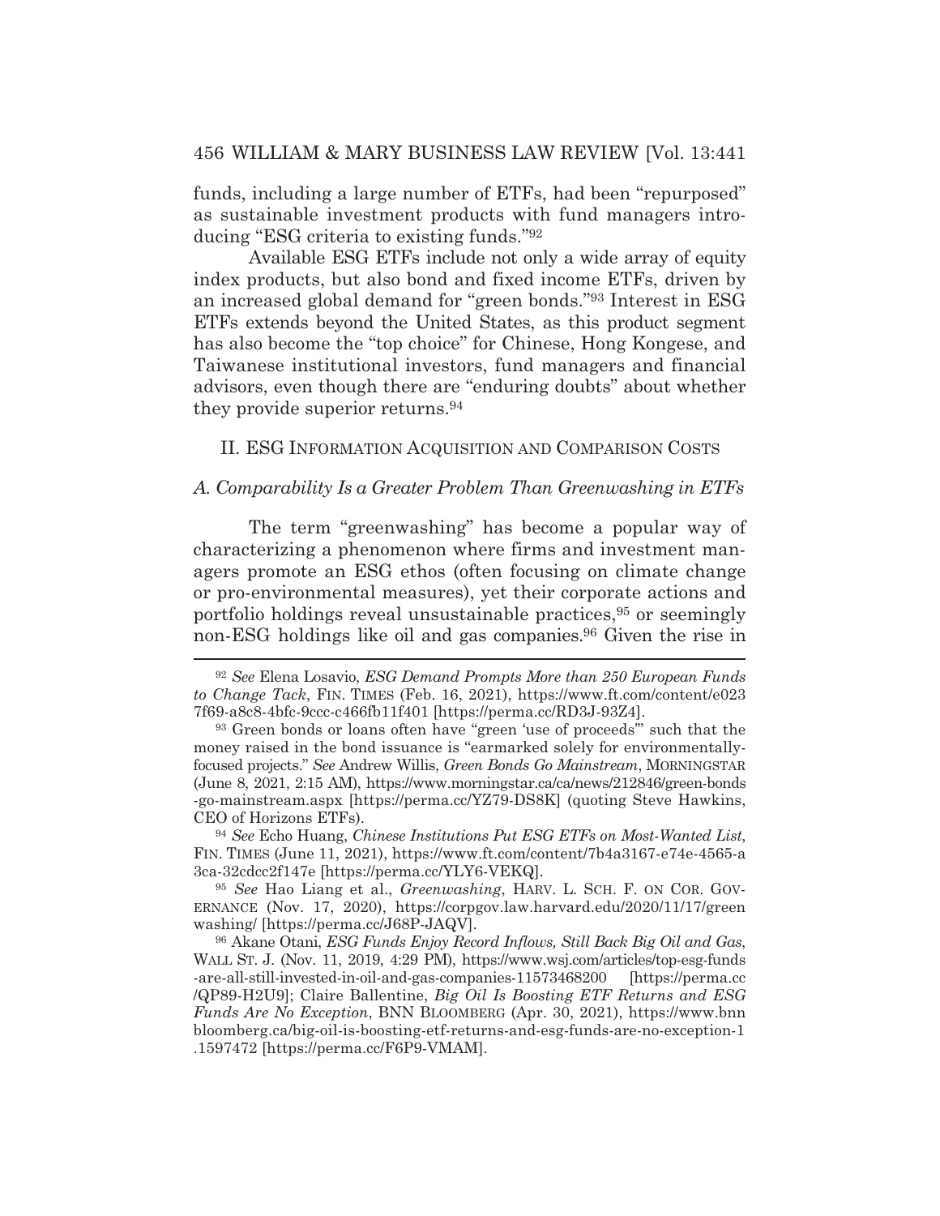funds, including a large number of ETFs, had been "repurposed" as sustainable investment products with fund managers introducing "ESG criteria to existing funds."[92]

Available ESG ETFs include not only a wide array of equity index products, but also bond and fixed income ETFs, driven by an increased global demand for "green bonds."[93] Interest in ESG ETFs extends beyond the United States, as this product segment has also become the "top choice" for Chinese, Hong Kongese, and Taiwanese institutional investors, fund managers and financial advisors, even though there are "enduring doubts" about whether they provide superior returns.[94]

## II. ESG Information Acquisition and Comparison Costs

### *A. Comparability Is a Greater Problem Than Greenwashing in ETFs*

The term "greenwashing" has become a popular way of characterizing a phenomenon where firms and investment managers promote an ESG ethos (often focusing on climate change or pro-environmental measures), yet their corporate actions and portfolio holdings reveal unsustainable practices,[95] or seemingly non-ESG holdings like oil and gas companies.[96] Given the rise in

---

[92] *See* Elena Losavio, *ESG Demand Prompts More than 250 European Funds to Change Tack*, FIN. TIMES (Feb. 16, 2021), https://www.ft.com/content/e0237f69-a8c8-4bfc-9ccc-c466fb11f401 [https://perma.cc/RD3J-93Z4].

[93] Green bonds or loans often have "green 'use of proceeds'" such that the money raised in the bond issuance is "earmarked solely for environmentally-focused projects." *See* Andrew Willis, *Green Bonds Go Mainstream*, MORNINGSTAR (June 8, 2021, 2:15 AM), https://www.morningstar.ca/ca/news/212846/green-bonds-go-mainstream.aspx [https://perma.cc/YZ79-DS8K] (quoting Steve Hawkins, CEO of Horizons ETFs).

[94] *See* Echo Huang, *Chinese Institutions Put ESG ETFs on Most-Wanted List*, FIN. TIMES (June 11, 2021), https://www.ft.com/content/7b4a3167-e74e-4565-a3ca-32cdcc2f147e [https://perma.cc/YLY6-VEKQ].

[95] *See* Hao Liang et al., *Greenwashing*, HARV. L. SCH. F. ON COR. GOVERNANCE (Nov. 17, 2020), https://corpgov.law.harvard.edu/2020/11/17/greenwashing/ [https://perma.cc/J68P-JAQV].

[96] Akane Otani, *ESG Funds Enjoy Record Inflows, Still Back Big Oil and Gas*, WALL ST. J. (Nov. 11, 2019, 4:29 PM), https://www.wsj.com/articles/top-esg-funds-are-all-still-invested-in-oil-and-gas-companies-11573468200 [https://perma.cc/QP89-H2U9]; Claire Ballentine, *Big Oil Is Boosting ETF Returns and ESG Funds Are No Exception*, BNN BLOOMBERG (Apr. 30, 2021), https://www.bnnbloomberg.ca/big-oil-is-boosting-etf-returns-and-esg-funds-are-no-exception-1.1597472 [https://perma.cc/F6P9-VMAM].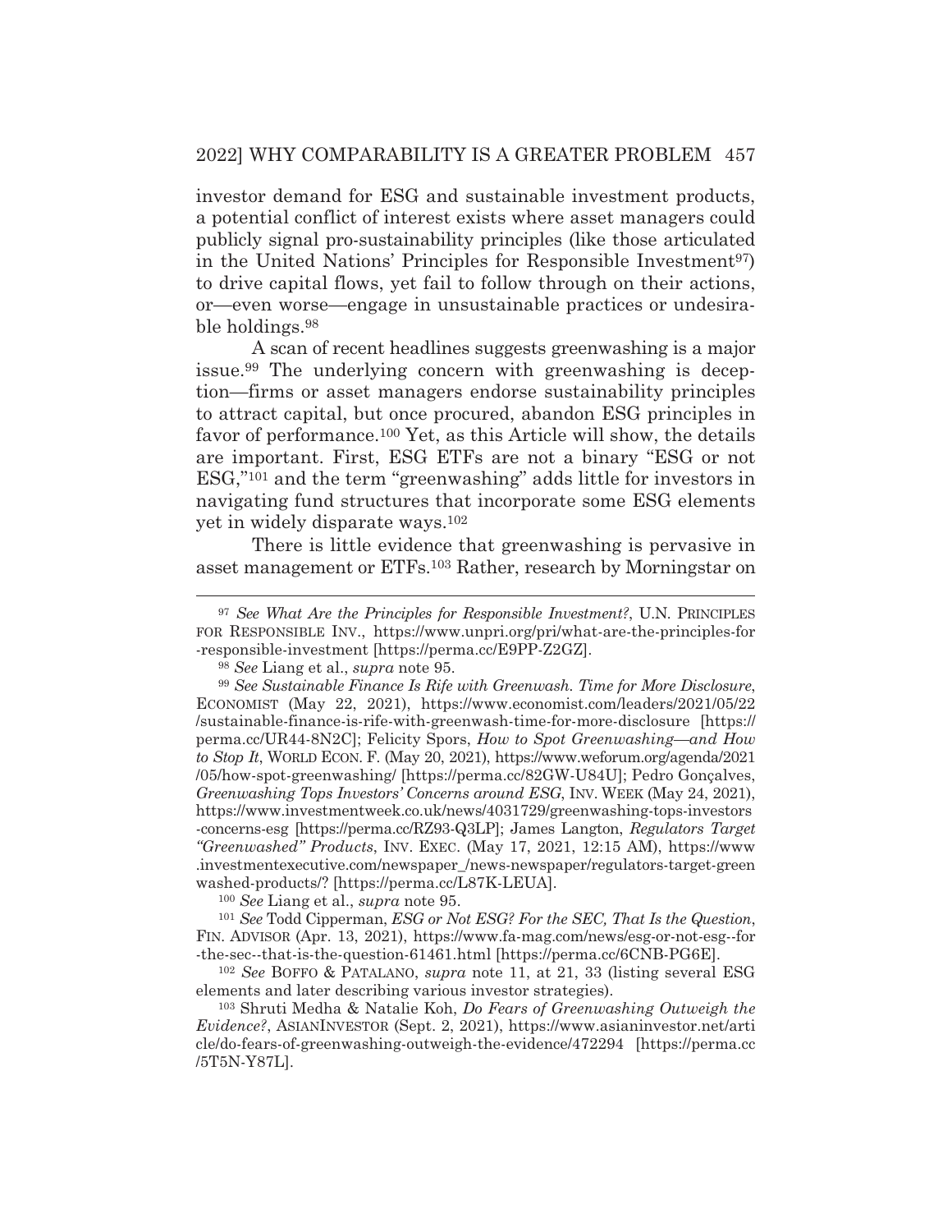investor demand for ESG and sustainable investment products, a potential conflict of interest exists where asset managers could publicly signal pro-sustainability principles (like those articulated in the United Nations' Principles for Responsible Investment[97]) to drive capital flows, yet fail to follow through on their actions, or—even worse—engage in unsustainable practices or undesirable holdings.[98]

A scan of recent headlines suggests greenwashing is a major issue.[99] The underlying concern with greenwashing is deception—firms or asset managers endorse sustainability principles to attract capital, but once procured, abandon ESG principles in favor of performance.[100] Yet, as this Article will show, the details are important. First, ESG ETFs are not a binary "ESG or not ESG,"[101] and the term "greenwashing" adds little for investors in navigating fund structures that incorporate some ESG elements yet in widely disparate ways.[102]

There is little evidence that greenwashing is pervasive in asset management or ETFs.[103] Rather, research by Morningstar on

---

[97] *See What Are the Principles for Responsible Investment?*, U.N. PRINCIPLES FOR RESPONSIBLE INV., https://www.unpri.org/pri/what-are-the-principles-for-responsible-investment [https://perma.cc/E9PP-Z2GZ].

[98] *See* Liang et al., *supra* note 95.

[99] *See Sustainable Finance Is Rife with Greenwash. Time for More Disclosure*, ECONOMIST (May 22, 2021), https://www.economist.com/leaders/2021/05/22/sustainable-finance-is-rife-with-greenwash-time-for-more-disclosure [https://perma.cc/UR44-8N2C]; Felicity Spors, *How to Spot Greenwashing—and How to Stop It*, WORLD ECON. F. (May 20, 2021), https://www.weforum.org/agenda/2021/05/how-spot-greenwashing/ [https://perma.cc/82GW-U84U]; Pedro Gonçalves, *Greenwashing Tops Investors' Concerns around ESG*, INV. WEEK (May 24, 2021), https://www.investmentweek.co.uk/news/4031729/greenwashing-tops-investors-concerns-esg [https://perma.cc/RZ93-Q3LP]; James Langton, *Regulators Target "Greenwashed" Products*, INV. EXEC. (May 17, 2021, 12:15 AM), https://www.investmentexecutive.com/newspaper_/news-newspaper/regulators-target-greenwashed-products/? [https://perma.cc/L87K-LEUA].

[100] *See* Liang et al., *supra* note 95.

[101] *See* Todd Cipperman, *ESG or Not ESG? For the SEC, That Is the Question*, FIN. ADVISOR (Apr. 13, 2021), https://www.fa-mag.com/news/esg-or-not-esg--for-the-sec--that-is-the-question-61461.html [https://perma.cc/6CNB-PG6E].

[102] *See* BOFFO & PATALANO, *supra* note 11, at 21, 33 (listing several ESG elements and later describing various investor strategies).

[103] Shruti Medha & Natalie Koh, *Do Fears of Greenwashing Outweigh the Evidence?*, ASIANINVESTOR (Sept. 2, 2021), https://www.asianinvestor.net/article/do-fears-of-greenwashing-outweigh-the-evidence/472294 [https://perma.cc/5T5N-Y87L].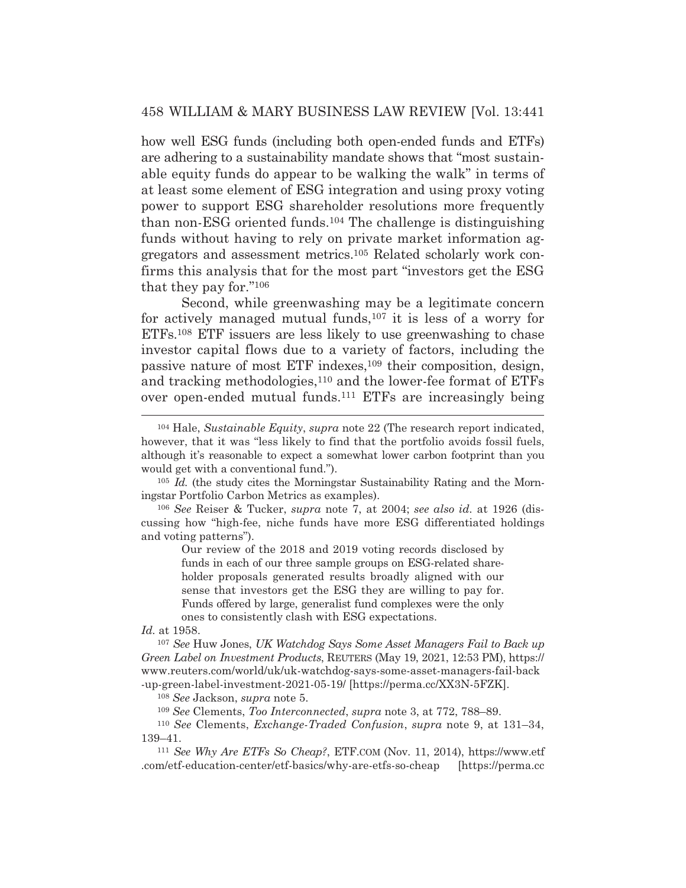how well ESG funds (including both open-ended funds and ETFs) are adhering to a sustainability mandate shows that "most sustainable equity funds do appear to be walking the walk" in terms of at least some element of ESG integration and using proxy voting power to support ESG shareholder resolutions more frequently than non-ESG oriented funds.[104] The challenge is distinguishing funds without having to rely on private market information aggregators and assessment metrics.[105] Related scholarly work confirms this analysis that for the most part "investors get the ESG that they pay for."[106]

Second, while greenwashing may be a legitimate concern for actively managed mutual funds,[107] it is less of a worry for ETFs.[108] ETF issuers are less likely to use greenwashing to chase investor capital flows due to a variety of factors, including the passive nature of most ETF indexes,[109] their composition, design, and tracking methodologies,[110] and the lower-fee format of ETFs over open-ended mutual funds.[111] ETFs are increasingly being

---

[104] Hale, *Sustainable Equity*, *supra* note 22 (The research report indicated, however, that it was "less likely to find that the portfolio avoids fossil fuels, although it's reasonable to expect a somewhat lower carbon footprint than you would get with a conventional fund.").

[105] *Id.* (the study cites the Morningstar Sustainability Rating and the Morningstar Portfolio Carbon Metrics as examples).

[106] *See* Reiser & Tucker, *supra* note 7, at 2004; *see also id.* at 1926 (discussing how "high-fee, niche funds have more ESG differentiated holdings and voting patterns").

> Our review of the 2018 and 2019 voting records disclosed by funds in each of our three sample groups on ESG-related shareholder proposals generated results broadly aligned with our sense that investors get the ESG they are willing to pay for. Funds offered by large, generalist fund complexes were the only ones to consistently clash with ESG expectations.

*Id.* at 1958.

[107] *See* Huw Jones, *UK Watchdog Says Some Asset Managers Fail to Back up Green Label on Investment Products*, REUTERS (May 19, 2021, 12:53 PM), https://www.reuters.com/world/uk/uk-watchdog-says-some-asset-managers-fail-back-up-green-label-investment-2021-05-19/ [https://perma.cc/XX3N-5FZK].

[108] *See* Jackson, *supra* note 5.

[109] *See* Clements, *Too Interconnected*, *supra* note 3, at 772, 788–89.

[110] *See* Clements, *Exchange-Traded Confusion*, *supra* note 9, at 131–34, 139–41.

[111] *See Why Are ETFs So Cheap?*, ETF.COM (Nov. 11, 2014), https://www.etf.com/etf-education-center/etf-basics/why-are-etfs-so-cheap [https://perma.cc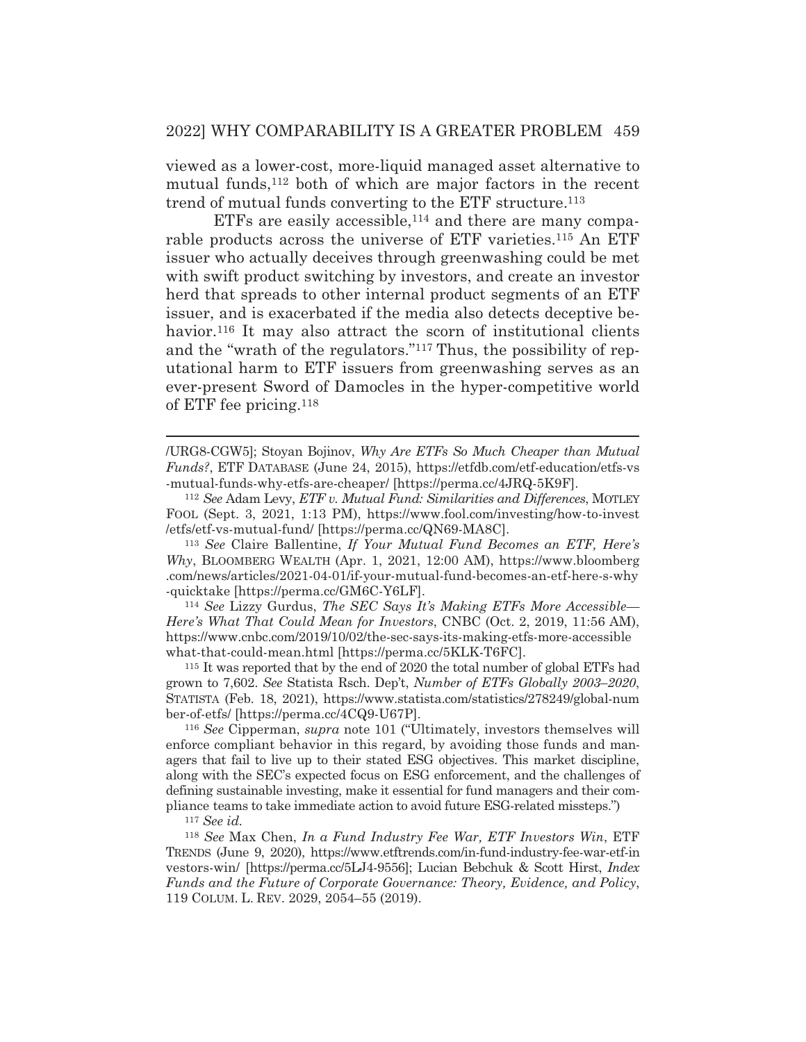viewed as a lower-cost, more-liquid managed asset alternative to mutual funds,[112] both of which are major factors in the recent trend of mutual funds converting to the ETF structure.[113]

ETFs are easily accessible,[114] and there are many comparable products across the universe of ETF varieties.[115] An ETF issuer who actually deceives through greenwashing could be met with swift product switching by investors, and create an investor herd that spreads to other internal product segments of an ETF issuer, and is exacerbated if the media also detects deceptive behavior.[116] It may also attract the scorn of institutional clients and the "wrath of the regulators."[117] Thus, the possibility of reputational harm to ETF issuers from greenwashing serves as an ever-present Sword of Damocles in the hyper-competitive world of ETF fee pricing.[118]

---

/URG8-CGW5]; Stoyan Bojinov, *Why Are ETFs So Much Cheaper than Mutual Funds?*, ETF DATABASE (June 24, 2015), https://etfdb.com/etf-education/etfs-vs-mutual-funds-why-etfs-are-cheaper/ [https://perma.cc/4JRQ-5K9F].

[112] *See* Adam Levy, *ETF v. Mutual Fund: Similarities and Differences*, MOTLEY FOOL (Sept. 3, 2021, 1:13 PM), https://www.fool.com/investing/how-to-invest/etfs/etf-vs-mutual-fund/ [https://perma.cc/QN69-MA8C].

[113] *See* Claire Ballentine, *If Your Mutual Fund Becomes an ETF, Here's Why*, BLOOMBERG WEALTH (Apr. 1, 2021, 12:00 AM), https://www.bloomberg.com/news/articles/2021-04-01/if-your-mutual-fund-becomes-an-etf-here-s-why-quicktake [https://perma.cc/GM6C-Y6LF].

[114] *See* Lizzy Gurdus, *The SEC Says It's Making ETFs More Accessible—Here's What That Could Mean for Investors*, CNBC (Oct. 2, 2019, 11:56 AM), https://www.cnbc.com/2019/10/02/the-sec-says-its-making-etfs-more-accessible what-that-could-mean.html [https://perma.cc/5KLK-T6FC].

[115] It was reported that by the end of 2020 the total number of global ETFs had grown to 7,602. *See* Statista Rsch. Dep't, *Number of ETFs Globally 2003–2020*, STATISTA (Feb. 18, 2021), https://www.statista.com/statistics/278249/global-number-of-etfs/ [https://perma.cc/4CQ9-U67P].

[116] *See* Cipperman, *supra* note 101 ("Ultimately, investors themselves will enforce compliant behavior in this regard, by avoiding those funds and managers that fail to live up to their stated ESG objectives. This market discipline, along with the SEC's expected focus on ESG enforcement, and the challenges of defining sustainable investing, make it essential for fund managers and their compliance teams to take immediate action to avoid future ESG-related missteps.")

[117] *See id.*

[118] *See* Max Chen, *In a Fund Industry Fee War, ETF Investors Win*, ETF TRENDS (June 9, 2020), https://www.etftrends.com/in-fund-industry-fee-war-etf-investors-win/ [https://perma.cc/5LJ4-9556]; Lucian Bebchuk & Scott Hirst, *Index Funds and the Future of Corporate Governance: Theory, Evidence, and Policy*, 119 COLUM. L. REV. 2029, 2054–55 (2019).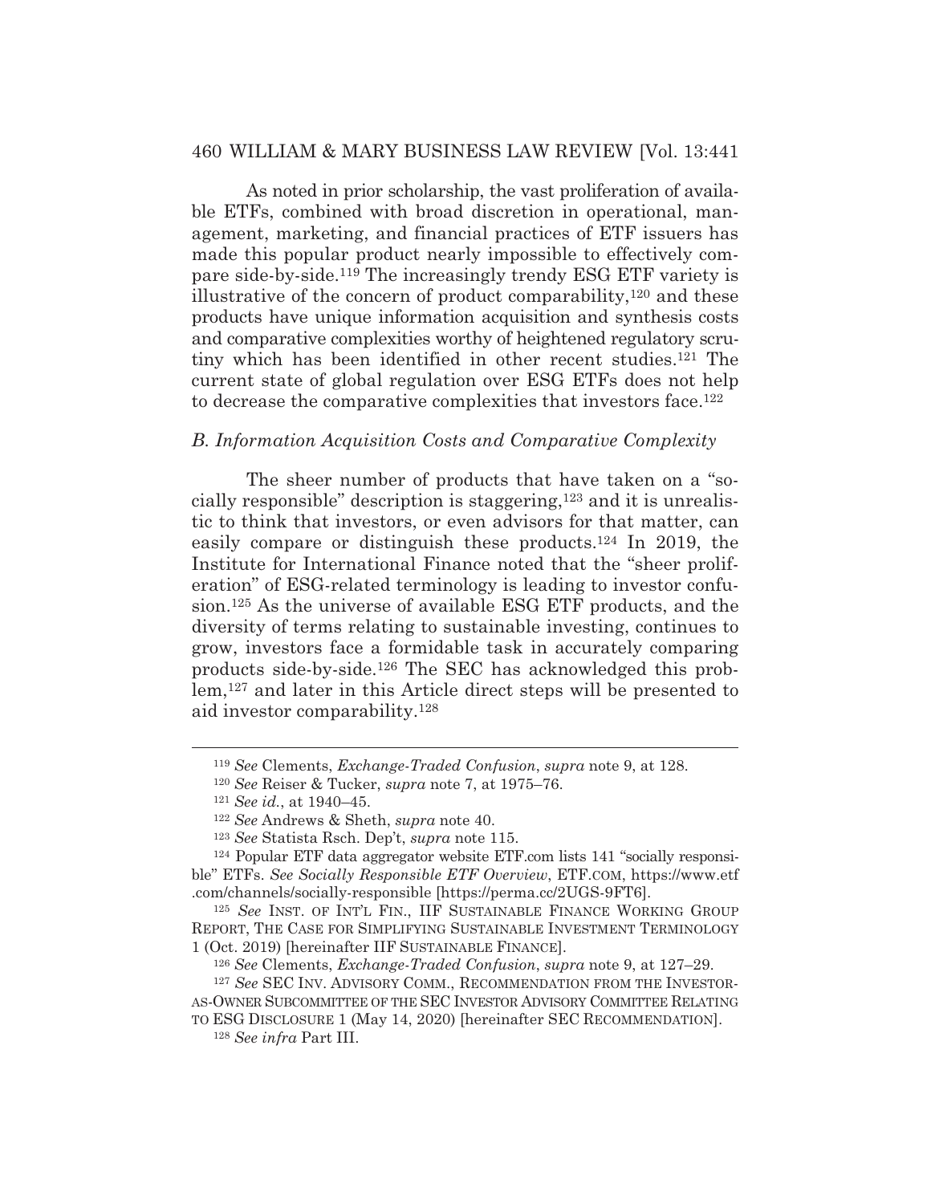As noted in prior scholarship, the vast proliferation of available ETFs, combined with broad discretion in operational, management, marketing, and financial practices of ETF issuers has made this popular product nearly impossible to effectively compare side-by-side.[119] The increasingly trendy ESG ETF variety is illustrative of the concern of product comparability,[120] and these products have unique information acquisition and synthesis costs and comparative complexities worthy of heightened regulatory scrutiny which has been identified in other recent studies.[121] The current state of global regulation over ESG ETFs does not help to decrease the comparative complexities that investors face.[122]

### *B. Information Acquisition Costs and Comparative Complexity*

The sheer number of products that have taken on a "socially responsible" description is staggering,[123] and it is unrealistic to think that investors, or even advisors for that matter, can easily compare or distinguish these products.[124] In 2019, the Institute for International Finance noted that the "sheer proliferation" of ESG-related terminology is leading to investor confusion.[125] As the universe of available ESG ETF products, and the diversity of terms relating to sustainable investing, continues to grow, investors face a formidable task in accurately comparing products side-by-side.[126] The SEC has acknowledged this problem,[127] and later in this Article direct steps will be presented to aid investor comparability.[128]

---

[119] *See* Clements, *Exchange-Traded Confusion*, *supra* note 9, at 128.

[120] *See* Reiser & Tucker, *supra* note 7, at 1975–76.

[121] *See id.*, at 1940–45.

[122] *See* Andrews & Sheth, *supra* note 40.

[123] *See* Statista Rsch. Dep't, *supra* note 115.

[124] Popular ETF data aggregator website ETF.com lists 141 "socially responsible" ETFs. *See Socially Responsible ETF Overview*, ETF.COM, https://www.etf.com/channels/socially-responsible [https://perma.cc/2UGS-9FT6].

[125] *See* INST. OF INT'L FIN., IIF SUSTAINABLE FINANCE WORKING GROUP REPORT, THE CASE FOR SIMPLIFYING SUSTAINABLE INVESTMENT TERMINOLOGY 1 (Oct. 2019) [hereinafter IIF SUSTAINABLE FINANCE].

[126] *See* Clements, *Exchange-Traded Confusion*, *supra* note 9, at 127–29.

[127] *See* SEC INV. ADVISORY COMM., RECOMMENDATION FROM THE INVESTOR-AS-OWNER SUBCOMMITTEE OF THE SEC INVESTOR ADVISORY COMMITTEE RELATING TO ESG DISCLOSURE 1 (May 14, 2020) [hereinafter SEC RECOMMENDATION].

[128] *See infra* Part III.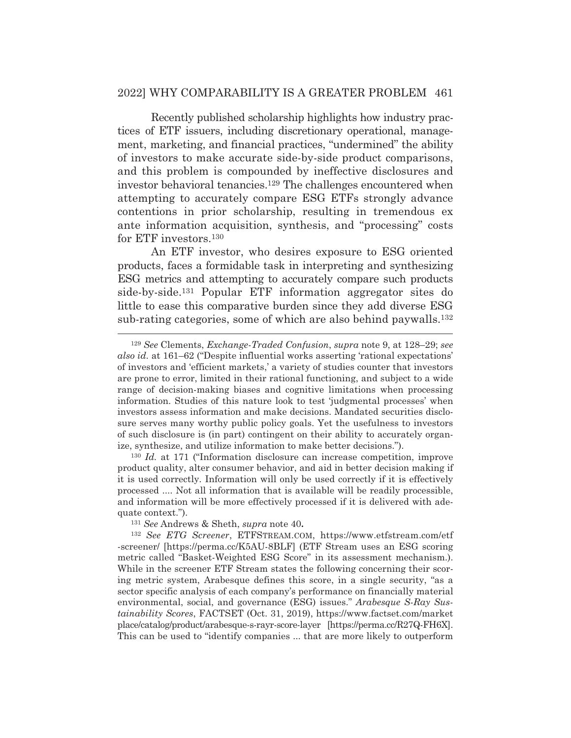Recently published scholarship highlights how industry practices of ETF issuers, including discretionary operational, management, marketing, and financial practices, "undermined" the ability of investors to make accurate side-by-side product comparisons, and this problem is compounded by ineffective disclosures and investor behavioral tenancies.[129] The challenges encountered when attempting to accurately compare ESG ETFs strongly advance contentions in prior scholarship, resulting in tremendous ex ante information acquisition, synthesis, and "processing" costs for ETF investors.[130]

An ETF investor, who desires exposure to ESG oriented products, faces a formidable task in interpreting and synthesizing ESG metrics and attempting to accurately compare such products side-by-side.[131] Popular ETF information aggregator sites do little to ease this comparative burden since they add diverse ESG sub-rating categories, some of which are also behind paywalls.[132]

---

[129] *See* Clements, *Exchange-Traded Confusion*, *supra* note 9, at 128–29; *see also id.* at 161–62 ("Despite influential works asserting 'rational expectations' of investors and 'efficient markets,' a variety of studies counter that investors are prone to error, limited in their rational functioning, and subject to a wide range of decision-making biases and cognitive limitations when processing information. Studies of this nature look to test 'judgmental processes' when investors assess information and make decisions. Mandated securities disclosure serves many worthy public policy goals. Yet the usefulness to investors of such disclosure is (in part) contingent on their ability to accurately organize, synthesize, and utilize information to make better decisions.").

[130] *Id.* at 171 ("Information disclosure can increase competition, improve product quality, alter consumer behavior, and aid in better decision making if it is used correctly. Information will only be used correctly if it is effectively processed .... Not all information that is available will be readily processible, and information will be more effectively processed if it is delivered with adequate context.").

[131] *See* Andrews & Sheth, *supra* note 40**.**

[132] *See ETG Screener*, ETFSTREAM.COM, https://www.etfstream.com/etf-screener/ [https://perma.cc/K5AU-8BLF] (ETF Stream uses an ESG scoring metric called "Basket-Weighted ESG Score" in its assessment mechanism.). While in the screener ETF Stream states the following concerning their scoring metric system, Arabesque defines this score, in a single security, "as a sector specific analysis of each company's performance on financially material environmental, social, and governance (ESG) issues." *Arabesque S-Ray Sustainability Scores*, FACTSET (Oct. 31, 2019), https://www.factset.com/marketplace/catalog/product/arabesque-s-rayr-score-layer [https://perma.cc/R27Q-FH6X]. This can be used to "identify companies ... that are more likely to outperform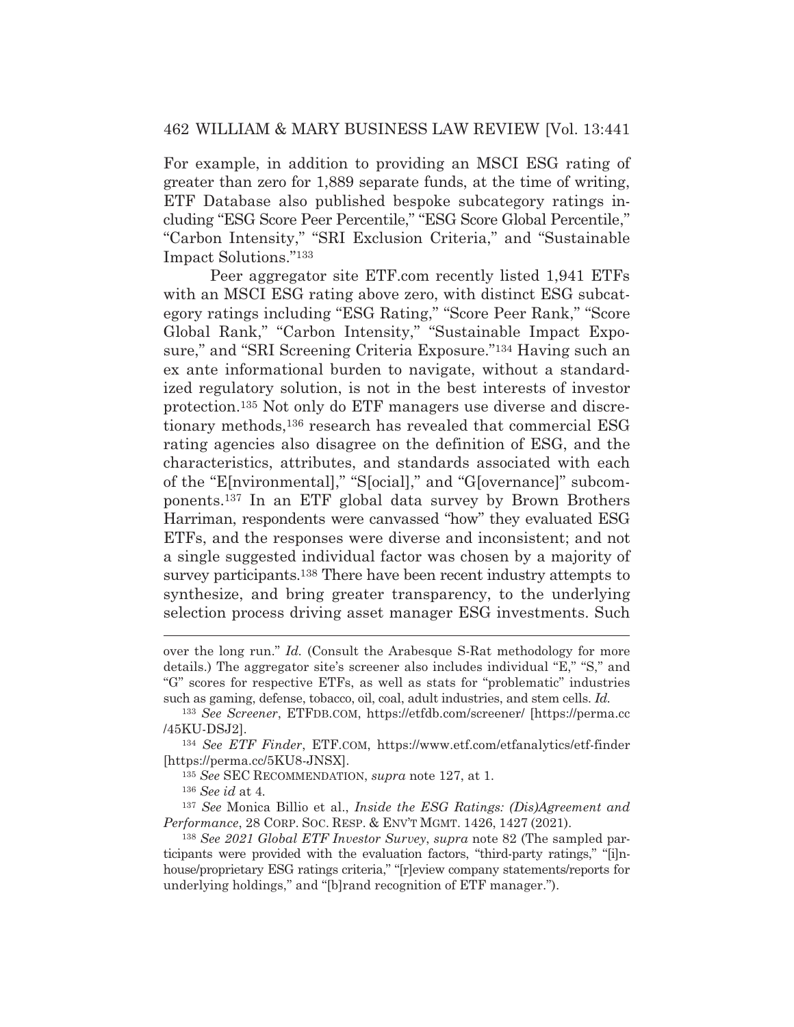For example, in addition to providing an MSCI ESG rating of greater than zero for 1,889 separate funds, at the time of writing, ETF Database also published bespoke subcategory ratings including "ESG Score Peer Percentile," "ESG Score Global Percentile," "Carbon Intensity," "SRI Exclusion Criteria," and "Sustainable Impact Solutions."[133]

Peer aggregator site ETF.com recently listed 1,941 ETFs with an MSCI ESG rating above zero, with distinct ESG subcategory ratings including "ESG Rating," "Score Peer Rank," "Score Global Rank," "Carbon Intensity," "Sustainable Impact Exposure," and "SRI Screening Criteria Exposure."[134] Having such an ex ante informational burden to navigate, without a standardized regulatory solution, is not in the best interests of investor protection.[135] Not only do ETF managers use diverse and discretionary methods,[136] research has revealed that commercial ESG rating agencies also disagree on the definition of ESG, and the characteristics, attributes, and standards associated with each of the "E[nvironmental]," "S[ocial]," and "G[overnance]" subcomponents.[137] In an ETF global data survey by Brown Brothers Harriman, respondents were canvassed "how" they evaluated ESG ETFs, and the responses were diverse and inconsistent; and not a single suggested individual factor was chosen by a majority of survey participants.[138] There have been recent industry attempts to synthesize, and bring greater transparency, to the underlying selection process driving asset manager ESG investments. Such

---

over the long run." *Id.* (Consult the Arabesque S-Rat methodology for more details.) The aggregator site's screener also includes individual "E," "S," and "G" scores for respective ETFs, as well as stats for "problematic" industries such as gaming, defense, tobacco, oil, coal, adult industries, and stem cells. *Id.*

[133] *See Screener*, ETFDB.COM, https://etfdb.com/screener/ [https://perma.cc/45KU-DSJ2].

[134] *See ETF Finder*, ETF.COM, https://www.etf.com/etfanalytics/etf-finder [https://perma.cc/5KU8-JNSX].

[135] *See* SEC RECOMMENDATION, *supra* note 127, at 1.

[136] *See id* at 4.

[137] *See* Monica Billio et al., *Inside the ESG Ratings: (Dis)Agreement and Performance*, 28 CORP. SOC. RESP. & ENV'T MGMT. 1426, 1427 (2021).

[138] *See 2021 Global ETF Investor Survey*, *supra* note 82 (The sampled participants were provided with the evaluation factors, "third-party ratings," "[i]n-house/proprietary ESG ratings criteria," "[r]eview company statements/reports for underlying holdings," and "[b]rand recognition of ETF manager.").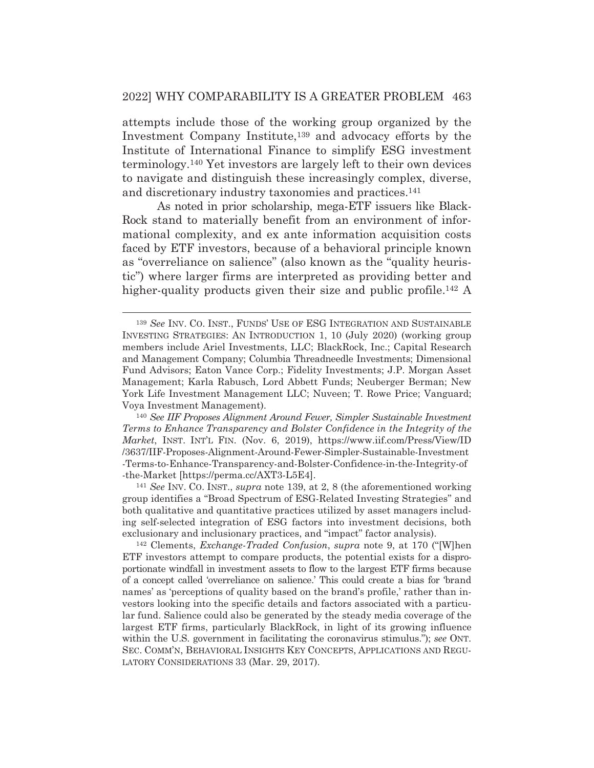attempts include those of the working group organized by the Investment Company Institute,[139] and advocacy efforts by the Institute of International Finance to simplify ESG investment terminology.[140] Yet investors are largely left to their own devices to navigate and distinguish these increasingly complex, diverse, and discretionary industry taxonomies and practices.[141]

As noted in prior scholarship, mega-ETF issuers like BlackRock stand to materially benefit from an environment of informational complexity, and ex ante information acquisition costs faced by ETF investors, because of a behavioral principle known as "overreliance on salience" (also known as the "quality heuristic") where larger firms are interpreted as providing better and higher-quality products given their size and public profile.[142] A

---

[139] *See* INV. CO. INST., FUNDS' USE OF ESG INTEGRATION AND SUSTAINABLE INVESTING STRATEGIES: AN INTRODUCTION 1, 10 (July 2020) (working group members include Ariel Investments, LLC; BlackRock, Inc.; Capital Research and Management Company; Columbia Threadneedle Investments; Dimensional Fund Advisors; Eaton Vance Corp.; Fidelity Investments; J.P. Morgan Asset Management; Karla Rabusch, Lord Abbett Funds; Neuberger Berman; New York Life Investment Management LLC; Nuveen; T. Rowe Price; Vanguard; Voya Investment Management).

[140] *See IIF Proposes Alignment Around Fewer, Simpler Sustainable Investment Terms to Enhance Transparency and Bolster Confidence in the Integrity of the Market*, INST. INT'L FIN. (Nov. 6, 2019), https://www.iif.com/Press/View/ID/3637/IIF-Proposes-Alignment-Around-Fewer-Simpler-Sustainable-Investment-Terms-to-Enhance-Transparency-and-Bolster-Confidence-in-the-Integrity-of-the-Market [https://perma.cc/AXT3-L5E4].

[141] *See* INV. CO. INST., *supra* note 139, at 2, 8 (the aforementioned working group identifies a "Broad Spectrum of ESG-Related Investing Strategies" and both qualitative and quantitative practices utilized by asset managers including self-selected integration of ESG factors into investment decisions, both exclusionary and inclusionary practices, and "impact" factor analysis).

[142] Clements, *Exchange-Traded Confusion*, *supra* note 9, at 170 ("[W]hen ETF investors attempt to compare products, the potential exists for a disproportionate windfall in investment assets to flow to the largest ETF firms because of a concept called 'overreliance on salience.' This could create a bias for 'brand names' as 'perceptions of quality based on the brand's profile,' rather than investors looking into the specific details and factors associated with a particular fund. Salience could also be generated by the steady media coverage of the largest ETF firms, particularly BlackRock, in light of its growing influence within the U.S. government in facilitating the coronavirus stimulus."); *see* ONT. SEC. COMM'N, BEHAVIORAL INSIGHTS KEY CONCEPTS, APPLICATIONS AND REGULATORY CONSIDERATIONS 33 (Mar. 29, 2017).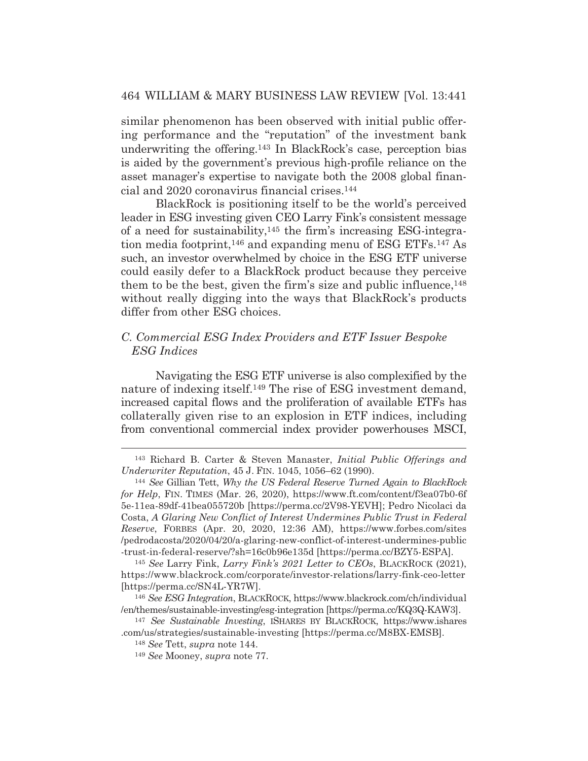similar phenomenon has been observed with initial public offering performance and the "reputation" of the investment bank underwriting the offering.[143] In BlackRock's case, perception bias is aided by the government's previous high-profile reliance on the asset manager's expertise to navigate both the 2008 global financial and 2020 coronavirus financial crises.[144]

BlackRock is positioning itself to be the world's perceived leader in ESG investing given CEO Larry Fink's consistent message of a need for sustainability,[145] the firm's increasing ESG-integration media footprint,[146] and expanding menu of ESG ETFs.[147] As such, an investor overwhelmed by choice in the ESG ETF universe could easily defer to a BlackRock product because they perceive them to be the best, given the firm's size and public influence,[148] without really digging into the ways that BlackRock's products differ from other ESG choices.

### *C. Commercial ESG Index Providers and ETF Issuer Bespoke ESG Indices*

Navigating the ESG ETF universe is also complexified by the nature of indexing itself.[149] The rise of ESG investment demand, increased capital flows and the proliferation of available ETFs has collaterally given rise to an explosion in ETF indices, including from conventional commercial index provider powerhouses MSCI,

---

[143] Richard B. Carter & Steven Manaster, *Initial Public Offerings and Underwriter Reputation*, 45 J. FIN. 1045, 1056–62 (1990).

[144] *See* Gillian Tett, *Why the US Federal Reserve Turned Again to BlackRock for Help*, FIN. TIMES (Mar. 26, 2020), https://www.ft.com/content/f3ea07b0-6f5e-11ea-89df-41bea055720b [https://perma.cc/2V98-YEVH]; Pedro Nicolaci da Costa, *A Glaring New Conflict of Interest Undermines Public Trust in Federal Reserve*, FORBES (Apr. 20, 2020, 12:36 AM), https://www.forbes.com/sites/pedrodacosta/2020/04/20/a-glaring-new-conflict-of-interest-undermines-public-trust-in-federal-reserve/?sh=16c0b96e135d [https://perma.cc/BZY5-ESPA].

[145] *See* Larry Fink, *Larry Fink's 2021 Letter to CEOs*, BLACKROCK (2021), https://www.blackrock.com/corporate/investor-relations/larry-fink-ceo-letter [https://perma.cc/SN4L-YR7W].

[146] *See ESG Integration*, BLACKROCK, https://www.blackrock.com/ch/individual/en/themes/sustainable-investing/esg-integration [https://perma.cc/KQ3Q-KAW3].

[147] *See Sustainable Investing*, ISHARES BY BLACKROCK, https://www.ishares.com/us/strategies/sustainable-investing [https://perma.cc/M8BX-EMSB].

[148] *See* Tett, *supra* note 144.

[149] *See* Mooney, *supra* note 77.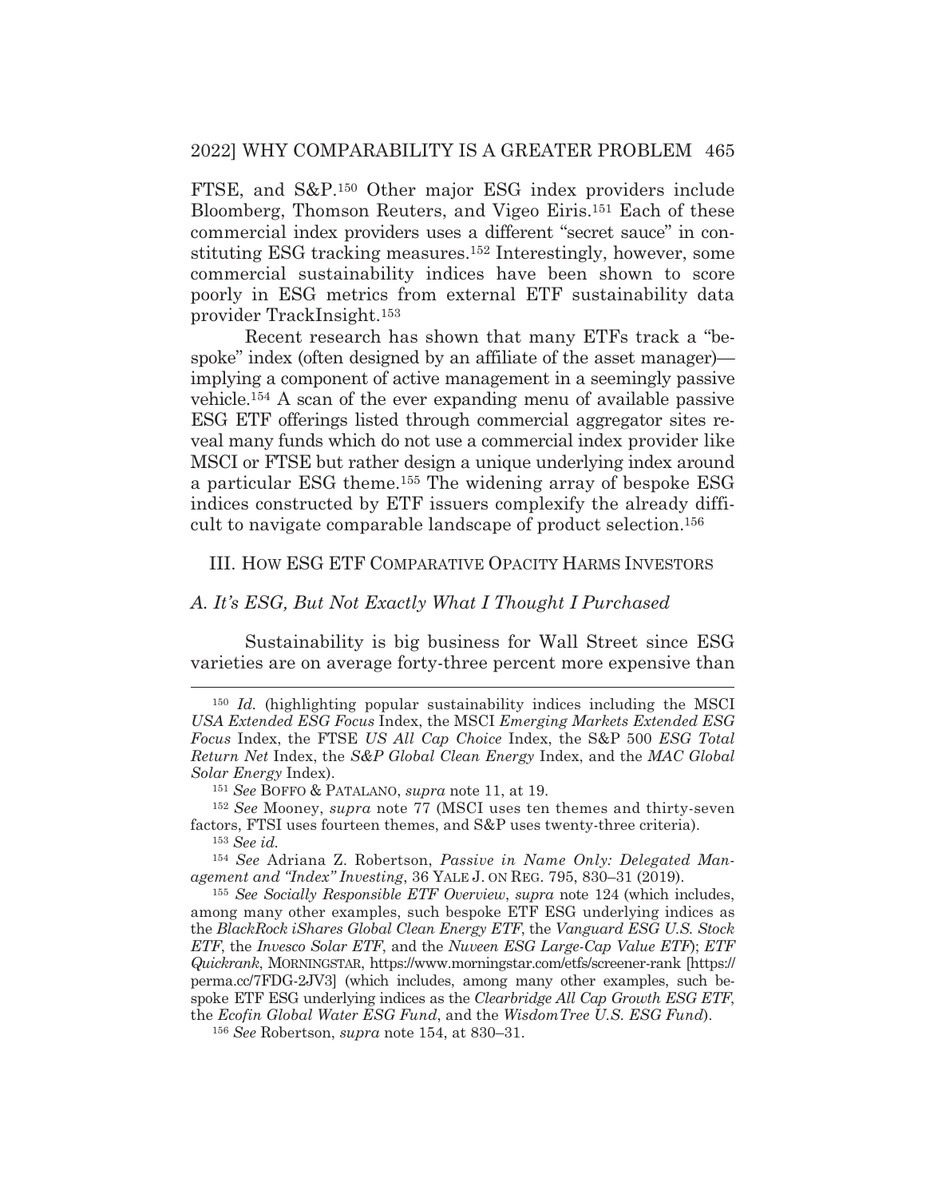FTSE, and S&P.[150] Other major ESG index providers include Bloomberg, Thomson Reuters, and Vigeo Eiris.[151] Each of these commercial index providers uses a different "secret sauce" in constituting ESG tracking measures.[152] Interestingly, however, some commercial sustainability indices have been shown to score poorly in ESG metrics from external ETF sustainability data provider TrackInsight.[153]

Recent research has shown that many ETFs track a "bespoke" index (often designed by an affiliate of the asset manager)—implying a component of active management in a seemingly passive vehicle.[154] A scan of the ever expanding menu of available passive ESG ETF offerings listed through commercial aggregator sites reveal many funds which do not use a commercial index provider like MSCI or FTSE but rather design a unique underlying index around a particular ESG theme.[155] The widening array of bespoke ESG indices constructed by ETF issuers complexify the already difficult to navigate comparable landscape of product selection.[156]

## III. How ESG ETF Comparative Opacity Harms Investors

### *A. It's ESG, But Not Exactly What I Thought I Purchased*

Sustainability is big business for Wall Street since ESG varieties are on average forty-three percent more expensive than

---

[150] *Id.* (highlighting popular sustainability indices including the MSCI *USA Extended ESG Focus* Index, the MSCI *Emerging Markets Extended ESG Focus* Index, the FTSE *US All Cap Choice* Index, the S&P 500 *ESG Total Return Net* Index, the *S&P Global Clean Energy* Index, and the *MAC Global Solar Energy* Index).

[151] *See* Boffo & Patalano, *supra* note 11, at 19.

[152] *See* Mooney, *supra* note 77 (MSCI uses ten themes and thirty-seven factors, FTSI uses fourteen themes, and S&P uses twenty-three criteria).

[153] *See id.*

[154] *See* Adriana Z. Robertson, *Passive in Name Only: Delegated Management and "Index" Investing*, 36 Yale J. on Reg. 795, 830–31 (2019).

[155] *See Socially Responsible ETF Overview*, *supra* note 124 (which includes, among many other examples, such bespoke ETF ESG underlying indices as the *BlackRock iShares Global Clean Energy ETF*, the *Vanguard ESG U.S. Stock ETF*, the *Invesco Solar ETF*, and the *Nuveen ESG Large-Cap Value ETF*); *ETF Quickrank*, Morningstar, https://www.morningstar.com/etfs/screener-rank [https://perma.cc/7FDG-2JV3] (which includes, among many other examples, such bespoke ETF ESG underlying indices as the *Clearbridge All Cap Growth ESG ETF*, the *Ecofin Global Water ESG Fund*, and the *WisdomTree U.S. ESG Fund*).

[156] *See* Robertson, *supra* note 154, at 830–31.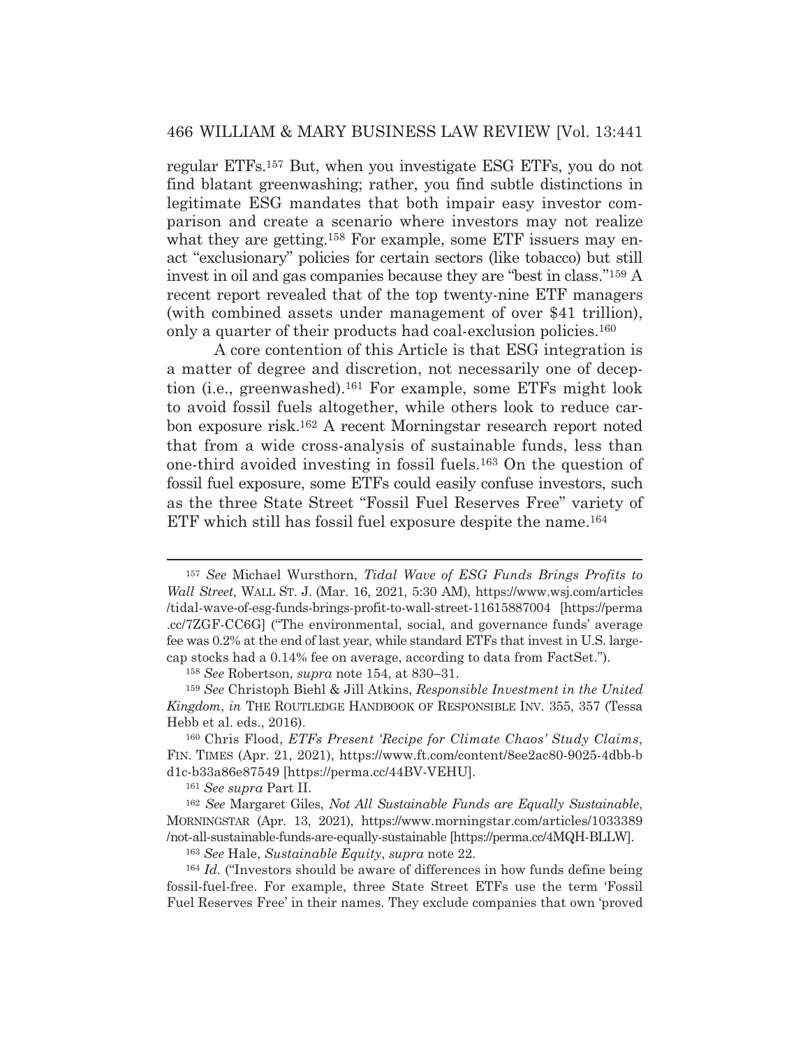regular ETFs.[157] But, when you investigate ESG ETFs, you do not find blatant greenwashing; rather, you find subtle distinctions in legitimate ESG mandates that both impair easy investor comparison and create a scenario where investors may not realize what they are getting.[158] For example, some ETF issuers may enact "exclusionary" policies for certain sectors (like tobacco) but still invest in oil and gas companies because they are "best in class."[159] A recent report revealed that of the top twenty-nine ETF managers (with combined assets under management of over $41 trillion), only a quarter of their products had coal-exclusion policies.[160]

A core contention of this Article is that ESG integration is a matter of degree and discretion, not necessarily one of deception (i.e., greenwashed).[161] For example, some ETFs might look to avoid fossil fuels altogether, while others look to reduce carbon exposure risk.[162] A recent Morningstar research report noted that from a wide cross-analysis of sustainable funds, less than one-third avoided investing in fossil fuels.[163] On the question of fossil fuel exposure, some ETFs could easily confuse investors, such as the three State Street "Fossil Fuel Reserves Free" variety of ETF which still has fossil fuel exposure despite the name.[164]

---

[157] *See* Michael Wursthorn, *Tidal Wave of ESG Funds Brings Profits to Wall Street*, WALL ST. J. (Mar. 16, 2021, 5:30 AM), https://www.wsj.com/articles/tidal-wave-of-esg-funds-brings-profit-to-wall-street-11615887004 [https://perma.cc/7ZGF-CC6G] ("The environmental, social, and governance funds' average fee was 0.2% at the end of last year, while standard ETFs that invest in U.S. large-cap stocks had a 0.14% fee on average, according to data from FactSet.").

[158] *See* Robertson, *supra* note 154, at 830–31.

[159] *See* Christoph Biehl & Jill Atkins, *Responsible Investment in the United Kingdom*, *in* THE ROUTLEDGE HANDBOOK OF RESPONSIBLE INV. 355, 357 (Tessa Hebb et al. eds., 2016).

[160] Chris Flood, *ETFs Present 'Recipe for Climate Chaos' Study Claims*, FIN. TIMES (Apr. 21, 2021), https://www.ft.com/content/8ee2ac80-9025-4dbb-bd1c-b33a86e87549 [https://perma.cc/44BV-VEHU].

[161] *See supra* Part II.

[162] *See* Margaret Giles, *Not All Sustainable Funds are Equally Sustainable*, MORNINGSTAR (Apr. 13, 2021), https://www.morningstar.com/articles/1033389/not-all-sustainable-funds-are-equally-sustainable [https://perma.cc/4MQH-BLLW].

[163] *See* Hale, *Sustainable Equity*, *supra* note 22.

[164] *Id.* ("Investors should be aware of differences in how funds define being fossil-fuel-free. For example, three State Street ETFs use the term 'Fossil Fuel Reserves Free' in their names. They exclude companies that own 'proved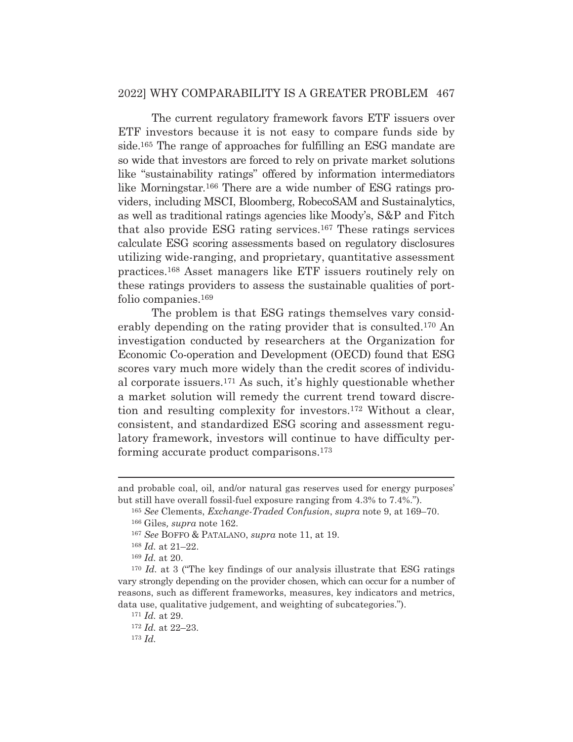The current regulatory framework favors ETF issuers over ETF investors because it is not easy to compare funds side by side.[165] The range of approaches for fulfilling an ESG mandate are so wide that investors are forced to rely on private market solutions like "sustainability ratings" offered by information intermediators like Morningstar.[166] There are a wide number of ESG ratings providers, including MSCI, Bloomberg, RobecoSAM and Sustainalytics, as well as traditional ratings agencies like Moody's, S&P and Fitch that also provide ESG rating services.[167] These ratings services calculate ESG scoring assessments based on regulatory disclosures utilizing wide-ranging, and proprietary, quantitative assessment practices.[168] Asset managers like ETF issuers routinely rely on these ratings providers to assess the sustainable qualities of portfolio companies.[169]

The problem is that ESG ratings themselves vary considerably depending on the rating provider that is consulted.[170] An investigation conducted by researchers at the Organization for Economic Co-operation and Development (OECD) found that ESG scores vary much more widely than the credit scores of individual corporate issuers.[171] As such, it's highly questionable whether a market solution will remedy the current trend toward discretion and resulting complexity for investors.[172] Without a clear, consistent, and standardized ESG scoring and assessment regulatory framework, investors will continue to have difficulty performing accurate product comparisons.[173]

---

and probable coal, oil, and/or natural gas reserves used for energy purposes' but still have overall fossil-fuel exposure ranging from 4.3% to 7.4%.").

[165] *See* Clements, *Exchange-Traded Confusion*, *supra* note 9, at 169–70.

[166] Giles, *supra* note 162.

[167] *See* BOFFO & PATALANO, *supra* note 11, at 19.

[168] *Id.* at 21–22.

[169] *Id.* at 20.

[170] *Id.* at 3 ("The key findings of our analysis illustrate that ESG ratings vary strongly depending on the provider chosen, which can occur for a number of reasons, such as different frameworks, measures, key indicators and metrics, data use, qualitative judgement, and weighting of subcategories.").

[171] *Id.* at 29.

[172] *Id.* at 22–23.

[173] *Id.*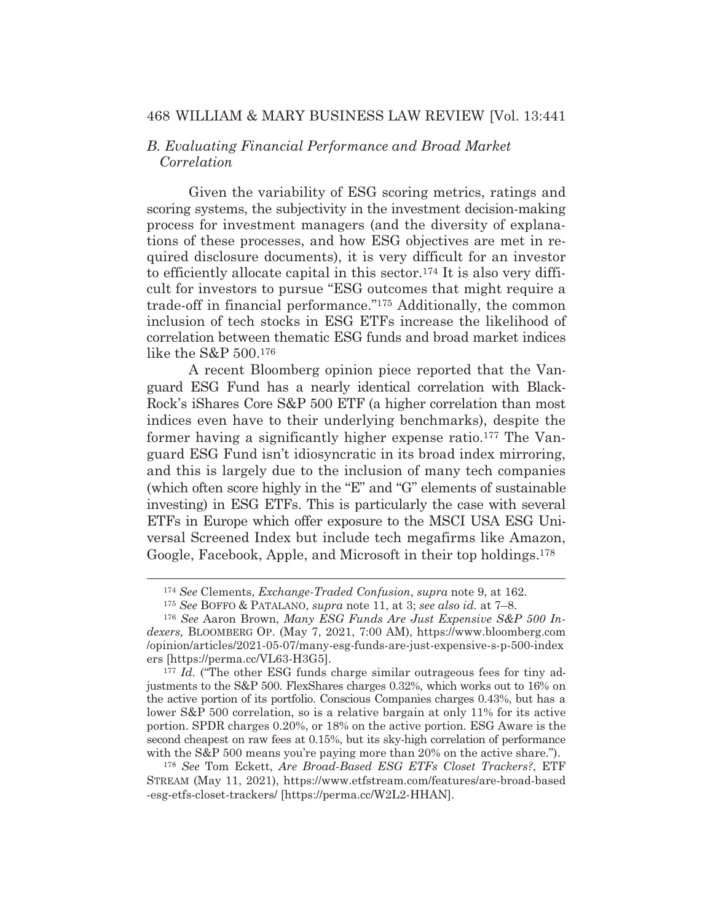### *B. Evaluating Financial Performance and Broad Market Correlation*

Given the variability of ESG scoring metrics, ratings and scoring systems, the subjectivity in the investment decision-making process for investment managers (and the diversity of explanations of these processes, and how ESG objectives are met in required disclosure documents), it is very difficult for an investor to efficiently allocate capital in this sector.[174] It is also very difficult for investors to pursue "ESG outcomes that might require a trade-off in financial performance."[175] Additionally, the common inclusion of tech stocks in ESG ETFs increase the likelihood of correlation between thematic ESG funds and broad market indices like the S&P 500.[176]

A recent Bloomberg opinion piece reported that the Vanguard ESG Fund has a nearly identical correlation with BlackRock's iShares Core S&P 500 ETF (a higher correlation than most indices even have to their underlying benchmarks), despite the former having a significantly higher expense ratio.[177] The Vanguard ESG Fund isn't idiosyncratic in its broad index mirroring, and this is largely due to the inclusion of many tech companies (which often score highly in the "E" and "G" elements of sustainable investing) in ESG ETFs. This is particularly the case with several ETFs in Europe which offer exposure to the MSCI USA ESG Universal Screened Index but include tech megafirms like Amazon, Google, Facebook, Apple, and Microsoft in their top holdings.[178]

---

[174] *See* Clements, *Exchange-Traded Confusion*, *supra* note 9, at 162.

[175] *See* BOFFO & PATALANO, *supra* note 11, at 3; *see also id.* at 7–8.

[176] *See* Aaron Brown, *Many ESG Funds Are Just Expensive S&P 500 Indexers,* BLOOMBERG OP. (May 7, 2021, 7:00 AM), https://www.bloomberg.com/opinion/articles/2021-05-07/many-esg-funds-are-just-expensive-s-p-500-indexers [https://perma.cc/VL63-H3G5].

[177] *Id.* ("The other ESG funds charge similar outrageous fees for tiny adjustments to the S&P 500. FlexShares charges 0.32%, which works out to 16% on the active portion of its portfolio. Conscious Companies charges 0.43%, but has a lower S&P 500 correlation, so is a relative bargain at only 11% for its active portion. SPDR charges 0.20%, or 18% on the active portion. ESG Aware is the second cheapest on raw fees at 0.15%, but its sky-high correlation of performance with the S&P 500 means you're paying more than 20% on the active share.").

[178] *See* Tom Eckett, *Are Broad-Based ESG ETFs Closet Trackers?*, ETF STREAM (May 11, 2021), https://www.etfstream.com/features/are-broad-based-esg-etfs-closet-trackers/ [https://perma.cc/W2L2-HHAN].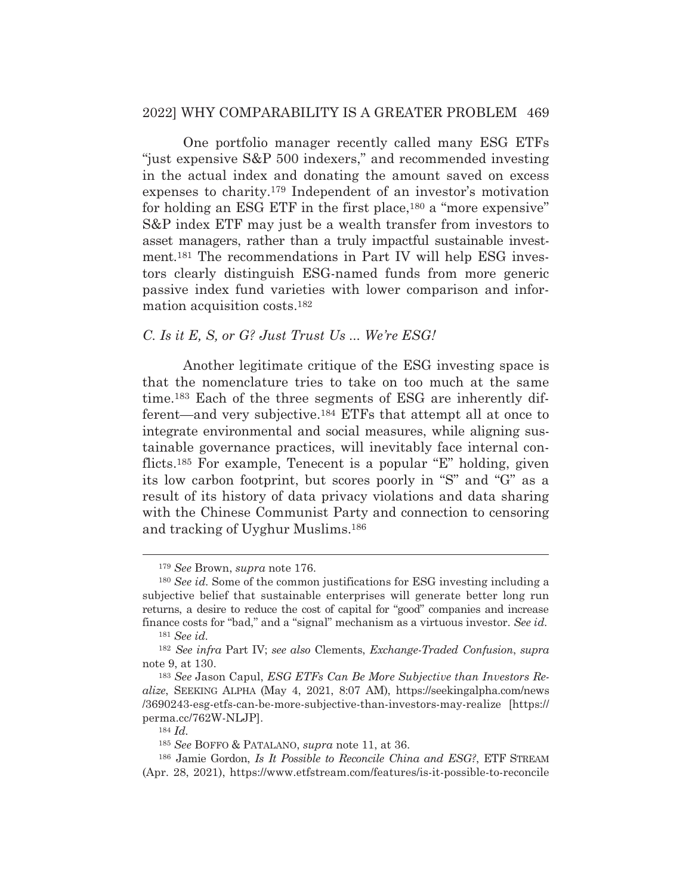One portfolio manager recently called many ESG ETFs "just expensive S&P 500 indexers," and recommended investing in the actual index and donating the amount saved on excess expenses to charity.[179] Independent of an investor's motivation for holding an ESG ETF in the first place,[180] a "more expensive" S&P index ETF may just be a wealth transfer from investors to asset managers, rather than a truly impactful sustainable investment.[181] The recommendations in Part IV will help ESG investors clearly distinguish ESG-named funds from more generic passive index fund varieties with lower comparison and information acquisition costs.[182]

### *C. Is it E, S, or G? Just Trust Us ... We're ESG!*

Another legitimate critique of the ESG investing space is that the nomenclature tries to take on too much at the same time.[183] Each of the three segments of ESG are inherently different—and very subjective.[184] ETFs that attempt all at once to integrate environmental and social measures, while aligning sustainable governance practices, will inevitably face internal conflicts.[185] For example, Tenecent is a popular "E" holding, given its low carbon footprint, but scores poorly in "S" and "G" as a result of its history of data privacy violations and data sharing with the Chinese Communist Party and connection to censoring and tracking of Uyghur Muslims.[186]

---

[179] *See* Brown, *supra* note 176.

[180] *See id.* Some of the common justifications for ESG investing including a subjective belief that sustainable enterprises will generate better long run returns, a desire to reduce the cost of capital for "good" companies and increase finance costs for "bad," and a "signal" mechanism as a virtuous investor. *See id.*

[181] *See id.*

[182] *See infra* Part IV; *see also* Clements, *Exchange-Traded Confusion*, *supra* note 9, at 130.

[183] *See* Jason Capul, *ESG ETFs Can Be More Subjective than Investors Realize*, SEEKING ALPHA (May 4, 2021, 8:07 AM), https://seekingalpha.com/news/3690243-esg-etfs-can-be-more-subjective-than-investors-may-realize [https://perma.cc/762W-NLJP].

[184] *Id.*

[185] *See* BOFFO & PATALANO, *supra* note 11, at 36.

[186] Jamie Gordon, *Is It Possible to Reconcile China and ESG?*, ETF STREAM (Apr. 28, 2021), https://www.etfstream.com/features/is-it-possible-to-reconcile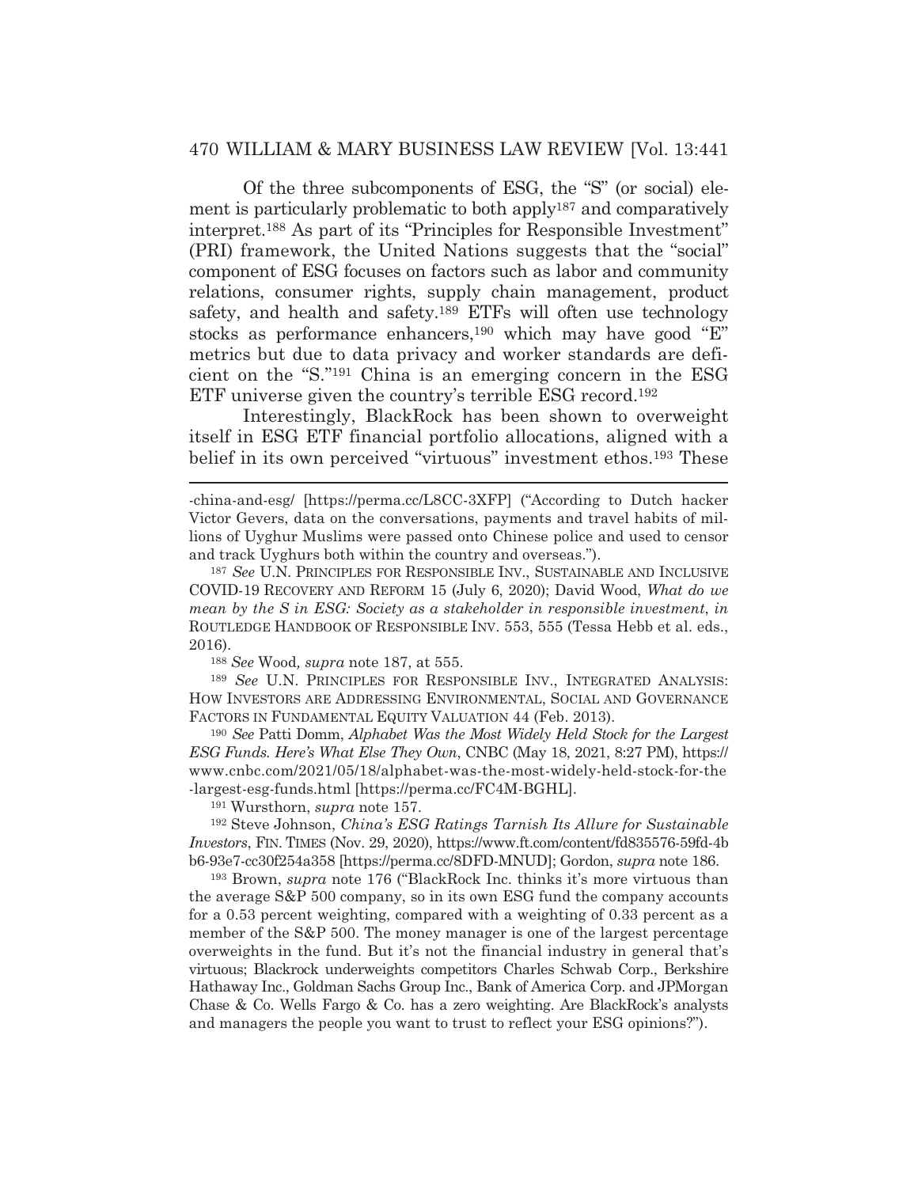Of the three subcomponents of ESG, the "S" (or social) element is particularly problematic to both apply[187] and comparatively interpret.[188] As part of its "Principles for Responsible Investment" (PRI) framework, the United Nations suggests that the "social" component of ESG focuses on factors such as labor and community relations, consumer rights, supply chain management, product safety, and health and safety.[189] ETFs will often use technology stocks as performance enhancers,[190] which may have good "E" metrics but due to data privacy and worker standards are deficient on the "S."[191] China is an emerging concern in the ESG ETF universe given the country's terrible ESG record.[192]

Interestingly, BlackRock has been shown to overweight itself in ESG ETF financial portfolio allocations, aligned with a belief in its own perceived "virtuous" investment ethos.[193] These

---

-china-and-esg/ [https://perma.cc/L8CC-3XFP] ("According to Dutch hacker Victor Gevers, data on the conversations, payments and travel habits of millions of Uyghur Muslims were passed onto Chinese police and used to censor and track Uyghurs both within the country and overseas.").

[187] *See* U.N. PRINCIPLES FOR RESPONSIBLE INV., SUSTAINABLE AND INCLUSIVE COVID-19 RECOVERY AND REFORM 15 (July 6, 2020); David Wood, *What do we mean by the S in ESG: Society as a stakeholder in responsible investment*, *in* ROUTLEDGE HANDBOOK OF RESPONSIBLE INV. 553, 555 (Tessa Hebb et al. eds., 2016).

[188] *See* Wood, *supra* note 187, at 555.

[189] *See* U.N. PRINCIPLES FOR RESPONSIBLE INV., INTEGRATED ANALYSIS: HOW INVESTORS ARE ADDRESSING ENVIRONMENTAL, SOCIAL AND GOVERNANCE FACTORS IN FUNDAMENTAL EQUITY VALUATION 44 (Feb. 2013).

[190] *See* Patti Domm, *Alphabet Was the Most Widely Held Stock for the Largest ESG Funds. Here's What Else They Own*, CNBC (May 18, 2021, 8:27 PM), https://www.cnbc.com/2021/05/18/alphabet-was-the-most-widely-held-stock-for-the-largest-esg-funds.html [https://perma.cc/FC4M-BGHL].

[191] Wursthorn, *supra* note 157.

[192] Steve Johnson, *China's ESG Ratings Tarnish Its Allure for Sustainable Investors*, FIN. TIMES (Nov. 29, 2020), https://www.ft.com/content/fd835576-59fd-4bb6-93e7-cc30f254a358 [https://perma.cc/8DFD-MNUD]; Gordon, *supra* note 186.

[193] Brown, *supra* note 176 ("BlackRock Inc. thinks it's more virtuous than the average S&P 500 company, so in its own ESG fund the company accounts for a 0.53 percent weighting, compared with a weighting of 0.33 percent as a member of the S&P 500. The money manager is one of the largest percentage overweights in the fund. But it's not the financial industry in general that's virtuous; Blackrock underweights competitors Charles Schwab Corp., Berkshire Hathaway Inc., Goldman Sachs Group Inc., Bank of America Corp. and JPMorgan Chase & Co. Wells Fargo & Co. has a zero weighting. Are BlackRock's analysts and managers the people you want to trust to reflect your ESG opinions?").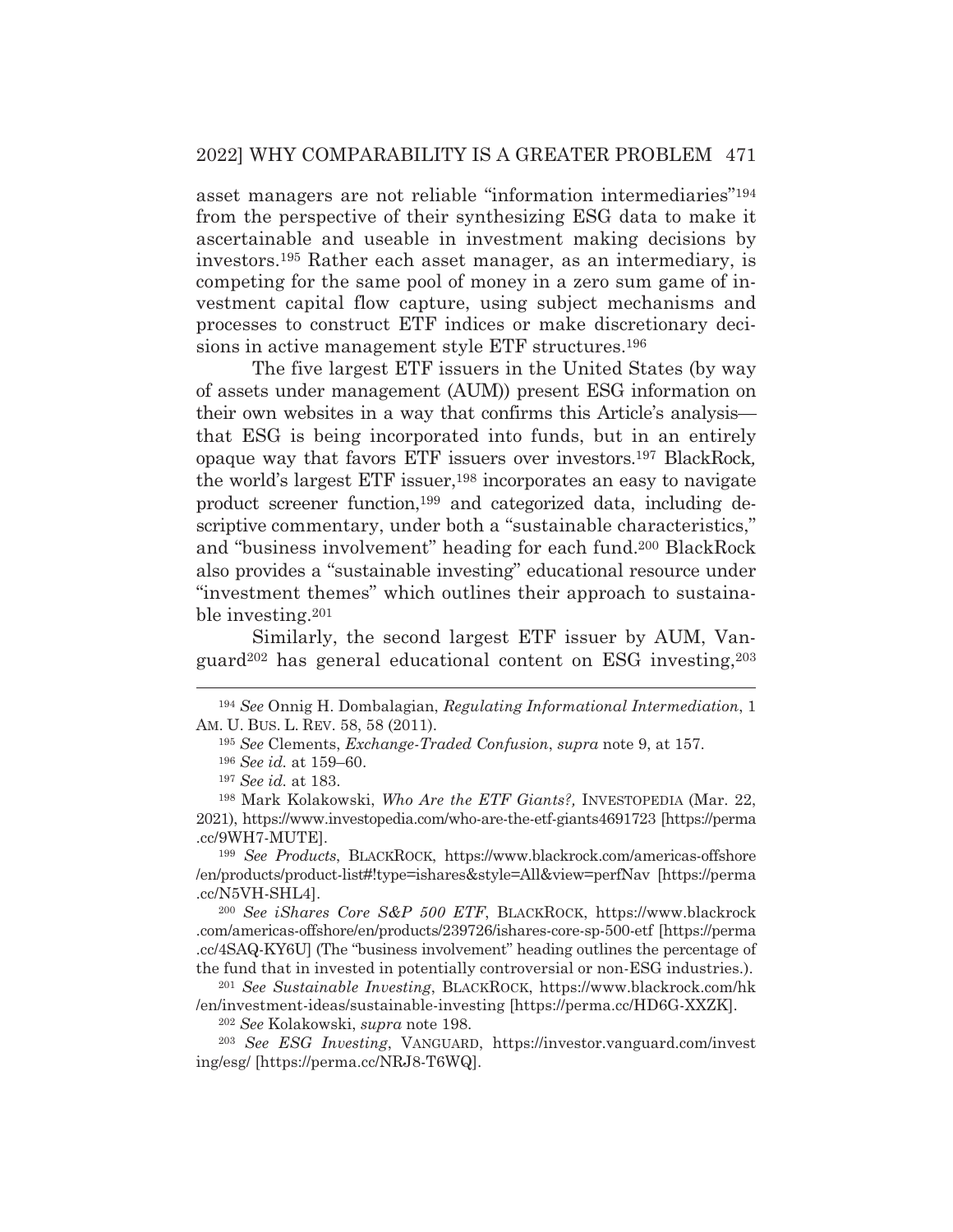asset managers are not reliable "information intermediaries"[194] from the perspective of their synthesizing ESG data to make it ascertainable and useable in investment making decisions by investors.[195] Rather each asset manager, as an intermediary, is competing for the same pool of money in a zero sum game of investment capital flow capture, using subject mechanisms and processes to construct ETF indices or make discretionary decisions in active management style ETF structures.[196]

The five largest ETF issuers in the United States (by way of assets under management (AUM)) present ESG information on their own websites in a way that confirms this Article's analysis—that ESG is being incorporated into funds, but in an entirely opaque way that favors ETF issuers over investors.[197] BlackRock, the world's largest ETF issuer,[198] incorporates an easy to navigate product screener function,[199] and categorized data, including descriptive commentary, under both a "sustainable characteristics," and "business involvement" heading for each fund.[200] BlackRock also provides a "sustainable investing" educational resource under "investment themes" which outlines their approach to sustainable investing.[201]

Similarly, the second largest ETF issuer by AUM, Vanguard[202] has general educational content on ESG investing,[203]

---

[194] *See* Onnig H. Dombalagian, *Regulating Informational Intermediation*, 1 AM. U. BUS. L. REV. 58, 58 (2011).

[195] *See* Clements, *Exchange-Traded Confusion*, *supra* note 9, at 157.

[196] *See id.* at 159–60.

[197] *See id.* at 183.

[198] Mark Kolakowski, *Who Are the ETF Giants?,* INVESTOPEDIA (Mar. 22, 2021), https://www.investopedia.com/who-are-the-etf-giants4691723 [https://perma.cc/9WH7-MUTE].

[199] *See Products*, BLACKROCK, https://www.blackrock.com/americas-offshore/en/products/product-list#!type=ishares&style=All&view=perfNav [https://perma.cc/N5VH-SHL4].

[200] *See iShares Core S&P 500 ETF*, BLACKROCK, https://www.blackrock.com/americas-offshore/en/products/239726/ishares-core-sp-500-etf [https://perma.cc/4SAQ-KY6U] (The "business involvement" heading outlines the percentage of the fund that in invested in potentially controversial or non-ESG industries.).

[201] *See Sustainable Investing*, BLACKROCK, https://www.blackrock.com/hk/en/investment-ideas/sustainable-investing [https://perma.cc/HD6G-XXZK].

[202] *See* Kolakowski, *supra* note 198.

[203] *See ESG Investing*, VANGUARD, https://investor.vanguard.com/investing/esg/ [https://perma.cc/NRJ8-T6WQ].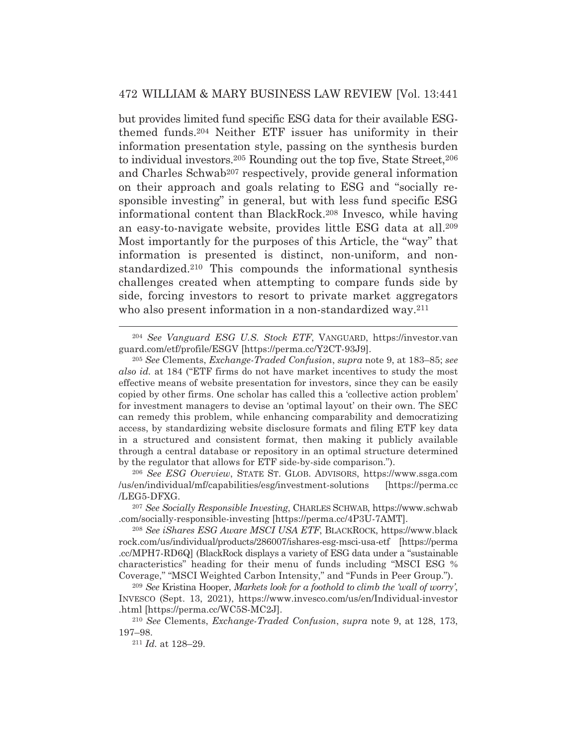but provides limited fund specific ESG data for their available ESG-themed funds.[204] Neither ETF issuer has uniformity in their information presentation style, passing on the synthesis burden to individual investors.[205] Rounding out the top five, State Street,[206] and Charles Schwab[207] respectively, provide general information on their approach and goals relating to ESG and "socially responsible investing" in general, but with less fund specific ESG informational content than BlackRock.[208] Invesco, while having an easy-to-navigate website, provides little ESG data at all.[209] Most importantly for the purposes of this Article, the "way" that information is presented is distinct, non-uniform, and non-standardized.[210] This compounds the informational synthesis challenges created when attempting to compare funds side by side, forcing investors to resort to private market aggregators who also present information in a non-standardized way.[211]

---

[204] *See Vanguard ESG U.S. Stock ETF*, VANGUARD, https://investor.vanguard.com/etf/profile/ESGV [https://perma.cc/Y2CT-93J9].

[205] *See* Clements, *Exchange-Traded Confusion*, *supra* note 9, at 183–85; *see also id.* at 184 ("ETF firms do not have market incentives to study the most effective means of website presentation for investors, since they can be easily copied by other firms. One scholar has called this a 'collective action problem' for investment managers to devise an 'optimal layout' on their own. The SEC can remedy this problem, while enhancing comparability and democratizing access, by standardizing website disclosure formats and filing ETF key data in a structured and consistent format, then making it publicly available through a central database or repository in an optimal structure determined by the regulator that allows for ETF side-by-side comparison.").

[206] *See ESG Overview*, STATE ST. GLOB. ADVISORS, https://www.ssga.com/us/en/individual/mf/capabilities/esg/investment-solutions [https://perma.cc/LEG5-DFXG.

[207] *See Socially Responsible Investing*, CHARLES SCHWAB, https://www.schwab.com/socially-responsible-investing [https://perma.cc/4P3U-7AMT].

[208] *See iShares ESG Aware MSCI USA ETF*, BLACKROCK, https://www.blackrock.com/us/individual/products/286007/ishares-esg-msci-usa-etf [https://perma.cc/MPH7-RD6Q] (BlackRock displays a variety of ESG data under a "sustainable characteristics" heading for their menu of funds including "MSCI ESG % Coverage," "MSCI Weighted Carbon Intensity," and "Funds in Peer Group.").

[209] *See* Kristina Hooper, *Markets look for a foothold to climb the 'wall of worry'*, INVESCO (Sept. 13, 2021), https://www.invesco.com/us/en/Individual-investor.html [https://perma.cc/WC5S-MC2J].

[210] *See* Clements, *Exchange-Traded Confusion*, *supra* note 9, at 128, 173, 197–98.

[211] *Id.* at 128–29.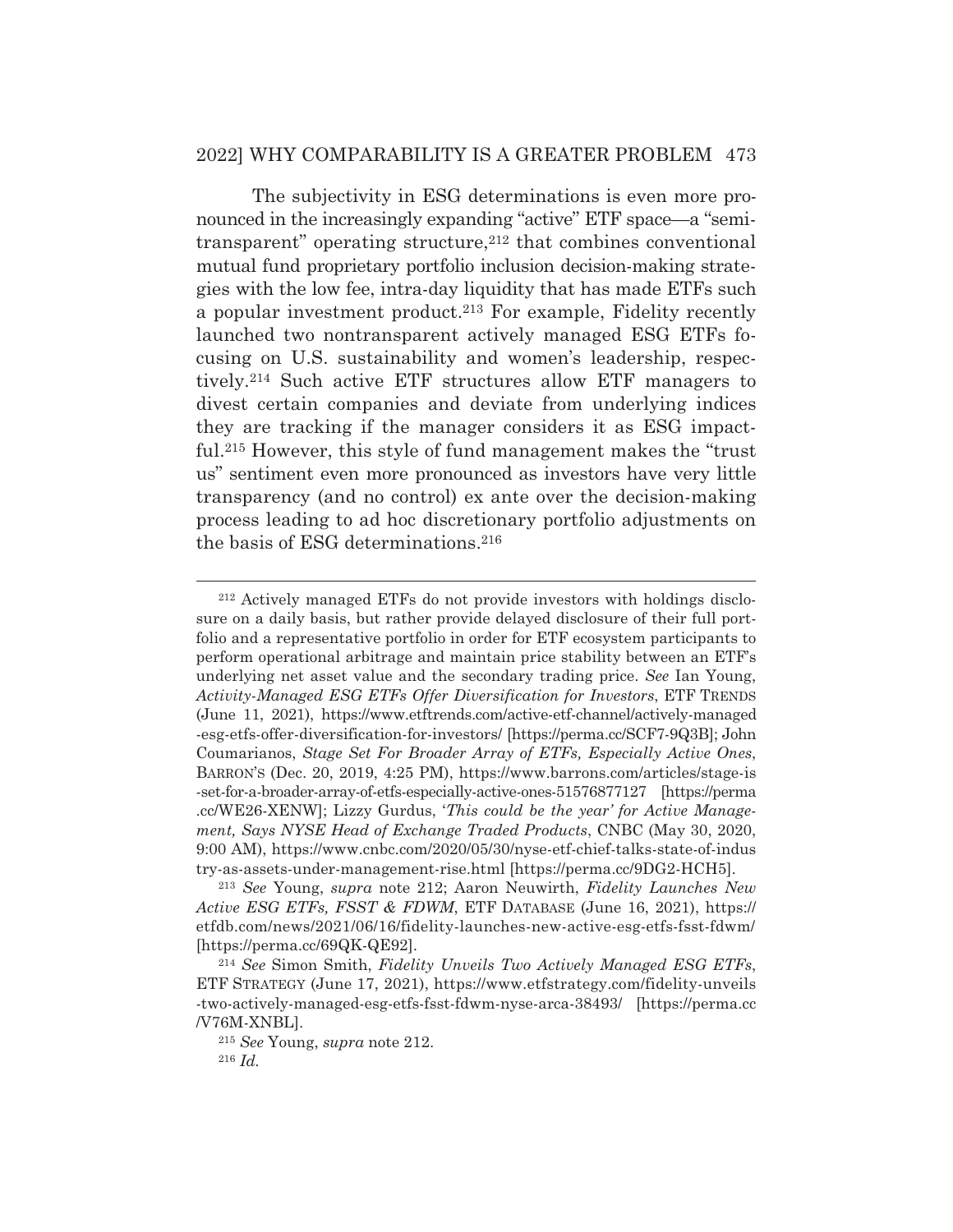The subjectivity in ESG determinations is even more pronounced in the increasingly expanding "active" ETF space—a "semi-transparent" operating structure,[212] that combines conventional mutual fund proprietary portfolio inclusion decision-making strategies with the low fee, intra-day liquidity that has made ETFs such a popular investment product.[213] For example, Fidelity recently launched two nontransparent actively managed ESG ETFs focusing on U.S. sustainability and women's leadership, respectively.[214] Such active ETF structures allow ETF managers to divest certain companies and deviate from underlying indices they are tracking if the manager considers it as ESG impactful.[215] However, this style of fund management makes the "trust us" sentiment even more pronounced as investors have very little transparency (and no control) ex ante over the decision-making process leading to ad hoc discretionary portfolio adjustments on the basis of ESG determinations.[216]

---

[212] Actively managed ETFs do not provide investors with holdings disclosure on a daily basis, but rather provide delayed disclosure of their full portfolio and a representative portfolio in order for ETF ecosystem participants to perform operational arbitrage and maintain price stability between an ETF's underlying net asset value and the secondary trading price. *See* Ian Young, *Activity-Managed ESG ETFs Offer Diversification for Investors*, ETF TRENDS (June 11, 2021), https://www.etftrends.com/active-etf-channel/actively-managed-esg-etfs-offer-diversification-for-investors/ [https://perma.cc/SCF7-9Q3B]; John Coumarianos, *Stage Set For Broader Array of ETFs, Especially Active Ones*, BARRON'S (Dec. 20, 2019, 4:25 PM), https://www.barrons.com/articles/stage-is-set-for-a-broader-array-of-etfs-especially-active-ones-51576877127 [https://perma.cc/WE26-XENW]; Lizzy Gurdus, '*This could be the year' for Active Management, Says NYSE Head of Exchange Traded Products*, CNBC (May 30, 2020, 9:00 AM), https://www.cnbc.com/2020/05/30/nyse-etf-chief-talks-state-of-industry-as-assets-under-management-rise.html [https://perma.cc/9DG2-HCH5].

[213] *See* Young, *supra* note 212; Aaron Neuwirth, *Fidelity Launches New Active ESG ETFs, FSST & FDWM*, ETF DATABASE (June 16, 2021), https://etfdb.com/news/2021/06/16/fidelity-launches-new-active-esg-etfs-fsst-fdwm/ [https://perma.cc/69QK-QE92].

[214] *See* Simon Smith, *Fidelity Unveils Two Actively Managed ESG ETFs*, ETF STRATEGY (June 17, 2021), https://www.etfstrategy.com/fidelity-unveils-two-actively-managed-esg-etfs-fsst-fdwm-nyse-arca-38493/ [https://perma.cc/V76M-XNBL].

[215] *See* Young, *supra* note 212.

[216] *Id.*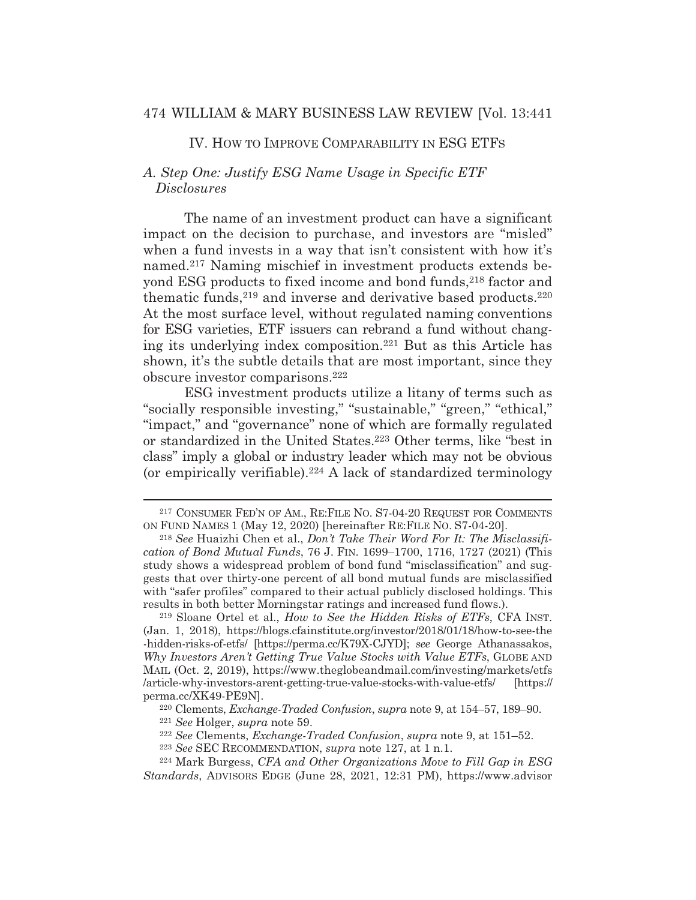## IV. How to Improve Comparability in ESG ETFs

### A. Step One: Justify ESG Name Usage in Specific ETF Disclosures

The name of an investment product can have a significant impact on the decision to purchase, and investors are "misled" when a fund invests in a way that isn't consistent with how it's named.[217] Naming mischief in investment products extends beyond ESG products to fixed income and bond funds,[218] factor and thematic funds,[219] and inverse and derivative based products.[220] At the most surface level, without regulated naming conventions for ESG varieties, ETF issuers can rebrand a fund without changing its underlying index composition.[221] But as this Article has shown, it's the subtle details that are most important, since they obscure investor comparisons.[222]

ESG investment products utilize a litany of terms such as "socially responsible investing," "sustainable," "green," "ethical," "impact," and "governance" none of which are formally regulated or standardized in the United States.[223] Other terms, like "best in class" imply a global or industry leader which may not be obvious (or empirically verifiable).[224] A lack of standardized terminology

---

[217] CONSUMER FED'N OF AM., RE:FILE NO. S7-04-20 REQUEST FOR COMMENTS ON FUND NAMES 1 (May 12, 2020) [hereinafter RE:FILE NO. S7-04-20].

[218] *See* Huaizhi Chen et al., *Don't Take Their Word For It: The Misclassification of Bond Mutual Funds*, 76 J. FIN. 1699–1700, 1716, 1727 (2021) (This study shows a widespread problem of bond fund "misclassification" and suggests that over thirty-one percent of all bond mutual funds are misclassified with "safer profiles" compared to their actual publicly disclosed holdings. This results in both better Morningstar ratings and increased fund flows.).

[219] Sloane Ortel et al., *How to See the Hidden Risks of ETFs*, CFA INST. (Jan. 1, 2018), https://blogs.cfainstitute.org/investor/2018/01/18/how-to-see-the-hidden-risks-of-etfs/ [https://perma.cc/K79X-CJYD]; *see* George Athanassakos, *Why Investors Aren't Getting True Value Stocks with Value ETFs*, GLOBE AND MAIL (Oct. 2, 2019), https://www.theglobeandmail.com/investing/markets/etfs/article-why-investors-arent-getting-true-value-stocks-with-value-etfs/ [https://perma.cc/XK49-PE9N].

[220] Clements, *Exchange-Traded Confusion*, *supra* note 9, at 154–57, 189–90.

[221] *See* Holger, *supra* note 59.

[222] *See* Clements, *Exchange-Traded Confusion*, *supra* note 9, at 151–52.

[223] *See* SEC RECOMMENDATION, *supra* note 127, at 1 n.1.

[224] Mark Burgess, *CFA and Other Organizations Move to Fill Gap in ESG Standards*, ADVISORS EDGE (June 28, 2021, 12:31 PM), https://www.advisor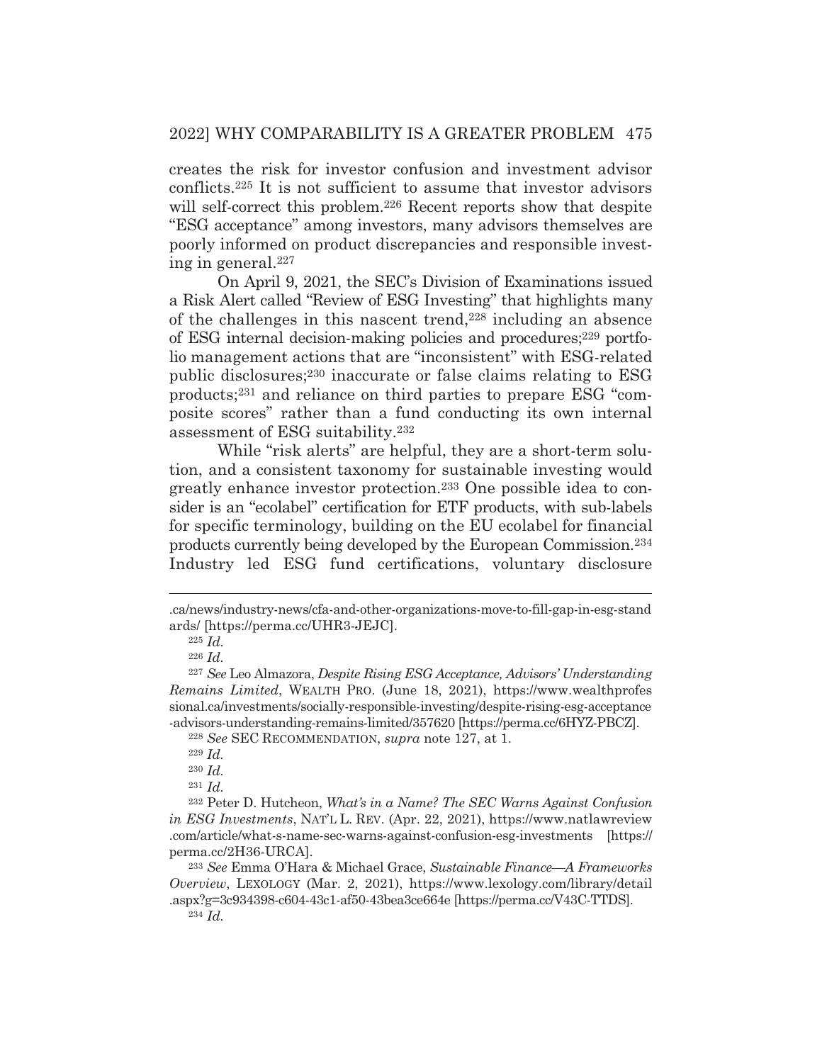creates the risk for investor confusion and investment advisor conflicts.[225] It is not sufficient to assume that investor advisors will self-correct this problem.[226] Recent reports show that despite "ESG acceptance" among investors, many advisors themselves are poorly informed on product discrepancies and responsible investing in general.[227]

On April 9, 2021, the SEC's Division of Examinations issued a Risk Alert called "Review of ESG Investing" that highlights many of the challenges in this nascent trend,[228] including an absence of ESG internal decision-making policies and procedures;[229] portfolio management actions that are "inconsistent" with ESG-related public disclosures;[230] inaccurate or false claims relating to ESG products;[231] and reliance on third parties to prepare ESG "composite scores" rather than a fund conducting its own internal assessment of ESG suitability.[232]

While "risk alerts" are helpful, they are a short-term solution, and a consistent taxonomy for sustainable investing would greatly enhance investor protection.[233] One possible idea to consider is an "ecolabel" certification for ETF products, with sub-labels for specific terminology, building on the EU ecolabel for financial products currently being developed by the European Commission.[234] Industry led ESG fund certifications, voluntary disclosure

---

.ca/news/industry-news/cfa-and-other-organizations-move-to-fill-gap-in-esg-standards/ [https://perma.cc/UHR3-JEJC].

[225] *Id.*

[226] *Id.*

[227] *See* Leo Almazora, *Despite Rising ESG Acceptance, Advisors' Understanding Remains Limited*, WEALTH PRO. (June 18, 2021), https://www.wealthprofessional.ca/investments/socially-responsible-investing/despite-rising-esg-acceptance-advisors-understanding-remains-limited/357620 [https://perma.cc/6HYZ-PBCZ].

[228] *See* SEC RECOMMENDATION, *supra* note 127, at 1.

[229] *Id.*

[230] *Id.*

[231] *Id.*

[232] Peter D. Hutcheon, *What's in a Name? The SEC Warns Against Confusion in ESG Investments*, NAT'L L. REV. (Apr. 22, 2021), https://www.natlawreview.com/article/what-s-name-sec-warns-against-confusion-esg-investments [https://perma.cc/2H36-URCA].

[233] *See* Emma O'Hara & Michael Grace, *Sustainable Finance—A Frameworks Overview*, LEXOLOGY (Mar. 2, 2021), https://www.lexology.com/library/detail.aspx?g=3c934398-c604-43c1-af50-43bea3ce664e [https://perma.cc/V43C-TTDS].

[234] *Id.*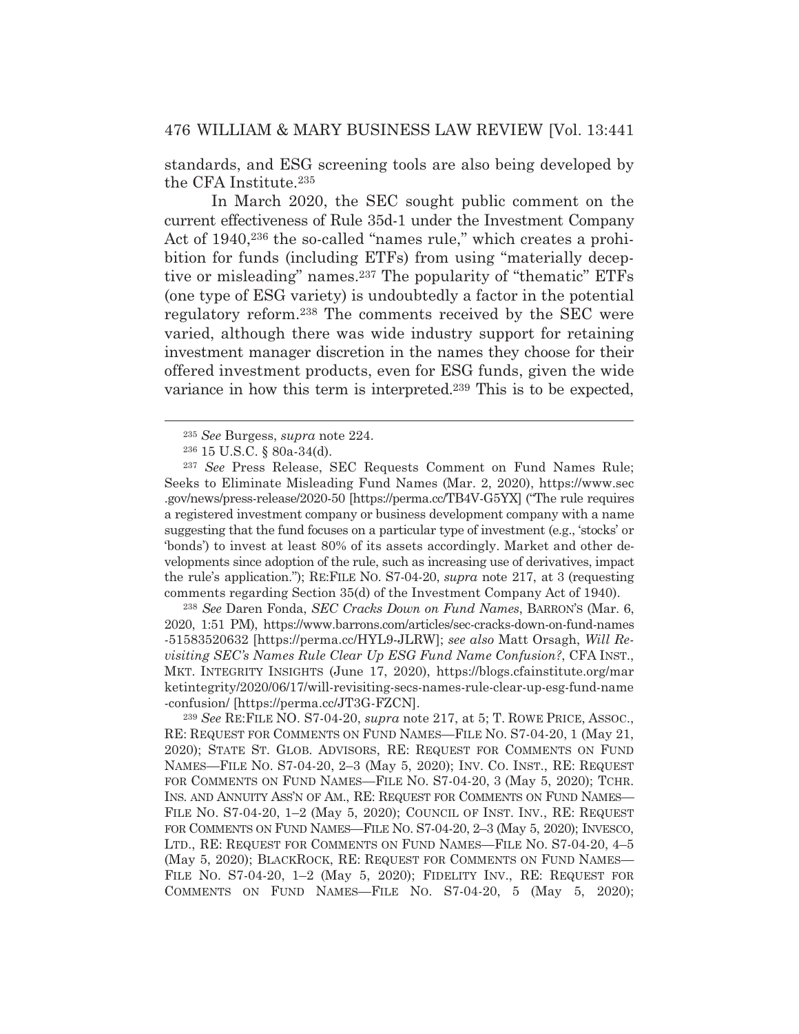standards, and ESG screening tools are also being developed by the CFA Institute.[235]

In March 2020, the SEC sought public comment on the current effectiveness of Rule 35d-1 under the Investment Company Act of 1940,[236] the so-called "names rule," which creates a prohibition for funds (including ETFs) from using "materially deceptive or misleading" names.[237] The popularity of "thematic" ETFs (one type of ESG variety) is undoubtedly a factor in the potential regulatory reform.[238] The comments received by the SEC were varied, although there was wide industry support for retaining investment manager discretion in the names they choose for their offered investment products, even for ESG funds, given the wide variance in how this term is interpreted.[239] This is to be expected,

---

[235] *See* Burgess, *supra* note 224.

[236] 15 U.S.C. § 80a-34(d).

[237] *See* Press Release, SEC Requests Comment on Fund Names Rule; Seeks to Eliminate Misleading Fund Names (Mar. 2, 2020), https://www.sec.gov/news/press-release/2020-50 [https://perma.cc/TB4V-G5YX] ("The rule requires a registered investment company or business development company with a name suggesting that the fund focuses on a particular type of investment (e.g., 'stocks' or 'bonds') to invest at least 80% of its assets accordingly. Market and other developments since adoption of the rule, such as increasing use of derivatives, impact the rule's application."); RE:FILE NO. S7-04-20, *supra* note 217, at 3 (requesting comments regarding Section 35(d) of the Investment Company Act of 1940).

[238] *See* Daren Fonda, *SEC Cracks Down on Fund Names*, BARRON'S (Mar. 6, 2020, 1:51 PM), https://www.barrons.com/articles/sec-cracks-down-on-fund-names-51583520632 [https://perma.cc/HYL9-JLRW]; *see also* Matt Orsagh, *Will Revisiting SEC's Names Rule Clear Up ESG Fund Name Confusion?*, CFA INST., MKT. INTEGRITY INSIGHTS (June 17, 2020), https://blogs.cfainstitute.org/marketintegrity/2020/06/17/will-revisiting-secs-names-rule-clear-up-esg-fund-name-confusion/ [https://perma.cc/JT3G-FZCN].

[239] *See* RE:FILE NO. S7-04-20, *supra* note 217, at 5; T. ROWE PRICE, ASSOC., RE: REQUEST FOR COMMENTS ON FUND NAMES—FILE NO. S7-04-20, 1 (May 21, 2020); STATE ST. GLOB. ADVISORS, RE: REQUEST FOR COMMENTS ON FUND NAMES—FILE NO. S7-04-20, 2–3 (May 5, 2020); INV. CO. INST., RE: REQUEST FOR COMMENTS ON FUND NAMES—FILE NO. S7-04-20, 3 (May 5, 2020); TCHR. INS. AND ANNUITY ASS'N OF AM., RE: REQUEST FOR COMMENTS ON FUND NAMES—FILE NO. S7-04-20, 1–2 (May 5, 2020); COUNCIL OF INST. INV., RE: REQUEST FOR COMMENTS ON FUND NAMES—FILE NO. S7-04-20, 2–3 (May 5, 2020); INVESCO, LTD., RE: REQUEST FOR COMMENTS ON FUND NAMES—FILE NO. S7-04-20, 4–5 (May 5, 2020); BLACKROCK, RE: REQUEST FOR COMMENTS ON FUND NAMES—FILE NO. S7-04-20, 1–2 (May 5, 2020); FIDELITY INV., RE: REQUEST FOR COMMENTS ON FUND NAMES—FILE NO. S7-04-20, 5 (May 5, 2020);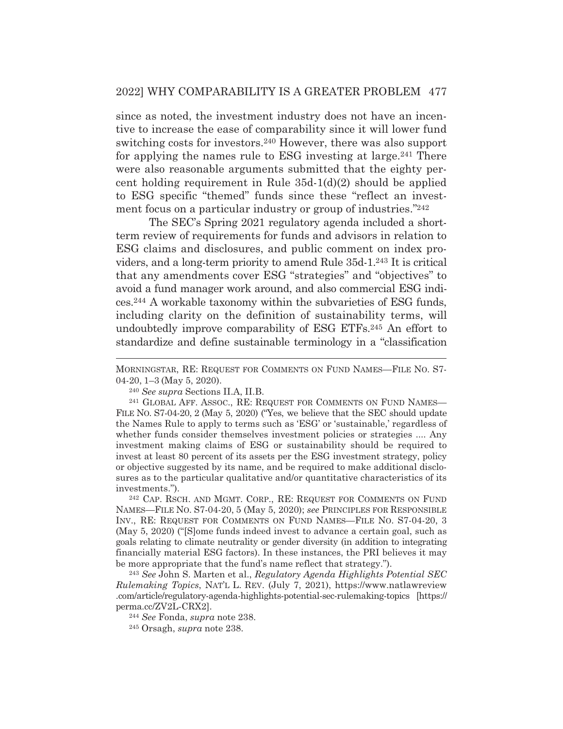since as noted, the investment industry does not have an incentive to increase the ease of comparability since it will lower fund switching costs for investors.[240] However, there was also support for applying the names rule to ESG investing at large.[241] There were also reasonable arguments submitted that the eighty percent holding requirement in Rule 35d-1(d)(2) should be applied to ESG specific "themed" funds since these "reflect an investment focus on a particular industry or group of industries."[242]

The SEC's Spring 2021 regulatory agenda included a short-term review of requirements for funds and advisors in relation to ESG claims and disclosures, and public comment on index providers, and a long-term priority to amend Rule 35d-1.[243] It is critical that any amendments cover ESG "strategies" and "objectives" to avoid a fund manager work around, and also commercial ESG indices.[244] A workable taxonomy within the subvarieties of ESG funds, including clarity on the definition of sustainability terms, will undoubtedly improve comparability of ESG ETFs.[245] An effort to standardize and define sustainable terminology in a "classification

---

MORNINGSTAR, RE: REQUEST FOR COMMENTS ON FUND NAMES—FILE NO. S7-04-20, 1–3 (May 5, 2020).

[240] *See supra* Sections II.A, II.B.

[241] GLOBAL AFF. ASSOC., RE: REQUEST FOR COMMENTS ON FUND NAMES—FILE NO. S7-04-20, 2 (May 5, 2020) ("Yes, we believe that the SEC should update the Names Rule to apply to terms such as 'ESG' or 'sustainable,' regardless of whether funds consider themselves investment policies or strategies .... Any investment making claims of ESG or sustainability should be required to invest at least 80 percent of its assets per the ESG investment strategy, policy or objective suggested by its name, and be required to make additional disclosures as to the particular qualitative and/or quantitative characteristics of its investments.").

[242] CAP. RSCH. AND MGMT. CORP., RE: REQUEST FOR COMMENTS ON FUND NAMES—FILE NO. S7-04-20, 5 (May 5, 2020); *see* PRINCIPLES FOR RESPONSIBLE INV., RE: REQUEST FOR COMMENTS ON FUND NAMES—FILE NO. S7-04-20, 3 (May 5, 2020) ("[S]ome funds indeed invest to advance a certain goal, such as goals relating to climate neutrality or gender diversity (in addition to integrating financially material ESG factors). In these instances, the PRI believes it may be more appropriate that the fund's name reflect that strategy.").

[243] *See* John S. Marten et al., *Regulatory Agenda Highlights Potential SEC Rulemaking Topics*, NAT'L L. REV. (July 7, 2021), https://www.natlawreview.com/article/regulatory-agenda-highlights-potential-sec-rulemaking-topics [https://perma.cc/ZV2L-CRX2].

[244] *See* Fonda, *supra* note 238.

[245] Orsagh, *supra* note 238.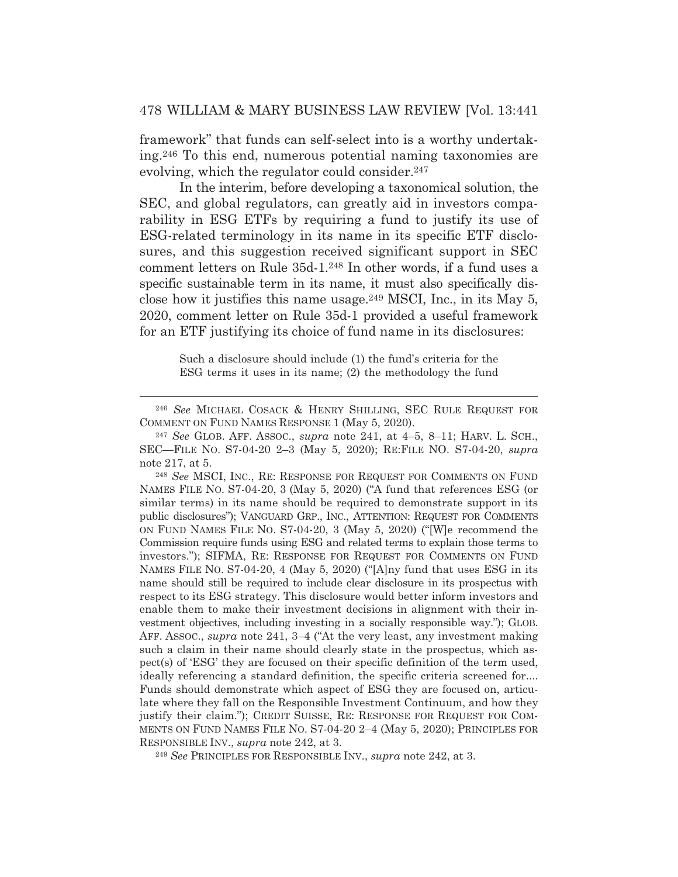framework" that funds can self-select into is a worthy undertaking.[246] To this end, numerous potential naming taxonomies are evolving, which the regulator could consider.[247]

In the interim, before developing a taxonomical solution, the SEC, and global regulators, can greatly aid in investors comparability in ESG ETFs by requiring a fund to justify its use of ESG-related terminology in its name in its specific ETF disclosures, and this suggestion received significant support in SEC comment letters on Rule 35d-1.[248] In other words, if a fund uses a specific sustainable term in its name, it must also specifically disclose how it justifies this name usage.[249] MSCI, Inc., in its May 5, 2020, comment letter on Rule 35d-1 provided a useful framework for an ETF justifying its choice of fund name in its disclosures:

> Such a disclosure should include (1) the fund's criteria for the ESG terms it uses in its name; (2) the methodology the fund

---

[246] *See* MICHAEL COSACK & HENRY SHILLING, SEC RULE REQUEST FOR COMMENT ON FUND NAMES RESPONSE 1 (May 5, 2020).

[247] *See* GLOB. AFF. ASSOC., *supra* note 241, at 4–5, 8–11; HARV. L. SCH., SEC—FILE NO. S7-04-20 2–3 (May 5, 2020); RE:FILE NO. S7-04-20, *supra* note 217, at 5.

[248] *See* MSCI, INC., RE: RESPONSE FOR REQUEST FOR COMMENTS ON FUND NAMES FILE NO. S7-04-20, 3 (May 5, 2020) ("A fund that references ESG (or similar terms) in its name should be required to demonstrate support in its public disclosures"); VANGUARD GRP., INC., ATTENTION: REQUEST FOR COMMENTS ON FUND NAMES FILE NO. S7-04-20, 3 (May 5, 2020) ("[W]e recommend the Commission require funds using ESG and related terms to explain those terms to investors."); SIFMA, RE: RESPONSE FOR REQUEST FOR COMMENTS ON FUND NAMES FILE NO. S7-04-20, 4 (May 5, 2020) ("[A]ny fund that uses ESG in its name should still be required to include clear disclosure in its prospectus with respect to its ESG strategy. This disclosure would better inform investors and enable them to make their investment decisions in alignment with their investment objectives, including investing in a socially responsible way."); GLOB. AFF. ASSOC., *supra* note 241, 3–4 ("At the very least, any investment making such a claim in their name should clearly state in the prospectus, which aspect(s) of 'ESG' they are focused on their specific definition of the term used, ideally referencing a standard definition, the specific criteria screened for.... Funds should demonstrate which aspect of ESG they are focused on, articulate where they fall on the Responsible Investment Continuum, and how they justify their claim."); CREDIT SUISSE, RE: RESPONSE FOR REQUEST FOR COMMENTS ON FUND NAMES FILE NO. S7-04-20 2–4 (May 5, 2020); PRINCIPLES FOR RESPONSIBLE INV., *supra* note 242, at 3.

[249] *See* PRINCIPLES FOR RESPONSIBLE INV., *supra* note 242, at 3.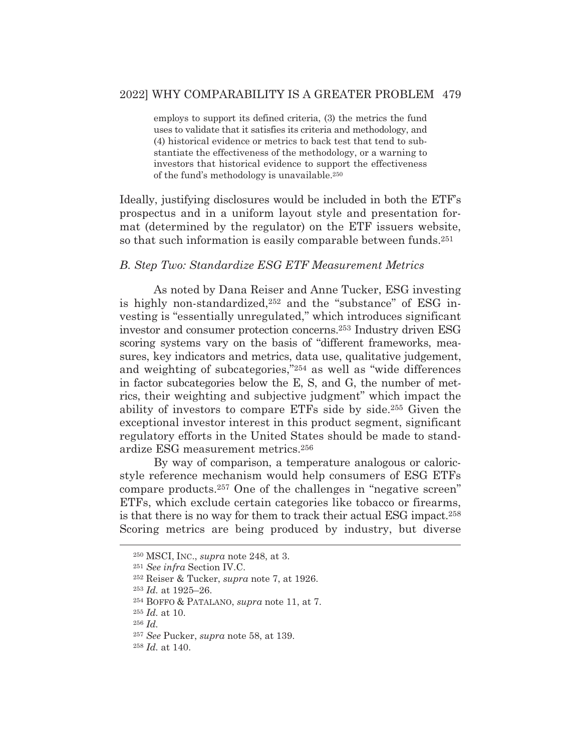> employs to support its defined criteria, (3) the metrics the fund uses to validate that it satisfies its criteria and methodology, and (4) historical evidence or metrics to back test that tend to substantiate the effectiveness of the methodology, or a warning to investors that historical evidence to support the effectiveness of the fund's methodology is unavailable.[250]

Ideally, justifying disclosures would be included in both the ETF's prospectus and in a uniform layout style and presentation format (determined by the regulator) on the ETF issuers website, so that such information is easily comparable between funds.[251]

### *B. Step Two: Standardize ESG ETF Measurement Metrics*

As noted by Dana Reiser and Anne Tucker, ESG investing is highly non-standardized,[252] and the "substance" of ESG investing is "essentially unregulated," which introduces significant investor and consumer protection concerns.[253] Industry driven ESG scoring systems vary on the basis of "different frameworks, measures, key indicators and metrics, data use, qualitative judgement, and weighting of subcategories,"[254] as well as "wide differences in factor subcategories below the E, S, and G, the number of metrics, their weighting and subjective judgment" which impact the ability of investors to compare ETFs side by side.[255] Given the exceptional investor interest in this product segment, significant regulatory efforts in the United States should be made to standardize ESG measurement metrics.[256]

By way of comparison, a temperature analogous or caloric-style reference mechanism would help consumers of ESG ETFs compare products.[257] One of the challenges in "negative screen" ETFs, which exclude certain categories like tobacco or firearms, is that there is no way for them to track their actual ESG impact.[258] Scoring metrics are being produced by industry, but diverse

---

[250] MSCI, INC., *supra* note 248, at 3.

[251] *See infra* Section IV.C.

[252] Reiser & Tucker, *supra* note 7, at 1926.

[253] *Id.* at 1925–26.

[254] BOFFO & PATALANO, *supra* note 11, at 7.

[255] *Id.* at 10.

[256] *Id.*

[257] *See* Pucker, *supra* note 58, at 139.

[258] *Id.* at 140.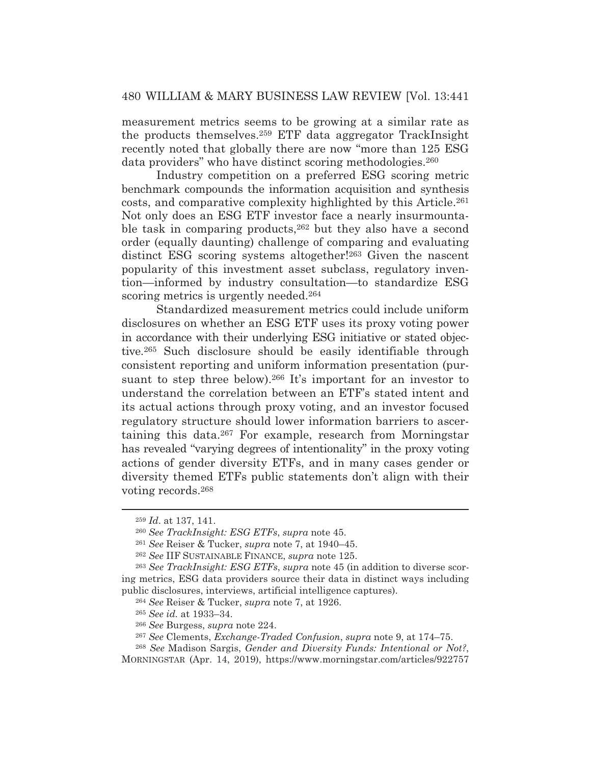measurement metrics seems to be growing at a similar rate as the products themselves.[259] ETF data aggregator TrackInsight recently noted that globally there are now "more than 125 ESG data providers" who have distinct scoring methodologies.[260]

Industry competition on a preferred ESG scoring metric benchmark compounds the information acquisition and synthesis costs, and comparative complexity highlighted by this Article.[261] Not only does an ESG ETF investor face a nearly insurmountable task in comparing products,[262] but they also have a second order (equally daunting) challenge of comparing and evaluating distinct ESG scoring systems altogether![263] Given the nascent popularity of this investment asset subclass, regulatory invention—informed by industry consultation—to standardize ESG scoring metrics is urgently needed.[264]

Standardized measurement metrics could include uniform disclosures on whether an ESG ETF uses its proxy voting power in accordance with their underlying ESG initiative or stated objective.[265] Such disclosure should be easily identifiable through consistent reporting and uniform information presentation (pursuant to step three below).[266] It's important for an investor to understand the correlation between an ETF's stated intent and its actual actions through proxy voting, and an investor focused regulatory structure should lower information barriers to ascertaining this data.[267] For example, research from Morningstar has revealed "varying degrees of intentionality" in the proxy voting actions of gender diversity ETFs, and in many cases gender or diversity themed ETFs public statements don't align with their voting records.[268]

---

[259] *Id*. at 137, 141.

[260] *See TrackInsight: ESG ETFs*, *supra* note 45.

[261] *See* Reiser & Tucker, *supra* note 7, at 1940–45.

[262] *See* IIF SUSTAINABLE FINANCE, *supra* note 125.

[263] *See TrackInsight: ESG ETFs*, *supra* note 45 (in addition to diverse scoring metrics, ESG data providers source their data in distinct ways including public disclosures, interviews, artificial intelligence captures).

[264] *See* Reiser & Tucker, *supra* note 7, at 1926.

[265] *See id.* at 1933–34.

[266] *See* Burgess, *supra* note 224.

[267] *See* Clements, *Exchange-Traded Confusion*, *supra* note 9, at 174–75.

[268] *See* Madison Sargis, *Gender and Diversity Funds: Intentional or Not?*, MORNINGSTAR (Apr. 14, 2019), https://www.morningstar.com/articles/922757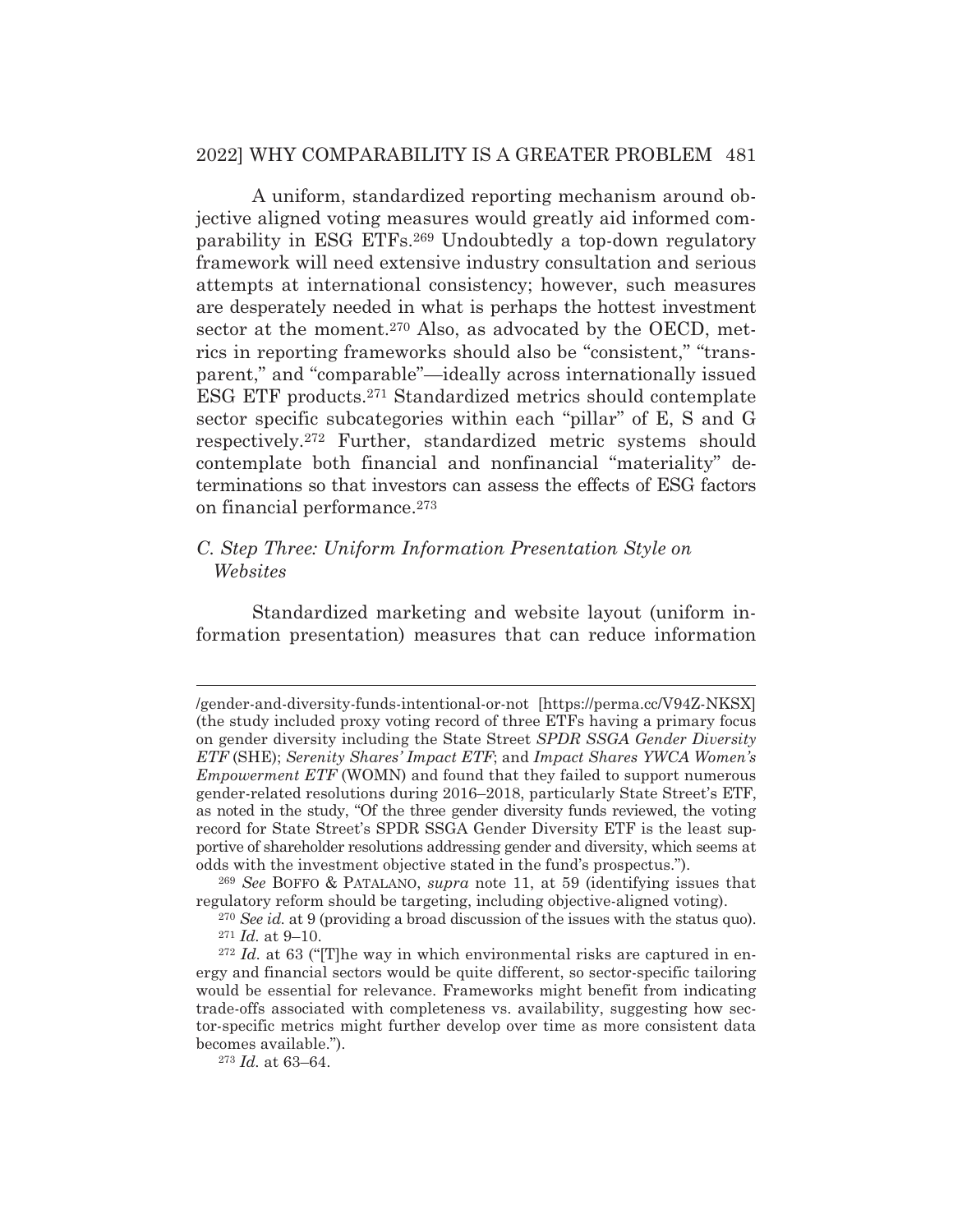A uniform, standardized reporting mechanism around objective aligned voting measures would greatly aid informed comparability in ESG ETFs.[269] Undoubtedly a top-down regulatory framework will need extensive industry consultation and serious attempts at international consistency; however, such measures are desperately needed in what is perhaps the hottest investment sector at the moment.[270] Also, as advocated by the OECD, metrics in reporting frameworks should also be "consistent," "transparent," and "comparable"—ideally across internationally issued ESG ETF products.[271] Standardized metrics should contemplate sector specific subcategories within each "pillar" of E, S and G respectively.[272] Further, standardized metric systems should contemplate both financial and nonfinancial "materiality" determinations so that investors can assess the effects of ESG factors on financial performance.[273]

### *C. Step Three: Uniform Information Presentation Style on Websites*

Standardized marketing and website layout (uniform information presentation) measures that can reduce information

---

/gender-and-diversity-funds-intentional-or-not [https://perma.cc/V94Z-NKSX] (the study included proxy voting record of three ETFs having a primary focus on gender diversity including the State Street *SPDR SSGA Gender Diversity ETF* (SHE); *Serenity Shares' Impact ETF*; and *Impact Shares YWCA Women's Empowerment ETF* (WOMN) and found that they failed to support numerous gender-related resolutions during 2016–2018, particularly State Street's ETF, as noted in the study, "Of the three gender diversity funds reviewed, the voting record for State Street's SPDR SSGA Gender Diversity ETF is the least supportive of shareholder resolutions addressing gender and diversity, which seems at odds with the investment objective stated in the fund's prospectus.").

[269] *See* BOFFO & PATALANO, *supra* note 11, at 59 (identifying issues that regulatory reform should be targeting, including objective-aligned voting).

[270] *See id.* at 9 (providing a broad discussion of the issues with the status quo).

[271] *Id.* at 9–10.

[272] *Id.* at 63 ("[T]he way in which environmental risks are captured in energy and financial sectors would be quite different, so sector-specific tailoring would be essential for relevance. Frameworks might benefit from indicating trade-offs associated with completeness vs. availability, suggesting how sector-specific metrics might further develop over time as more consistent data becomes available.").

[273] *Id.* at 63–64.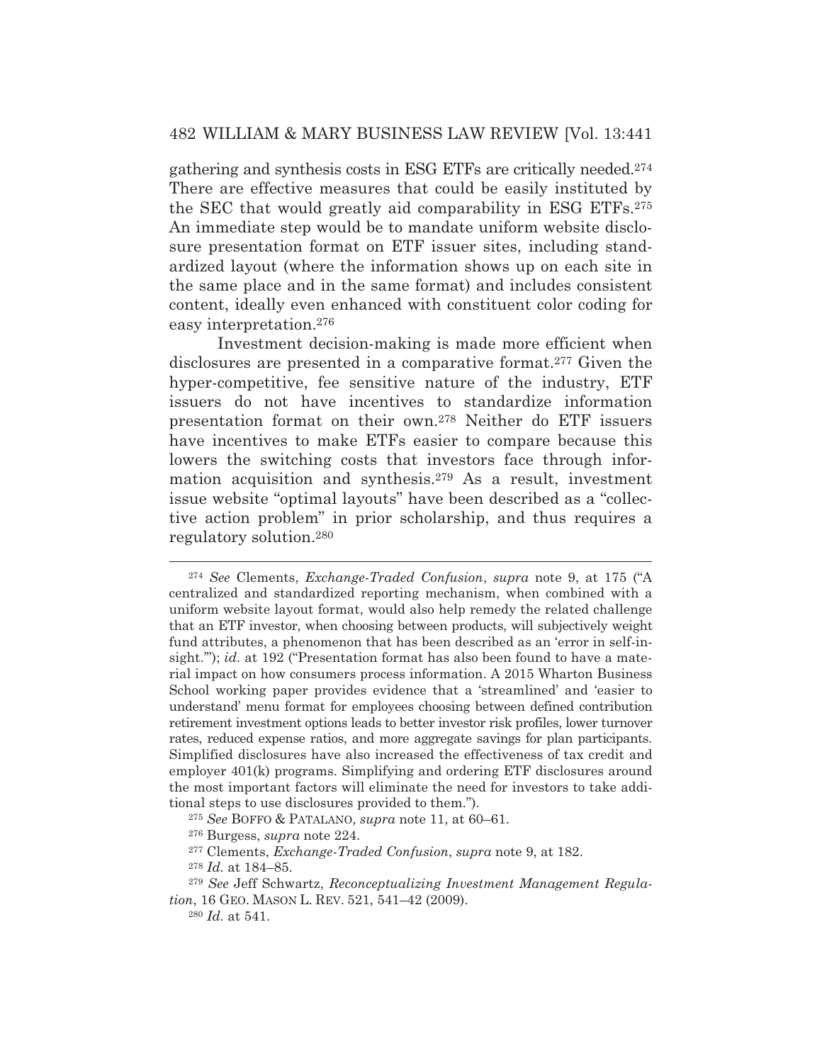gathering and synthesis costs in ESG ETFs are critically needed.[274] There are effective measures that could be easily instituted by the SEC that would greatly aid comparability in ESG ETFs.[275] An immediate step would be to mandate uniform website disclosure presentation format on ETF issuer sites, including standardized layout (where the information shows up on each site in the same place and in the same format) and includes consistent content, ideally even enhanced with constituent color coding for easy interpretation.[276]

Investment decision-making is made more efficient when disclosures are presented in a comparative format.[277] Given the hyper-competitive, fee sensitive nature of the industry, ETF issuers do not have incentives to standardize information presentation format on their own.[278] Neither do ETF issuers have incentives to make ETFs easier to compare because this lowers the switching costs that investors face through information acquisition and synthesis.[279] As a result, investment issue website "optimal layouts" have been described as a "collective action problem" in prior scholarship, and thus requires a regulatory solution.[280]

---

[274] *See* Clements, *Exchange-Traded Confusion*, *supra* note 9, at 175 ("A centralized and standardized reporting mechanism, when combined with a uniform website layout format, would also help remedy the related challenge that an ETF investor, when choosing between products, will subjectively weight fund attributes, a phenomenon that has been described as an 'error in self-insight.'"); *id.* at 192 ("Presentation format has also been found to have a material impact on how consumers process information. A 2015 Wharton Business School working paper provides evidence that a 'streamlined' and 'easier to understand' menu format for employees choosing between defined contribution retirement investment options leads to better investor risk profiles, lower turnover rates, reduced expense ratios, and more aggregate savings for plan participants. Simplified disclosures have also increased the effectiveness of tax credit and employer 401(k) programs. Simplifying and ordering ETF disclosures around the most important factors will eliminate the need for investors to take additional steps to use disclosures provided to them.").

[275] *See* BOFFO & PATALANO, *supra* note 11, at 60–61.

[276] Burgess, *supra* note 224.

[277] Clements, *Exchange-Traded Confusion*, *supra* note 9, at 182.

[278] *Id.* at 184–85.

[279] *See* Jeff Schwartz, *Reconceptualizing Investment Management Regulation*, 16 GEO. MASON L. REV. 521, 541–42 (2009).

[280] *Id.* at 541.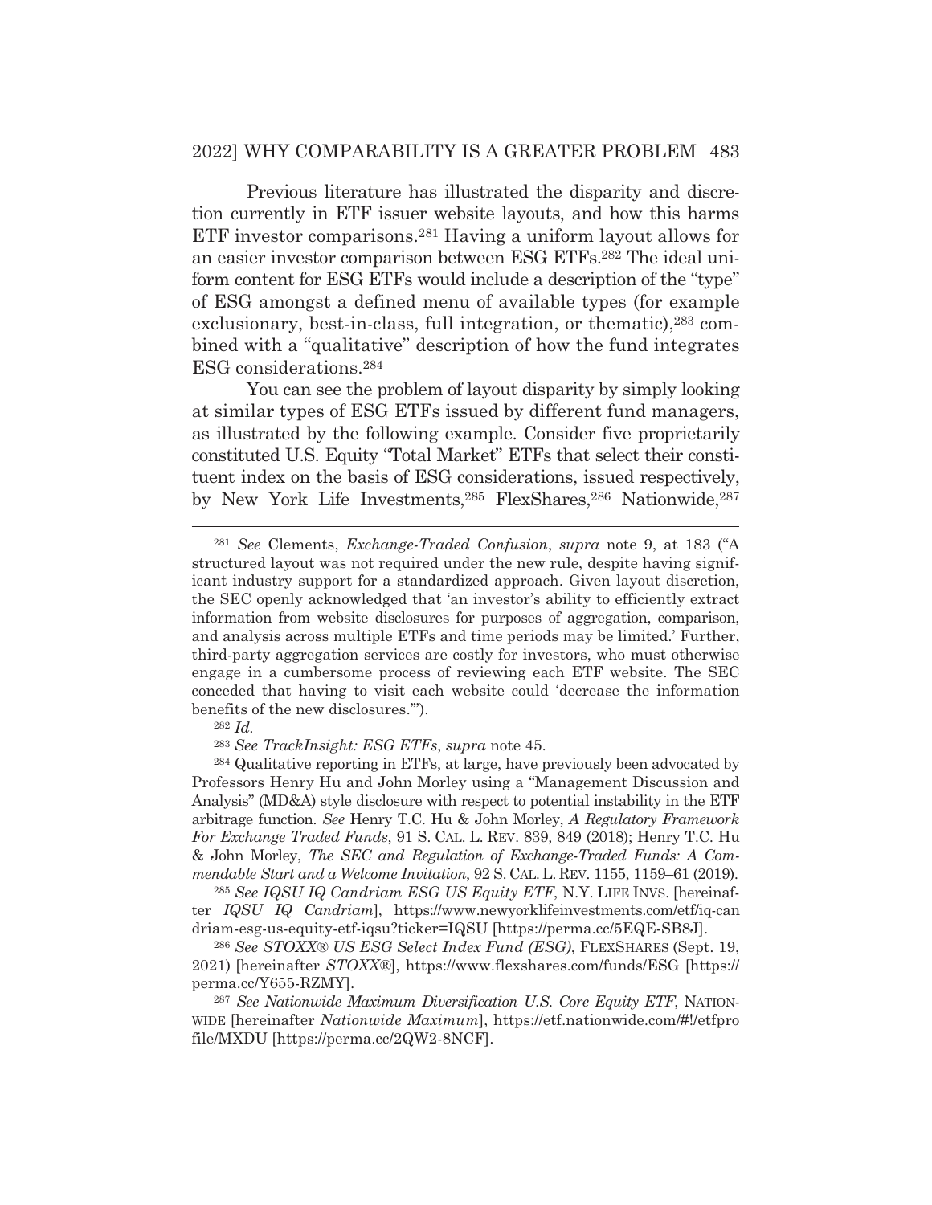Previous literature has illustrated the disparity and discretion currently in ETF issuer website layouts, and how this harms ETF investor comparisons.[281] Having a uniform layout allows for an easier investor comparison between ESG ETFs.[282] The ideal uniform content for ESG ETFs would include a description of the "type" of ESG amongst a defined menu of available types (for example exclusionary, best-in-class, full integration, or thematic),[283] combined with a "qualitative" description of how the fund integrates ESG considerations.[284]

You can see the problem of layout disparity by simply looking at similar types of ESG ETFs issued by different fund managers, as illustrated by the following example. Consider five proprietarily constituted U.S. Equity "Total Market" ETFs that select their constituent index on the basis of ESG considerations, issued respectively, by New York Life Investments,[285] FlexShares,[286] Nationwide,[287]

---

[281] *See* Clements, *Exchange-Traded Confusion*, *supra* note 9, at 183 ("A structured layout was not required under the new rule, despite having significant industry support for a standardized approach. Given layout discretion, the SEC openly acknowledged that 'an investor's ability to efficiently extract information from website disclosures for purposes of aggregation, comparison, and analysis across multiple ETFs and time periods may be limited.' Further, third-party aggregation services are costly for investors, who must otherwise engage in a cumbersome process of reviewing each ETF website. The SEC conceded that having to visit each website could 'decrease the information benefits of the new disclosures.'").

[282] *Id.*

[283] *See TrackInsight: ESG ETFs*, *supra* note 45.

[284] Qualitative reporting in ETFs, at large, have previously been advocated by Professors Henry Hu and John Morley using a "Management Discussion and Analysis" (MD&A) style disclosure with respect to potential instability in the ETF arbitrage function. *See* Henry T.C. Hu & John Morley, *A Regulatory Framework For Exchange Traded Funds*, 91 S. CAL. L. REV. 839, 849 (2018); Henry T.C. Hu & John Morley, *The SEC and Regulation of Exchange-Traded Funds: A Commendable Start and a Welcome Invitation*, 92 S. CAL. L. REV. 1155, 1159–61 (2019).

[285] *See IQSU IQ Candriam ESG US Equity ETF*, N.Y. LIFE INVS. [hereinafter *IQSU IQ Candriam*], https://www.newyorklifeinvestments.com/etf/iq-candriam-esg-us-equity-etf-iqsu?ticker=IQSU [https://perma.cc/5EQE-SB8J].

[286] *See STOXX® US ESG Select Index Fund (ESG)*, FLEXSHARES (Sept. 19, 2021) [hereinafter *STOXX®*], https://www.flexshares.com/funds/ESG [https://perma.cc/Y655-RZMY].

[287] *See Nationwide Maximum Diversification U.S. Core Equity ETF*, NATIONWIDE [hereinafter *Nationwide Maximum*], https://etf.nationwide.com/#!/etfprofile/MXDU [https://perma.cc/2QW2-8NCF].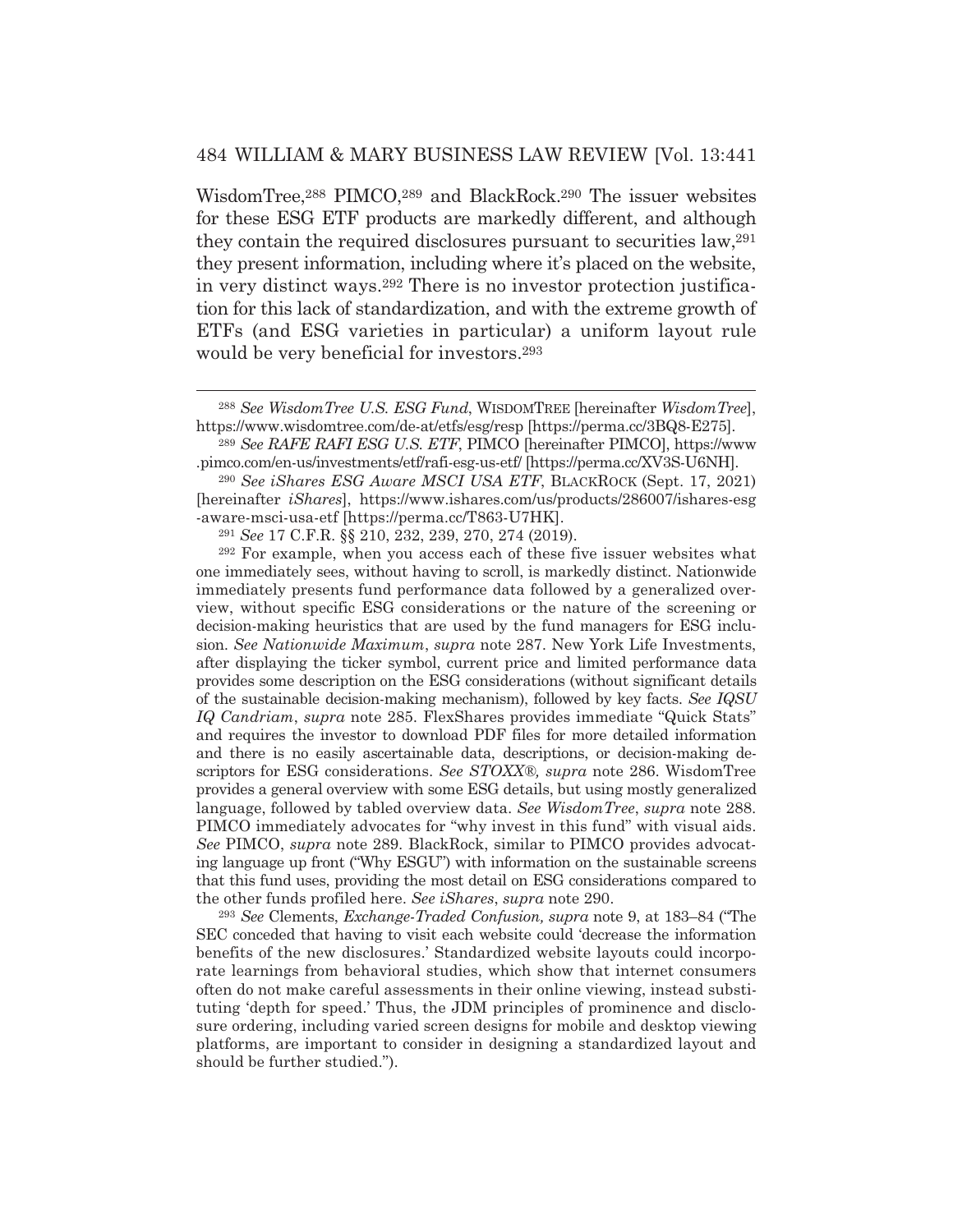WisdomTree,[288] PIMCO,[289] and BlackRock.[290] The issuer websites for these ESG ETF products are markedly different, and although they contain the required disclosures pursuant to securities law,[291] they present information, including where it's placed on the website, in very distinct ways.[292] There is no investor protection justification for this lack of standardization, and with the extreme growth of ETFs (and ESG varieties in particular) a uniform layout rule would be very beneficial for investors.[293]

---

[288] *See WisdomTree U.S. ESG Fund*, WISDOMTREE [hereinafter *WisdomTree*], https://www.wisdomtree.com/de-at/etfs/esg/resp [https://perma.cc/3BQ8-E275].

[289] *See RAFE RAFI ESG U.S. ETF*, PIMCO [hereinafter PIMCO], https://www.pimco.com/en-us/investments/etf/rafi-esg-us-etf/ [https://perma.cc/XV3S-U6NH].

[290] *See iShares ESG Aware MSCI USA ETF*, BLACKROCK (Sept. 17, 2021) [hereinafter *iShares*], https://www.ishares.com/us/products/286007/ishares-esg-aware-msci-usa-etf [https://perma.cc/T863-U7HK].

[291] *See* 17 C.F.R. §§ 210, 232, 239, 270, 274 (2019).

[292] For example, when you access each of these five issuer websites what one immediately sees, without having to scroll, is markedly distinct. Nationwide immediately presents fund performance data followed by a generalized overview, without specific ESG considerations or the nature of the screening or decision-making heuristics that are used by the fund managers for ESG inclusion. *See Nationwide Maximum*, *supra* note 287. New York Life Investments, after displaying the ticker symbol, current price and limited performance data provides some description on the ESG considerations (without significant details of the sustainable decision-making mechanism), followed by key facts. *See IQSU IQ Candriam*, *supra* note 285. FlexShares provides immediate "Quick Stats" and requires the investor to download PDF files for more detailed information and there is no easily ascertainable data, descriptions, or decision-making descriptors for ESG considerations. *See STOXX®*, *supra* note 286. WisdomTree provides a general overview with some ESG details, but using mostly generalized language, followed by tabled overview data. *See WisdomTree*, *supra* note 288. PIMCO immediately advocates for "why invest in this fund" with visual aids. *See* PIMCO, *supra* note 289. BlackRock, similar to PIMCO provides advocating language up front ("Why ESGU") with information on the sustainable screens that this fund uses, providing the most detail on ESG considerations compared to the other funds profiled here. *See iShares*, *supra* note 290.

[293] *See* Clements, *Exchange-Traded Confusion, supra* note 9, at 183–84 ("The SEC conceded that having to visit each website could 'decrease the information benefits of the new disclosures.' Standardized website layouts could incorporate learnings from behavioral studies, which show that internet consumers often do not make careful assessments in their online viewing, instead substituting 'depth for speed.' Thus, the JDM principles of prominence and disclosure ordering, including varied screen designs for mobile and desktop viewing platforms, are important to consider in designing a standardized layout and should be further studied.").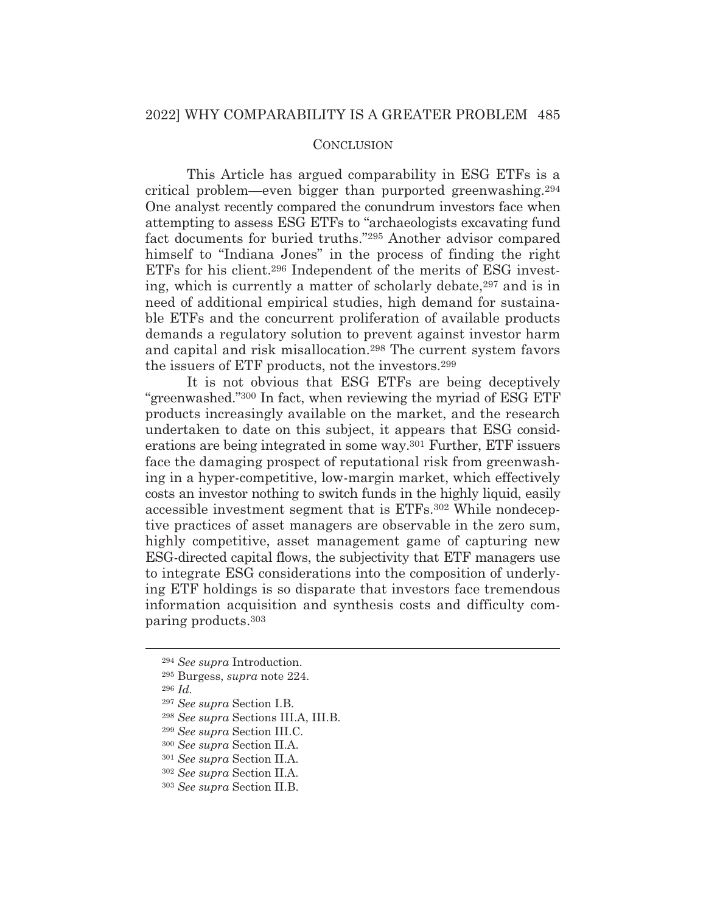## CONCLUSION

This Article has argued comparability in ESG ETFs is a critical problem—even bigger than purported greenwashing.[294] One analyst recently compared the conundrum investors face when attempting to assess ESG ETFs to "archaeologists excavating fund fact documents for buried truths."[295] Another advisor compared himself to "Indiana Jones" in the process of finding the right ETFs for his client.[296] Independent of the merits of ESG investing, which is currently a matter of scholarly debate,[297] and is in need of additional empirical studies, high demand for sustainable ETFs and the concurrent proliferation of available products demands a regulatory solution to prevent against investor harm and capital and risk misallocation.[298] The current system favors the issuers of ETF products, not the investors.[299]

It is not obvious that ESG ETFs are being deceptively "greenwashed."[300] In fact, when reviewing the myriad of ESG ETF products increasingly available on the market, and the research undertaken to date on this subject, it appears that ESG considerations are being integrated in some way.[301] Further, ETF issuers face the damaging prospect of reputational risk from greenwashing in a hyper-competitive, low-margin market, which effectively costs an investor nothing to switch funds in the highly liquid, easily accessible investment segment that is ETFs.[302] While nondeceptive practices of asset managers are observable in the zero sum, highly competitive, asset management game of capturing new ESG-directed capital flows, the subjectivity that ETF managers use to integrate ESG considerations into the composition of underlying ETF holdings is so disparate that investors face tremendous information acquisition and synthesis costs and difficulty comparing products.[303]

---

[294] *See supra* Introduction.

[295] Burgess, *supra* note 224.

[296] *Id.*

[297] *See supra* Section I.B.

[298] *See supra* Sections III.A, III.B.

[299] *See supra* Section III.C.

[300] *See supra* Section II.A.

[301] *See supra* Section II.A.

[302] *See supra* Section II.A.

[303] *See supra* Section II.B.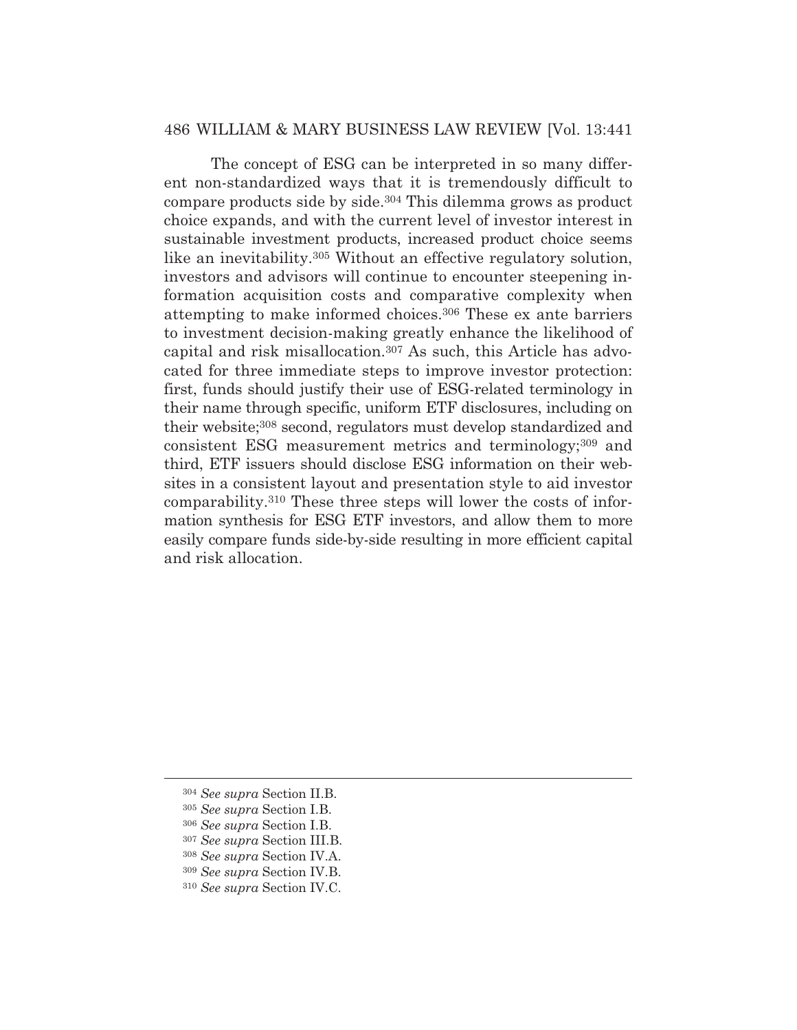The concept of ESG can be interpreted in so many different non-standardized ways that it is tremendously difficult to compare products side by side.[304] This dilemma grows as product choice expands, and with the current level of investor interest in sustainable investment products, increased product choice seems like an inevitability.[305] Without an effective regulatory solution, investors and advisors will continue to encounter steepening information acquisition costs and comparative complexity when attempting to make informed choices.[306] These ex ante barriers to investment decision-making greatly enhance the likelihood of capital and risk misallocation.[307] As such, this Article has advocated for three immediate steps to improve investor protection: first, funds should justify their use of ESG-related terminology in their name through specific, uniform ETF disclosures, including on their website;[308] second, regulators must develop standardized and consistent ESG measurement metrics and terminology;[309] and third, ETF issuers should disclose ESG information on their websites in a consistent layout and presentation style to aid investor comparability.[310] These three steps will lower the costs of information synthesis for ESG ETF investors, and allow them to more easily compare funds side-by-side resulting in more efficient capital and risk allocation.

---

[304] *See supra* Section II.B.

[305] *See supra* Section I.B.

[306] *See supra* Section I.B.

[307] *See supra* Section III.B.

[308] *See supra* Section IV.A.

[309] *See supra* Section IV.B.

[310] *See supra* Section IV.C.